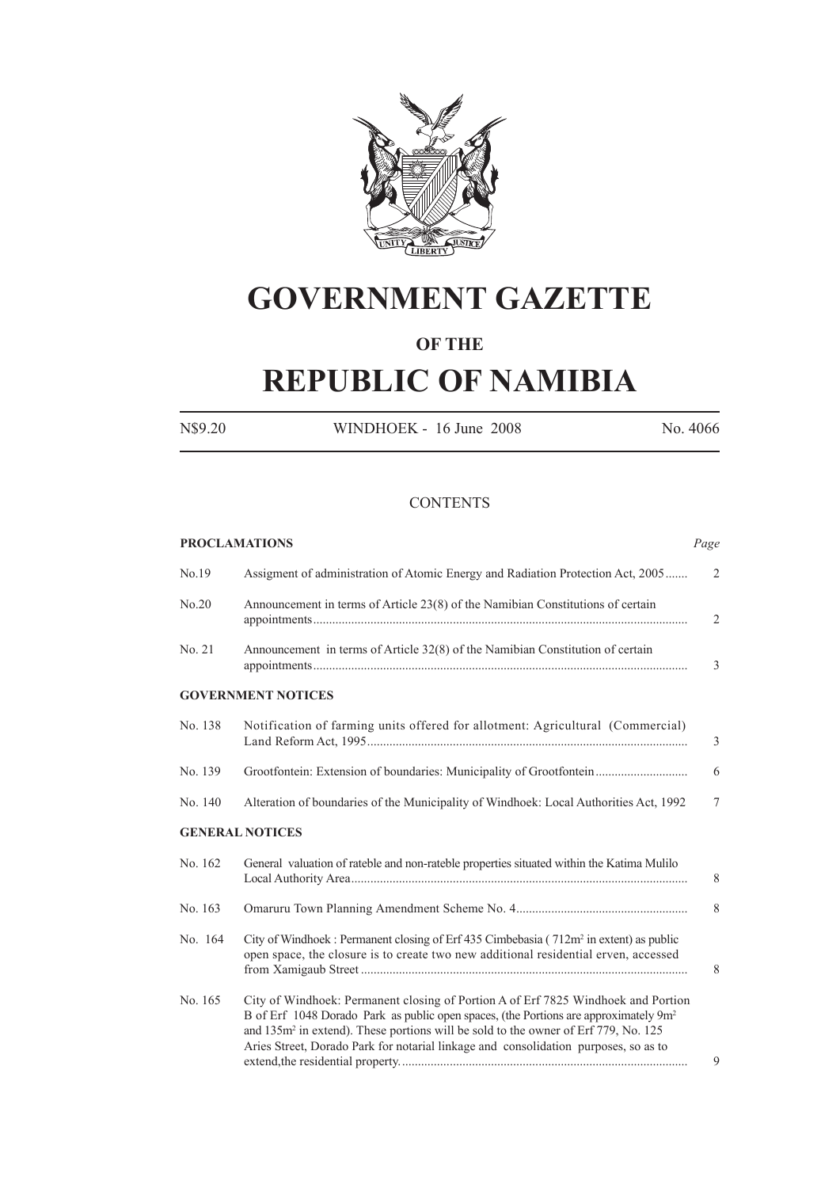# GOVERNMENT GAZETTE

## OF THE

# REPUBLIC OF NAMIBIA

N$9.20 WINDHOEK - 16 June 2008 No. 4066

CONTENTS

**PROCLAMATIONS** *Page*

| | | |
|---|---|---|
| No.19 | Assigment of administration of Atomic Energy and Radiation Protection Act, 2005 | 2 |
| No.20 | Announcement in terms of Article 23(8) of the Namibian Constitutions of certain appointments | 2 |
| No. 21 | Announcement in terms of Article 32(8) of the Namibian Constitution of certain appointments | 3 |

**GOVERNMENT NOTICES**

| | | |
|---|---|---|
| No. 138 | Notification of farming units offered for allotment: Agricultural (Commercial) Land Reform Act, 1995 | 3 |
| No. 139 | Grootfontein: Extension of boundaries: Municipality of Grootfontein | 6 |
| No. 140 | Alteration of boundaries of the Municipality of Windhoek: Local Authorities Act, 1992 | 7 |

**GENERAL NOTICES**

| | | |
|---|---|---|
| No. 162 | General valuation of rateble and non-rateble properties situated within the Katima Mulilo Local Authority Area | 8 |
| No. 163 | Omaruru Town Planning Amendment Scheme No. 4 | 8 |
| No. 164 | City of Windhoek : Permanent closing of Erf 435 Cimbebasia ( 712m² in extent) as public open space, the closure is to create two new additional residential erven, accessed from Xamigaub Street | 8 |
| No. 165 | City of Windhoek: Permanent closing of Portion A of Erf 7825 Windhoek and Portion B of Erf 1048 Dorado Park as public open spaces, (the Portions are approximately 9m² and 135m² in extend). These portions will be sold to the owner of Erf 779, No. 125 Aries Street, Dorado Park for notarial linkage and consolidation purposes, so as to extend,the residential property. | 9 |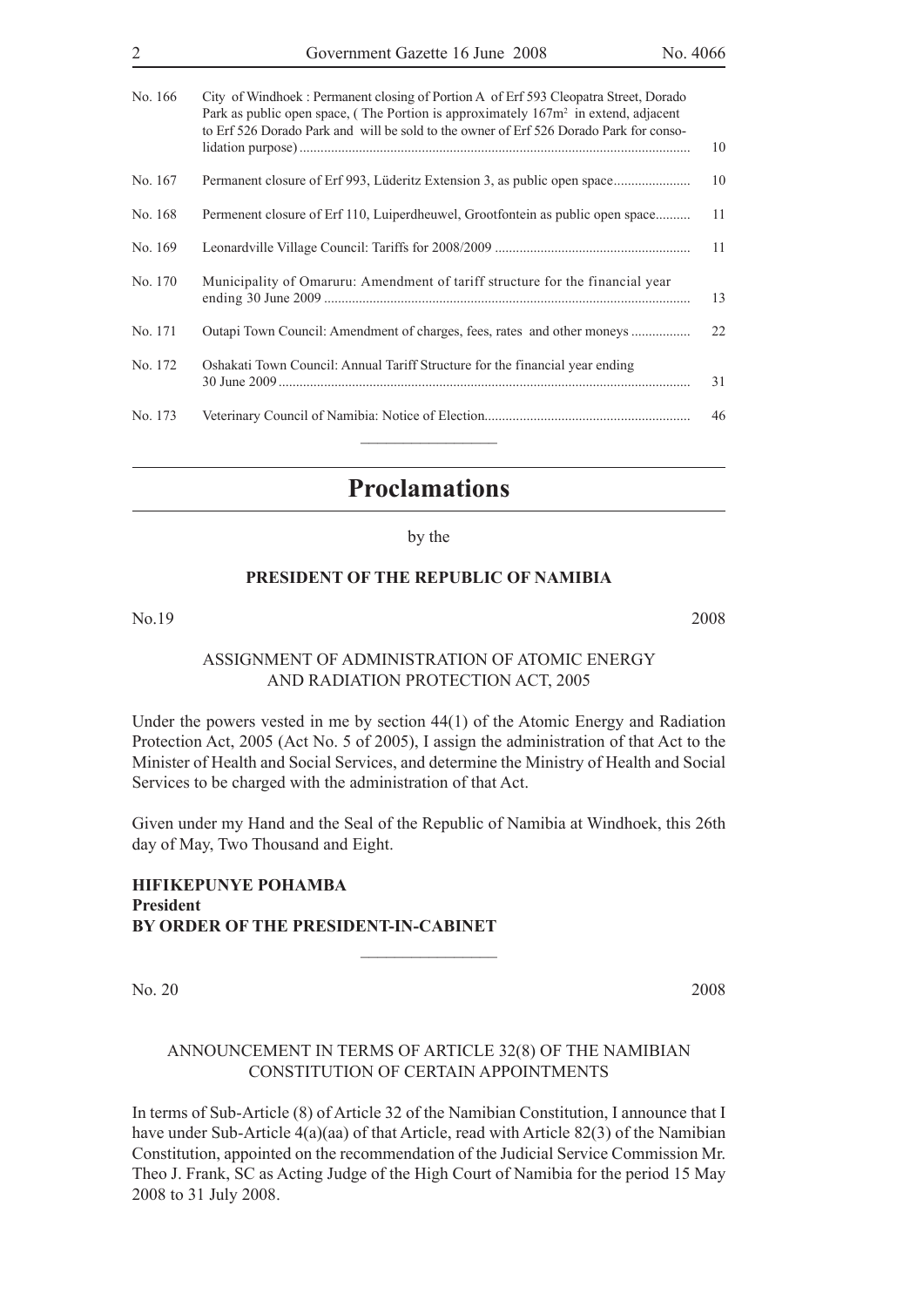| | | |
|---|---|---|
| No. 166 | City of Windhoek : Permanent closing of Portion A of Erf 593 Cleopatra Street, Dorado Park as public open space, ( The Portion is approximately 167m² in extend, adjacent to Erf 526 Dorado Park and will be sold to the owner of Erf 526 Dorado Park for consolidation purpose) | 10 |
| No. 167 | Permanent closure of Erf 993, Lüderitz Extension 3, as public open space | 10 |
| No. 168 | Permenent closure of Erf 110, Luiperdheuwel, Grootfontein as public open space | 11 |
| No. 169 | Leonardville Village Council: Tariffs for 2008/2009 | 11 |
| No. 170 | Municipality of Omaruru: Amendment of tariff structure for the financial year ending 30 June 2009 | 13 |
| No. 171 | Outapi Town Council: Amendment of charges, fees, rates and other moneys | 22 |
| No. 172 | Oshakati Town Council: Annual Tariff Structure for the financial year ending 30 June 2009 | 31 |
| No. 173 | Veterinary Council of Namibia: Notice of Election | 46 |

# Proclamations

by the

**PRESIDENT OF THE REPUBLIC OF NAMIBIA**

No.19 2008

ASSIGNMENT OF ADMINISTRATION OF ATOMIC ENERGY AND RADIATION PROTECTION ACT, 2005

Under the powers vested in me by section 44(1) of the Atomic Energy and Radiation Protection Act, 2005 (Act No. 5 of 2005), I assign the administration of that Act to the Minister of Health and Social Services, and determine the Ministry of Health and Social Services to be charged with the administration of that Act.

Given under my Hand and the Seal of the Republic of Namibia at Windhoek, this 26th day of May, Two Thousand and Eight.

**HIFIKEPUNYE POHAMBA**
**President**
**BY ORDER OF THE PRESIDENT-IN-CABINET**

No. 20 2008

ANNOUNCEMENT IN TERMS OF ARTICLE 32(8) OF THE NAMIBIAN CONSTITUTION OF CERTAIN APPOINTMENTS

In terms of Sub-Article (8) of Article 32 of the Namibian Constitution, I announce that I have under Sub-Article 4(a)(aa) of that Article, read with Article 82(3) of the Namibian Constitution, appointed on the recommendation of the Judicial Service Commission Mr. Theo J. Frank, SC as Acting Judge of the High Court of Namibia for the period 15 May 2008 to 31 July 2008.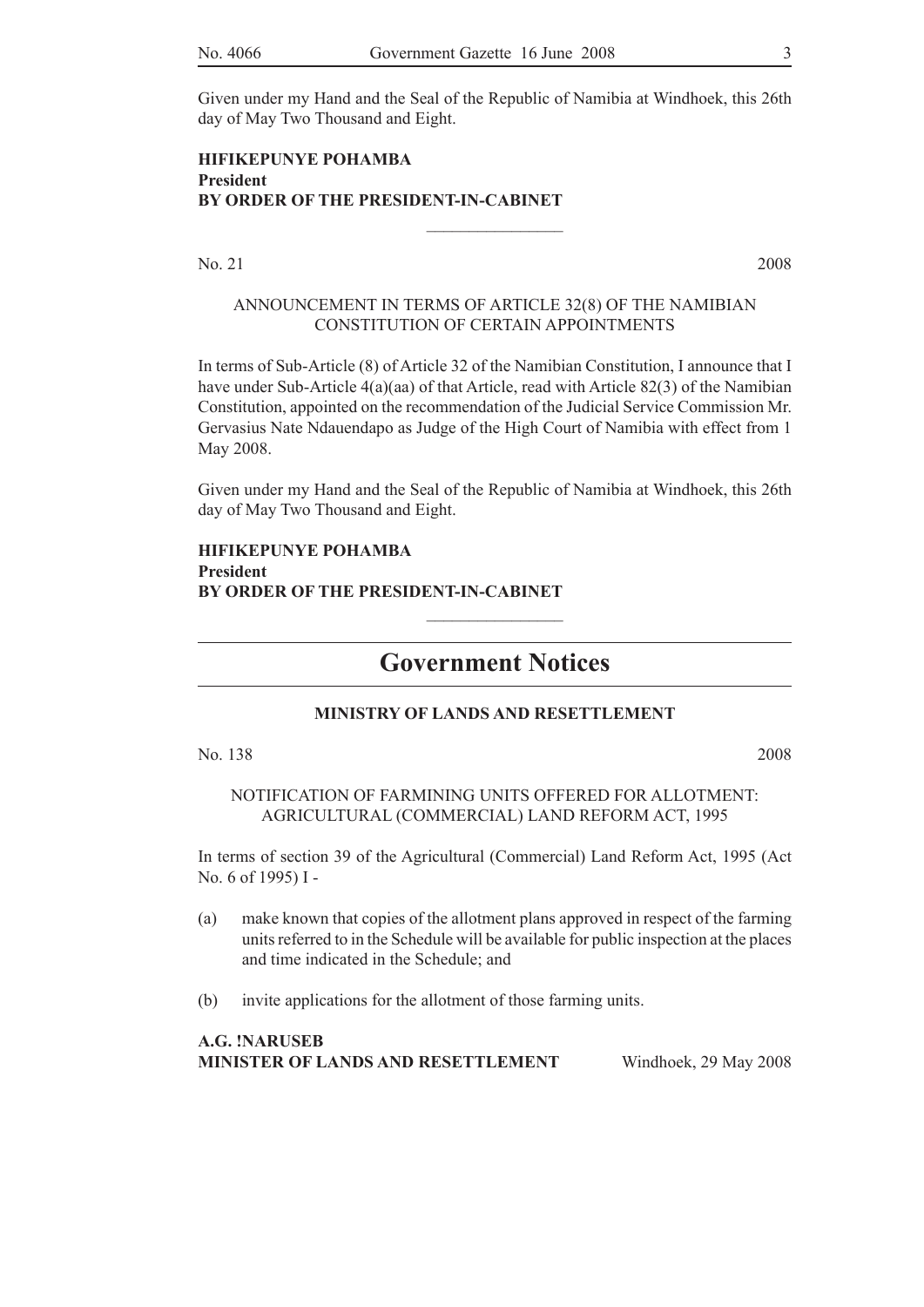Given under my Hand and the Seal of the Republic of Namibia at Windhoek, this 26th day of May Two Thousand and Eight.

**HIFIKEPUNYE POHAMBA**
**President**
**BY ORDER OF THE PRESIDENT-IN-CABINET**

---

No. 21 2008

ANNOUNCEMENT IN TERMS OF ARTICLE 32(8) OF THE NAMIBIAN CONSTITUTION OF CERTAIN APPOINTMENTS

In terms of Sub-Article (8) of Article 32 of the Namibian Constitution, I announce that I have under Sub-Article 4(a)(aa) of that Article, read with Article 82(3) of the Namibian Constitution, appointed on the recommendation of the Judicial Service Commission Mr. Gervasius Nate Ndauendapo as Judge of the High Court of Namibia with effect from 1 May 2008.

Given under my Hand and the Seal of the Republic of Namibia at Windhoek, this 26th day of May Two Thousand and Eight.

**HIFIKEPUNYE POHAMBA**
**President**
**BY ORDER OF THE PRESIDENT-IN-CABINET**

---

# Government Notices

## MINISTRY OF LANDS AND RESETTLEMENT

No. 138 2008

NOTIFICATION OF FARMINING UNITS OFFERED FOR ALLOTMENT: AGRICULTURAL (COMMERCIAL) LAND REFORM ACT, 1995

In terms of section 39 of the Agricultural (Commercial) Land Reform Act, 1995 (Act No. 6 of 1995) I -

(a) make known that copies of the allotment plans approved in respect of the farming units referred to in the Schedule will be available for public inspection at the places and time indicated in the Schedule; and

(b) invite applications for the allotment of those farming units.

**A.G. !NARUSEB**
**MINISTER OF LANDS AND RESETTLEMENT** Windhoek, 29 May 2008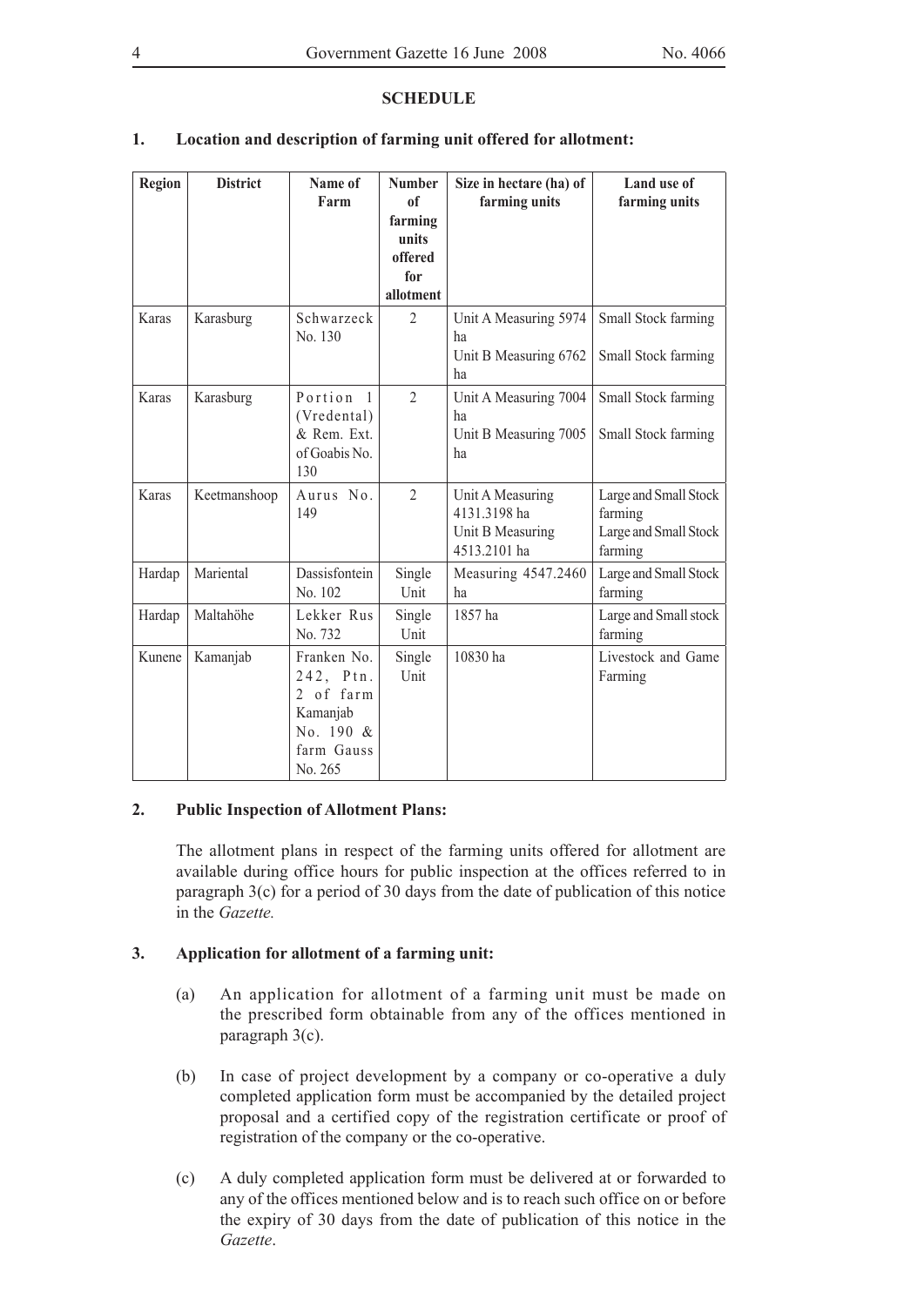**SCHEDULE**

**1. Location and description of farming unit offered for allotment:**

| Region | District | Name of Farm | Number of farming units offered for allotment | Size in hectare (ha) of farming units | Land use of farming units |
|---|---|---|---|---|---|
| Karas | Karasburg | Schwarzeck No. 130 | 2 | Unit A Measuring 5974 ha<br>Unit B Measuring 6762 ha | Small Stock farming<br>Small Stock farming |
| Karas | Karasburg | Portion 1 (Vredental) & Rem. Ext. of Goabis No. 130 | 2 | Unit A Measuring 7004 ha<br>Unit B Measuring 7005 ha | Small Stock farming<br>Small Stock farming |
| Karas | Keetmanshoop | Aurus No. 149 | 2 | Unit A Measuring 4131.3198 ha<br>Unit B Measuring 4513.2101 ha | Large and Small Stock farming<br>Large and Small Stock farming |
| Hardap | Mariental | Dassisfontein No. 102 | Single Unit | Measuring 4547.2460 ha | Large and Small Stock farming |
| Hardap | Maltahöhe | Lekker Rus No. 732 | Single Unit | 1857 ha | Large and Small stock farming |
| Kunene | Kamanjab | Franken No. 242, Ptn. 2 of farm Kamanjab No. 190 & farm Gauss No. 265 | Single Unit | 10830 ha | Livestock and Game Farming |

**2. Public Inspection of Allotment Plans:**

The allotment plans in respect of the farming units offered for allotment are available during office hours for public inspection at the offices referred to in paragraph 3(c) for a period of 30 days from the date of publication of this notice in the *Gazette.*

**3. Application for allotment of a farming unit:**

(a) An application for allotment of a farming unit must be made on the prescribed form obtainable from any of the offices mentioned in paragraph 3(c).

(b) In case of project development by a company or co-operative a duly completed application form must be accompanied by the detailed project proposal and a certified copy of the registration certificate or proof of registration of the company or the co-operative.

(c) A duly completed application form must be delivered at or forwarded to any of the offices mentioned below and is to reach such office on or before the expiry of 30 days from the date of publication of this notice in the *Gazette*.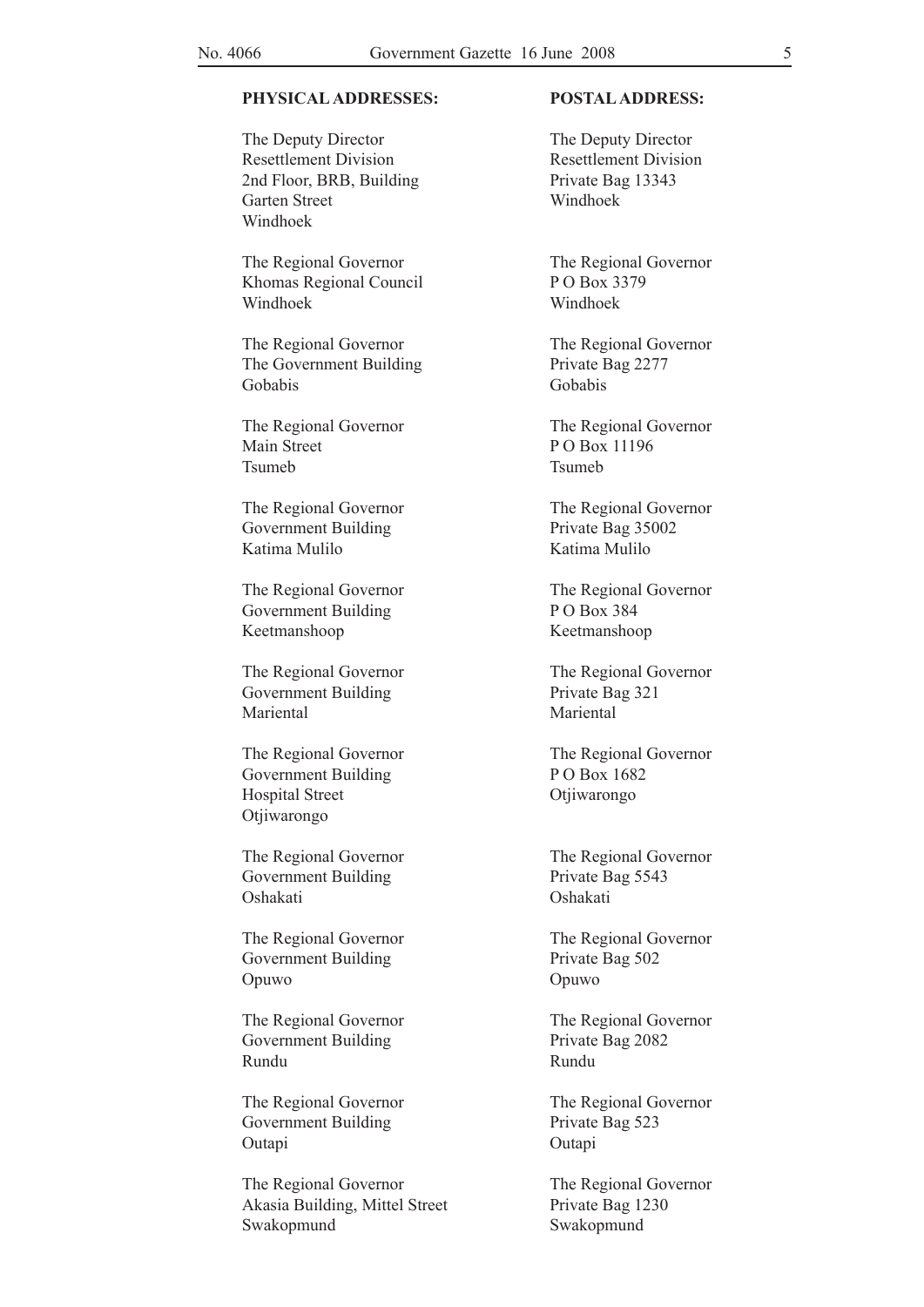| **PHYSICAL ADDRESSES:** | **POSTAL ADDRESS:** |
| --- | --- |
| The Deputy Director<br>Resettlement Division<br>2nd Floor, BRB, Building<br>Garten Street<br>Windhoek | The Deputy Director<br>Resettlement Division<br>Private Bag 13343<br>Windhoek |
| The Regional Governor<br>Khomas Regional Council<br>Windhoek | The Regional Governor<br>P O Box 3379<br>Windhoek |
| The Regional Governor<br>The Government Building<br>Gobabis | The Regional Governor<br>Private Bag 2277<br>Gobabis |
| The Regional Governor<br>Main Street<br>Tsumeb | The Regional Governor<br>P O Box 11196<br>Tsumeb |
| The Regional Governor<br>Government Building<br>Katima Mulilo | The Regional Governor<br>Private Bag 35002<br>Katima Mulilo |
| The Regional Governor<br>Government Building<br>Keetmanshoop | The Regional Governor<br>P O Box 384<br>Keetmanshoop |
| The Regional Governor<br>Government Building<br>Mariental | The Regional Governor<br>Private Bag 321<br>Mariental |
| The Regional Governor<br>Government Building<br>Hospital Street<br>Otjiwarongo | The Regional Governor<br>P O Box 1682<br>Otjiwarongo |
| The Regional Governor<br>Government Building<br>Oshakati | The Regional Governor<br>Private Bag 5543<br>Oshakati |
| The Regional Governor<br>Government Building<br>Opuwo | The Regional Governor<br>Private Bag 502<br>Opuwo |
| The Regional Governor<br>Government Building<br>Rundu | The Regional Governor<br>Private Bag 2082<br>Rundu |
| The Regional Governor<br>Government Building<br>Outapi | The Regional Governor<br>Private Bag 523<br>Outapi |
| The Regional Governor<br>Akasia Building, Mittel Street<br>Swakopmund | The Regional Governor<br>Private Bag 1230<br>Swakopmund |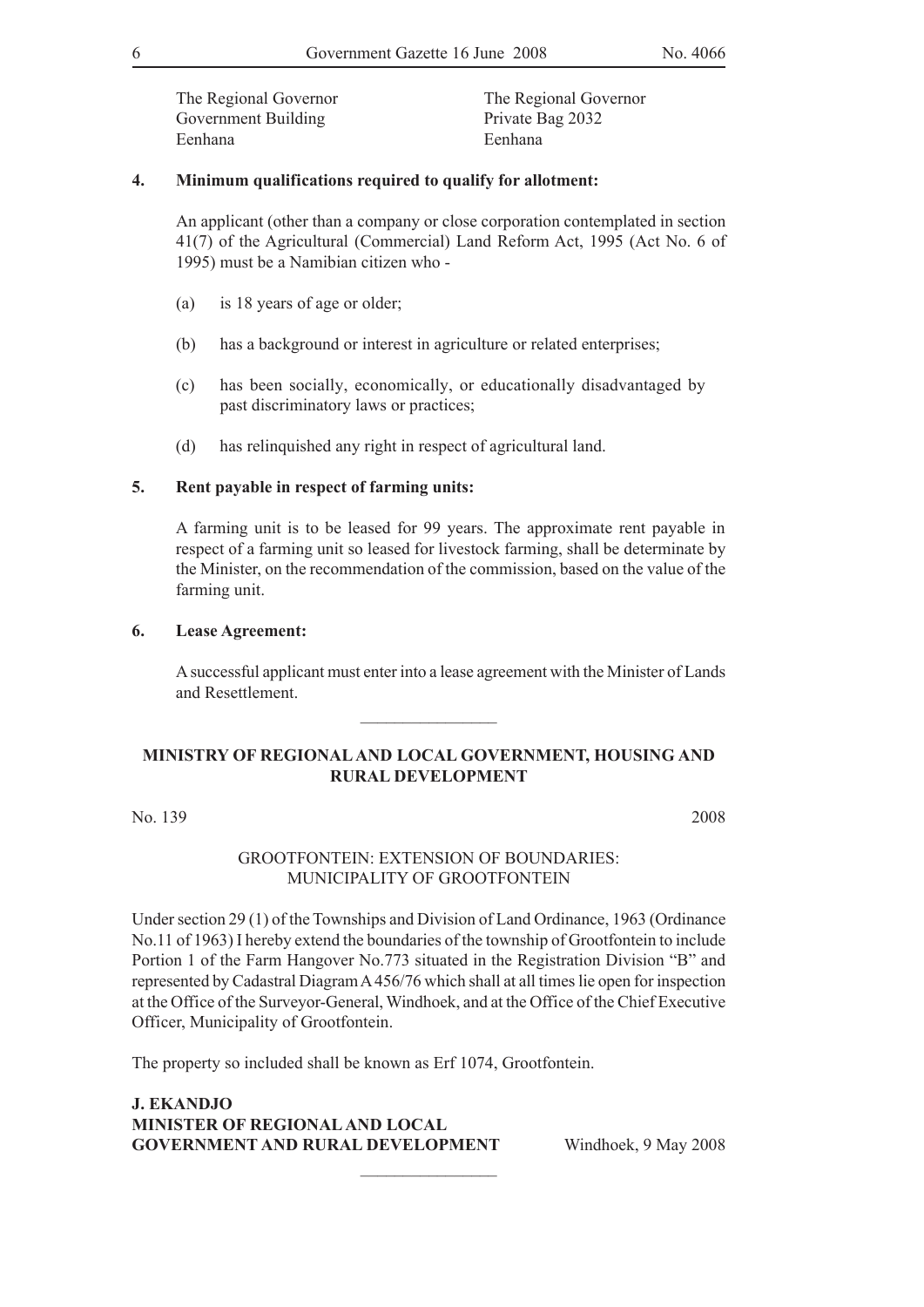The Regional Governor
Government Building
Eenhana

The Regional Governor
Private Bag 2032
Eenhana

**4. Minimum qualifications required to qualify for allotment:**

An applicant (other than a company or close corporation contemplated in section 41(7) of the Agricultural (Commercial) Land Reform Act, 1995 (Act No. 6 of 1995) must be a Namibian citizen who -

(a) is 18 years of age or older;

(b) has a background or interest in agriculture or related enterprises;

(c) has been socially, economically, or educationally disadvantaged by past discriminatory laws or practices;

(d) has relinquished any right in respect of agricultural land.

**5. Rent payable in respect of farming units:**

A farming unit is to be leased for 99 years. The approximate rent payable in respect of a farming unit so leased for livestock farming, shall be determinate by the Minister, on the recommendation of the commission, based on the value of the farming unit.

**6. Lease Agreement:**

A successful applicant must enter into a lease agreement with the Minister of Lands and Resettlement.

---

## MINISTRY OF REGIONAL AND LOCAL GOVERNMENT, HOUSING AND RURAL DEVELOPMENT

No. 139 2008

GROOTFONTEIN: EXTENSION OF BOUNDARIES:
MUNICIPALITY OF GROOTFONTEIN

Under section 29 (1) of the Townships and Division of Land Ordinance, 1963 (Ordinance No.11 of 1963) I hereby extend the boundaries of the township of Grootfontein to include Portion 1 of the Farm Hangover No.773 situated in the Registration Division "B" and represented by Cadastral Diagram A 456/76 which shall at all times lie open for inspection at the Office of the Surveyor-General, Windhoek, and at the Office of the Chief Executive Officer, Municipality of Grootfontein.

The property so included shall be known as Erf 1074, Grootfontein.

**J. EKANDJO**
**MINISTER OF REGIONAL AND LOCAL GOVERNMENT AND RURAL DEVELOPMENT** Windhoek, 9 May 2008

---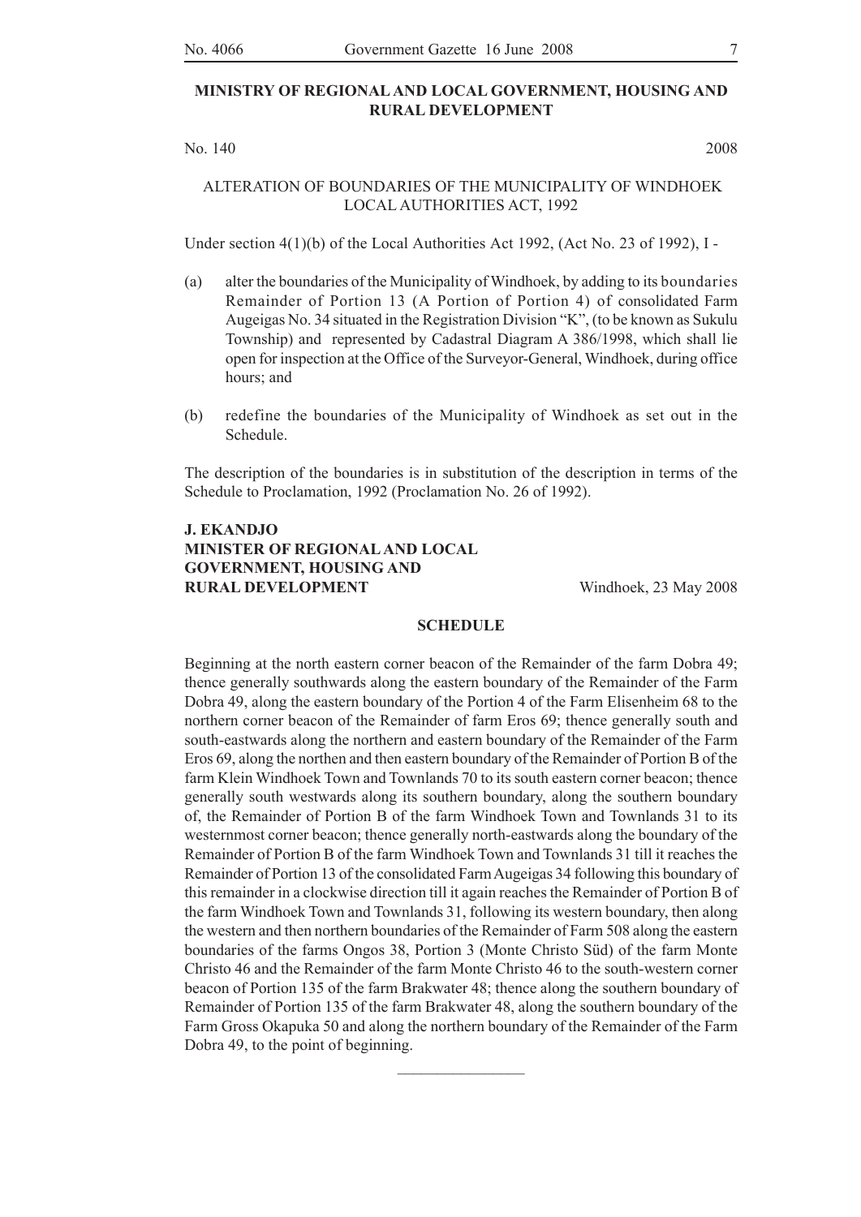## MINISTRY OF REGIONAL AND LOCAL GOVERNMENT, HOUSING AND RURAL DEVELOPMENT

No. 140 2008

ALTERATION OF BOUNDARIES OF THE MUNICIPALITY OF WINDHOEK
LOCAL AUTHORITIES ACT, 1992

Under section 4(1)(b) of the Local Authorities Act 1992, (Act No. 23 of 1992), I -

(a) alter the boundaries of the Municipality of Windhoek, by adding to its boundaries Remainder of Portion 13 (A Portion of Portion 4) of consolidated Farm Augeigas No. 34 situated in the Registration Division "K", (to be known as Sukulu Township) and represented by Cadastral Diagram A 386/1998, which shall lie open for inspection at the Office of the Surveyor-General, Windhoek, during office hours; and

(b) redefine the boundaries of the Municipality of Windhoek as set out in the Schedule.

The description of the boundaries is in substitution of the description in terms of the Schedule to Proclamation, 1992 (Proclamation No. 26 of 1992).

**J. EKANDJO**
**MINISTER OF REGIONAL AND LOCAL GOVERNMENT, HOUSING AND RURAL DEVELOPMENT**

Windhoek, 23 May 2008

### SCHEDULE

Beginning at the north eastern corner beacon of the Remainder of the farm Dobra 49; thence generally southwards along the eastern boundary of the Remainder of the Farm Dobra 49, along the eastern boundary of the Portion 4 of the Farm Elisenheim 68 to the northern corner beacon of the Remainder of farm Eros 69; thence generally south and south-eastwards along the northern and eastern boundary of the Remainder of the Farm Eros 69, along the northen and then eastern boundary of the Remainder of Portion B of the farm Klein Windhoek Town and Townlands 70 to its south eastern corner beacon; thence generally south westwards along its southern boundary, along the southern boundary of, the Remainder of Portion B of the farm Windhoek Town and Townlands 31 to its westernmost corner beacon; thence generally north-eastwards along the boundary of the Remainder of Portion B of the farm Windhoek Town and Townlands 31 till it reaches the Remainder of Portion 13 of the consolidated Farm Augeigas 34 following this boundary of this remainder in a clockwise direction till it again reaches the Remainder of Portion B of the farm Windhoek Town and Townlands 31, following its western boundary, then along the western and then northern boundaries of the Remainder of Farm 508 along the eastern boundaries of the farms Ongos 38, Portion 3 (Monte Christo Süd) of the farm Monte Christo 46 and the Remainder of the farm Monte Christo 46 to the south-western corner beacon of Portion 135 of the farm Brakwater 48; thence along the southern boundary of Remainder of Portion 135 of the farm Brakwater 48, along the southern boundary of the Farm Gross Okapuka 50 and along the northern boundary of the Remainder of the Farm Dobra 49, to the point of beginning.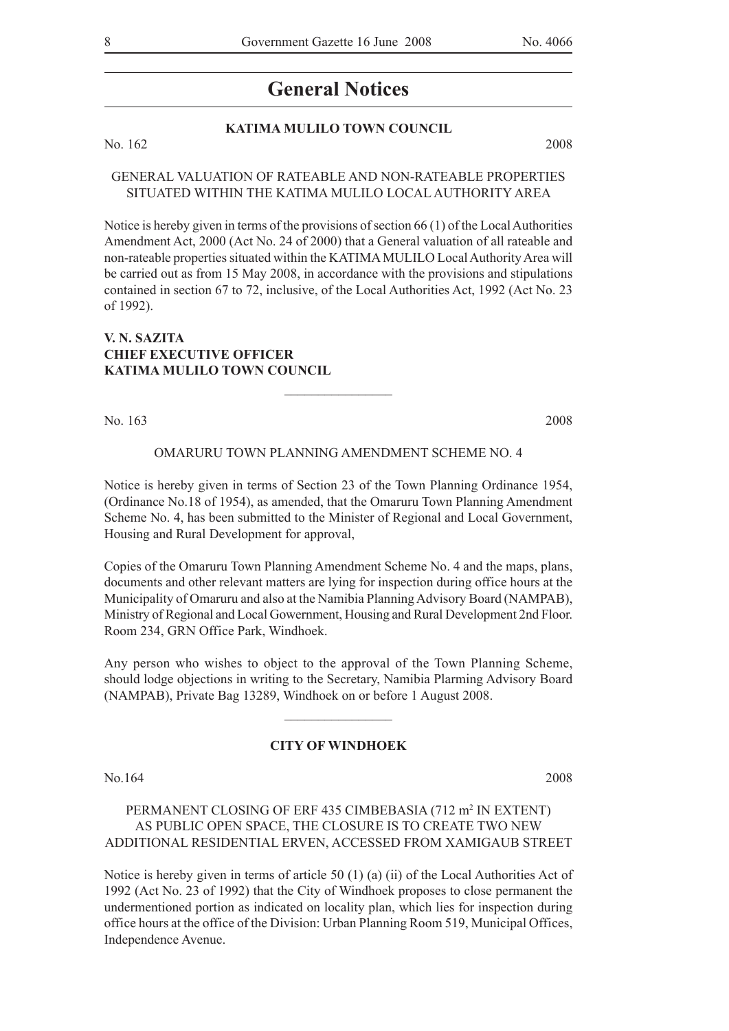# General Notices

**KATIMA MULILO TOWN COUNCIL**

No. 162 2008

GENERAL VALUATION OF RATEABLE AND NON-RATEABLE PROPERTIES SITUATED WITHIN THE KATIMA MULILO LOCAL AUTHORITY AREA

Notice is hereby given in terms of the provisions of section 66 (1) of the Local Authorities Amendment Act, 2000 (Act No. 24 of 2000) that a General valuation of all rateable and non-rateable properties situated within the KATIMA MULILO Local Authority Area will be carried out as from 15 May 2008, in accordance with the provisions and stipulations contained in section 67 to 72, inclusive, of the Local Authorities Act, 1992 (Act No. 23 of 1992).

**V. N. SAZITA**
**CHIEF EXECUTIVE OFFICER**
**KATIMA MULILO TOWN COUNCIL**

---

No. 163 2008

OMARURU TOWN PLANNING AMENDMENT SCHEME NO. 4

Notice is hereby given in terms of Section 23 of the Town Planning Ordinance 1954, (Ordinance No.18 of 1954), as amended, that the Omaruru Town Planning Amendment Scheme No. 4, has been submitted to the Minister of Regional and Local Government, Housing and Rural Development for approval,

Copies of the Omaruru Town Planning Amendment Scheme No. 4 and the maps, plans, documents and other relevant matters are lying for inspection during office hours at the Municipality of Omaruru and also at the Namibia Planning Advisory Board (NAMPAB), Ministry of Regional and Local Gowernment, Housing and Rural Development 2nd Floor. Room 234, GRN Office Park, Windhoek.

Any person who wishes to object to the approval of the Town Planning Scheme, should lodge objections in writing to the Secretary, Namibia Plarming Advisory Board (NAMPAB), Private Bag 13289, Windhoek on or before 1 August 2008.

---

**CITY OF WINDHOEK**

No.164 2008

PERMANENT CLOSING OF ERF 435 CIMBEBASIA (712 m$^2$ IN EXTENT) AS PUBLIC OPEN SPACE, THE CLOSURE IS TO CREATE TWO NEW ADDITIONAL RESIDENTIAL ERVEN, ACCESSED FROM XAMIGAUB STREET

Notice is hereby given in terms of article 50 (1) (a) (ii) of the Local Authorities Act of 1992 (Act No. 23 of 1992) that the City of Windhoek proposes to close permanent the undermentioned portion as indicated on locality plan, which lies for inspection during office hours at the office of the Division: Urban Planning Room 519, Municipal Offices, Independence Avenue.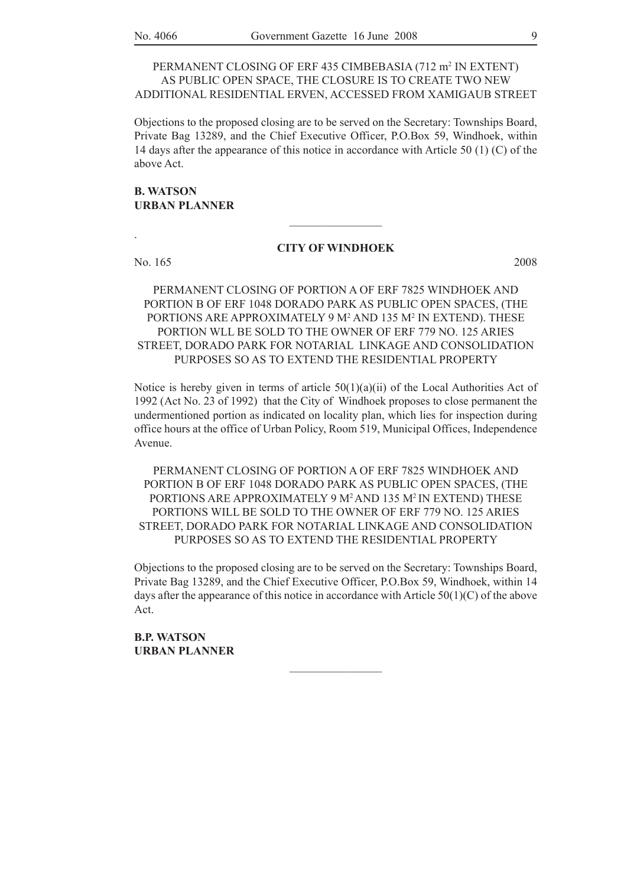PERMANENT CLOSING OF ERF 435 CIMBEBASIA (712 m$^2$ IN EXTENT) AS PUBLIC OPEN SPACE, THE CLOSURE IS TO CREATE TWO NEW ADDITIONAL RESIDENTIAL ERVEN, ACCESSED FROM XAMIGAUB STREET

Objections to the proposed closing are to be served on the Secretary: Townships Board, Private Bag 13289, and the Chief Executive Officer, P.O.Box 59, Windhoek, within 14 days after the appearance of this notice in accordance with Article 50 (1) (C) of the above Act.

**B. WATSON**
**URBAN PLANNER**

---

.

**CITY OF WINDHOEK**

No. 165 2008

PERMANENT CLOSING OF PORTION A OF ERF 7825 WINDHOEK AND PORTION B OF ERF 1048 DORADO PARK AS PUBLIC OPEN SPACES, (THE PORTIONS ARE APPROXIMATELY 9 M$^2$ AND 135 M$^2$ IN EXTEND). THESE PORTION WLL BE SOLD TO THE OWNER OF ERF 779 NO. 125 ARIES STREET, DORADO PARK FOR NOTARIAL LINKAGE AND CONSOLIDATION PURPOSES SO AS TO EXTEND THE RESIDENTIAL PROPERTY

Notice is hereby given in terms of article 50(1)(a)(ii) of the Local Authorities Act of 1992 (Act No. 23 of 1992) that the City of Windhoek proposes to close permanent the undermentioned portion as indicated on locality plan, which lies for inspection during office hours at the office of Urban Policy, Room 519, Municipal Offices, Independence Avenue.

PERMANENT CLOSING OF PORTION A OF ERF 7825 WINDHOEK AND PORTION B OF ERF 1048 DORADO PARK AS PUBLIC OPEN SPACES, (THE PORTIONS ARE APPROXIMATELY 9 M$^2$ AND 135 M$^2$ IN EXTEND) THESE PORTIONS WILL BE SOLD TO THE OWNER OF ERF 779 NO. 125 ARIES STREET, DORADO PARK FOR NOTARIAL LINKAGE AND CONSOLIDATION PURPOSES SO AS TO EXTEND THE RESIDENTIAL PROPERTY

Objections to the proposed closing are to be served on the Secretary: Townships Board, Private Bag 13289, and the Chief Executive Officer, P.O.Box 59, Windhoek, within 14 days after the appearance of this notice in accordance with Article 50(1)(C) of the above Act.

**B.P. WATSON**
**URBAN PLANNER**

---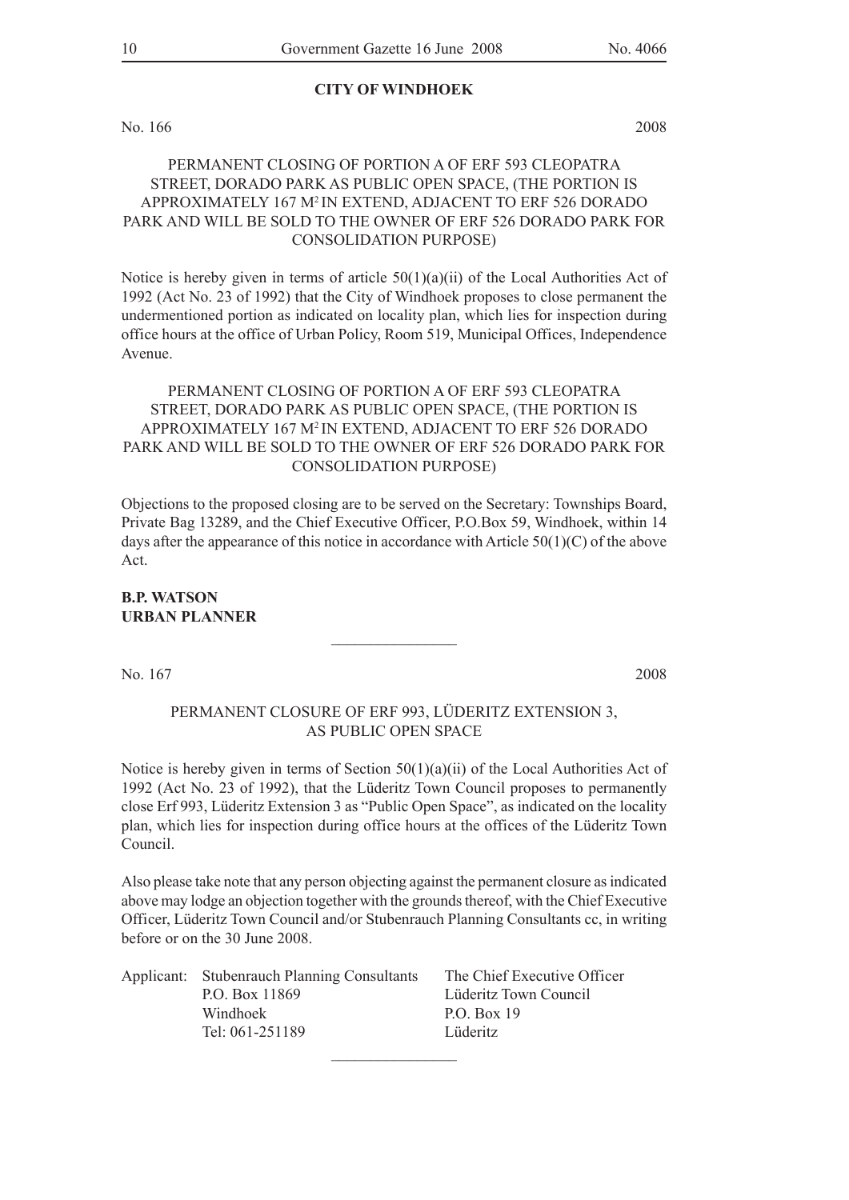**CITY OF WINDHOEK**

No. 166 2008

PERMANENT CLOSING OF PORTION A OF ERF 593 CLEOPATRA STREET, DORADO PARK AS PUBLIC OPEN SPACE, (THE PORTION IS APPROXIMATELY 167 $M^2$ IN EXTEND, ADJACENT TO ERF 526 DORADO PARK AND WILL BE SOLD TO THE OWNER OF ERF 526 DORADO PARK FOR CONSOLIDATION PURPOSE)

Notice is hereby given in terms of article 50(1)(a)(ii) of the Local Authorities Act of 1992 (Act No. 23 of 1992) that the City of Windhoek proposes to close permanent the undermentioned portion as indicated on locality plan, which lies for inspection during office hours at the office of Urban Policy, Room 519, Municipal Offices, Independence Avenue.

PERMANENT CLOSING OF PORTION A OF ERF 593 CLEOPATRA STREET, DORADO PARK AS PUBLIC OPEN SPACE, (THE PORTION IS APPROXIMATELY 167 $M^2$ IN EXTEND, ADJACENT TO ERF 526 DORADO PARK AND WILL BE SOLD TO THE OWNER OF ERF 526 DORADO PARK FOR CONSOLIDATION PURPOSE)

Objections to the proposed closing are to be served on the Secretary: Townships Board, Private Bag 13289, and the Chief Executive Officer, P.O.Box 59, Windhoek, within 14 days after the appearance of this notice in accordance with Article 50(1)(C) of the above Act.

**B.P. WATSON**
**URBAN PLANNER**

---

No. 167 2008

PERMANENT CLOSURE OF ERF 993, LÜDERITZ EXTENSION 3, AS PUBLIC OPEN SPACE

Notice is hereby given in terms of Section 50(1)(a)(ii) of the Local Authorities Act of 1992 (Act No. 23 of 1992), that the Lüderitz Town Council proposes to permanently close Erf 993, Lüderitz Extension 3 as "Public Open Space", as indicated on the locality plan, which lies for inspection during office hours at the offices of the Lüderitz Town Council.

Also please take note that any person objecting against the permanent closure as indicated above may lodge an objection together with the grounds thereof, with the Chief Executive Officer, Lüderitz Town Council and/or Stubenrauch Planning Consultants cc, in writing before or on the 30 June 2008.

Applicant: Stubenrauch Planning Consultants
P.O. Box 11869
Windhoek
Tel: 061-251189

The Chief Executive Officer
Lüderitz Town Council
P.O. Box 19
Lüderitz

---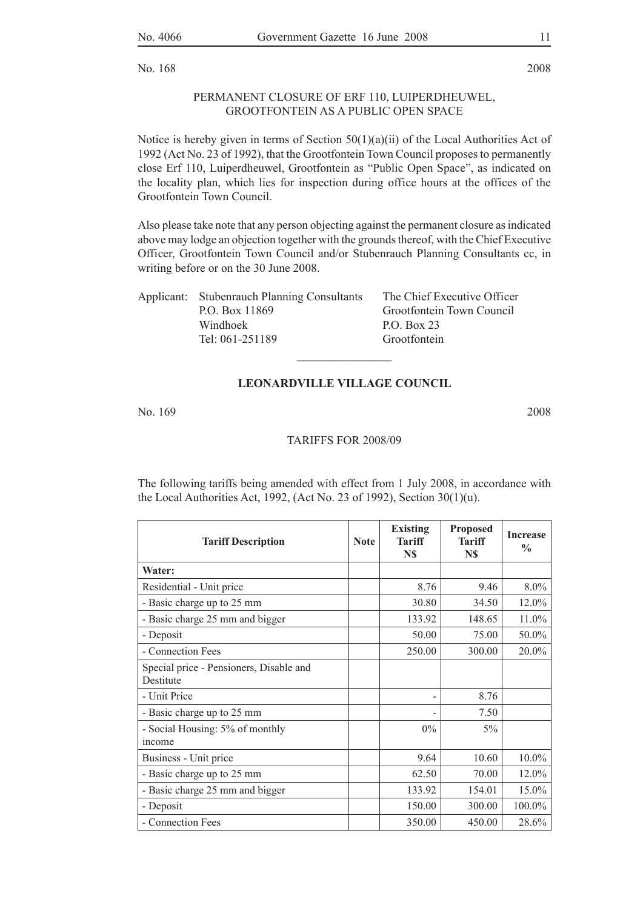No. 168 2008

## PERMANENT CLOSURE OF ERF 110, LUIPERDHEUWEL, GROOTFONTEIN AS A PUBLIC OPEN SPACE

Notice is hereby given in terms of Section 50(1)(a)(ii) of the Local Authorities Act of 1992 (Act No. 23 of 1992), that the Grootfontein Town Council proposes to permanently close Erf 110, Luiperdheuwel, Grootfontein as "Public Open Space", as indicated on the locality plan, which lies for inspection during office hours at the offices of the Grootfontein Town Council.

Also please take note that any person objecting against the permanent closure as indicated above may lodge an objection together with the grounds thereof, with the Chief Executive Officer, Grootfontein Town Council and/or Stubenrauch Planning Consultants cc, in writing before or on the 30 June 2008.

Applicant: Stubenrauch Planning Consultants
P.O. Box 11869
Windhoek
Tel: 061-251189

The Chief Executive Officer
Grootfontein Town Council
P.O. Box 23
Grootfontein

---

## LEONARDVILLE VILLAGE COUNCIL

No. 169 2008

### TARIFFS FOR 2008/09

The following tariffs being amended with effect from 1 July 2008, in accordance with the Local Authorities Act, 1992, (Act No. 23 of 1992), Section 30(1)(u).

| Tariff Description | Note | Existing Tariff N$ | Proposed Tariff N$ | Increase % |
|---|---|---|---|---|
| **Water:** | | | | |
| Residential - Unit price | | 8.76 | 9.46 | 8.0% |
| - Basic charge up to 25 mm | | 30.80 | 34.50 | 12.0% |
| - Basic charge 25 mm and bigger | | 133.92 | 148.65 | 11.0% |
| - Deposit | | 50.00 | 75.00 | 50.0% |
| - Connection Fees | | 250.00 | 300.00 | 20.0% |
| Special price - Pensioners, Disable and Destitute | | | | |
| - Unit Price | | - | 8.76 | |
| - Basic charge up to 25 mm | | - | 7.50 | |
| - Social Housing: 5% of monthly income | | 0% | 5% | |
| Business - Unit price | | 9.64 | 10.60 | 10.0% |
| - Basic charge up to 25 mm | | 62.50 | 70.00 | 12.0% |
| - Basic charge 25 mm and bigger | | 133.92 | 154.01 | 15.0% |
| - Deposit | | 150.00 | 300.00 | 100.0% |
| - Connection Fees | | 350.00 | 450.00 | 28.6% |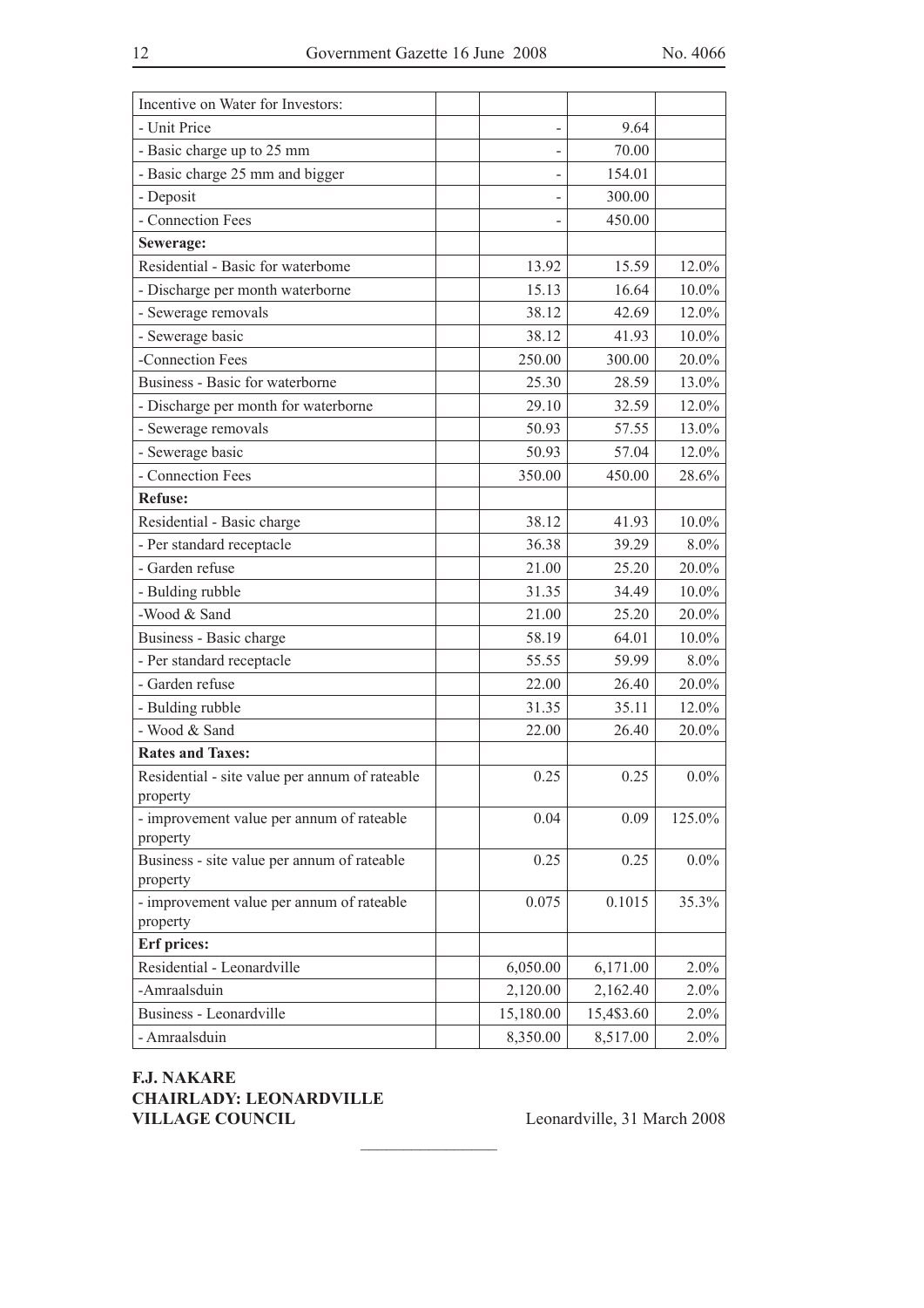| Incentive on Water for Investors: | | | | |
|---|---|---|---|---|
| - Unit Price | | - | 9.64 | |
| - Basic charge up to 25 mm | | - | 70.00 | |
| - Basic charge 25 mm and bigger | | - | 154.01 | |
| - Deposit | | - | 300.00 | |
| - Connection Fees | | - | 450.00 | |
| **Sewerage:** | | | | |
| Residential - Basic for waterbome | | 13.92 | 15.59 | 12.0% |
| - Discharge per month waterborne | | 15.13 | 16.64 | 10.0% |
| - Sewerage removals | | 38.12 | 42.69 | 12.0% |
| - Sewerage basic | | 38.12 | 41.93 | 10.0% |
| -Connection Fees | | 250.00 | 300.00 | 20.0% |
| Business - Basic for waterborne | | 25.30 | 28.59 | 13.0% |
| - Discharge per month for waterborne | | 29.10 | 32.59 | 12.0% |
| - Sewerage removals | | 50.93 | 57.55 | 13.0% |
| - Sewerage basic | | 50.93 | 57.04 | 12.0% |
| - Connection Fees | | 350.00 | 450.00 | 28.6% |
| **Refuse:** | | | | |
| Residential - Basic charge | | 38.12 | 41.93 | 10.0% |
| - Per standard receptacle | | 36.38 | 39.29 | 8.0% |
| - Garden refuse | | 21.00 | 25.20 | 20.0% |
| - Bulding rubble | | 31.35 | 34.49 | 10.0% |
| -Wood & Sand | | 21.00 | 25.20 | 20.0% |
| Business - Basic charge | | 58.19 | 64.01 | 10.0% |
| - Per standard receptacle | | 55.55 | 59.99 | 8.0% |
| - Garden refuse | | 22.00 | 26.40 | 20.0% |
| - Bulding rubble | | 31.35 | 35.11 | 12.0% |
| - Wood & Sand | | 22.00 | 26.40 | 20.0% |
| **Rates and Taxes:** | | | | |
| Residential - site value per annum of rateable property | | 0.25 | 0.25 | 0.0% |
| - improvement value per annum of rateable property | | 0.04 | 0.09 | 125.0% |
| Business - site value per annum of rateable property | | 0.25 | 0.25 | 0.0% |
| - improvement value per annum of rateable property | | 0.075 | 0.1015 | 35.3% |
| **Erf prices:** | | | | |
| Residential - Leonardville | | 6,050.00 | 6,171.00 | 2.0% |
| -Amraalsduin | | 2,120.00 | 2,162.40 | 2.0% |
| Business - Leonardville | | 15,180.00 | 15,4$3.60 | 2.0% |
| - Amraalsduin | | 8,350.00 | 8,517.00 | 2.0% |

**F.J. NAKARE**
**CHAIRLADY: LEONARDVILLE**
**VILLAGE COUNCIL**

Leonardville, 31 March 2008

________________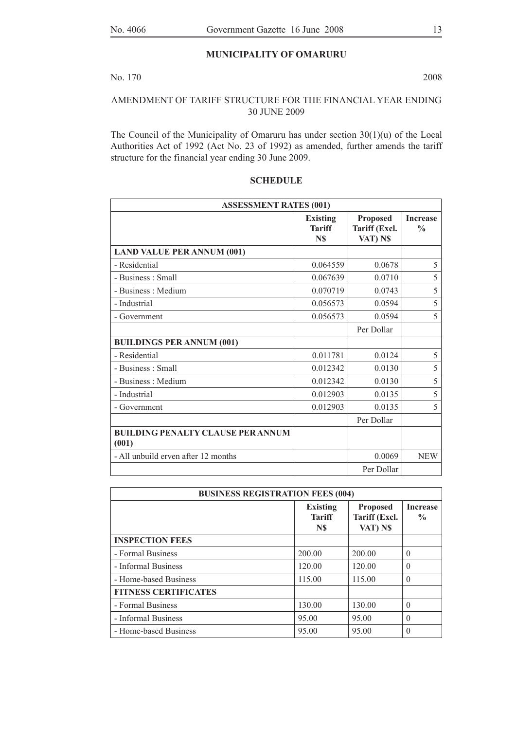## MUNICIPALITY OF OMARURU

No. 170 2008

AMENDMENT OF TARIFF STRUCTURE FOR THE FINANCIAL YEAR ENDING 30 JUNE 2009

The Council of the Municipality of Omaruru has under section 30(1)(u) of the Local Authorities Act of 1992 (Act No. 23 of 1992) as amended, further amends the tariff structure for the financial year ending 30 June 2009.

### SCHEDULE

| ASSESSMENT RATES (001) | | | |
|---|---|---|---|
| | **Existing Tariff N$** | **Proposed Tariff (Excl. VAT) N$** | **Increase %** |
| **LAND VALUE PER ANNUM (001)** | | | |
| - Residential | 0.064559 | 0.0678 | 5 |
| - Business : Small | 0.067639 | 0.0710 | 5 |
| - Business : Medium | 0.070719 | 0.0743 | 5 |
| - Industrial | 0.056573 | 0.0594 | 5 |
| - Government | 0.056573 | 0.0594 | 5 |
| | | Per Dollar | |
| **BUILDINGS PER ANNUM (001)** | | | |
| - Residential | 0.011781 | 0.0124 | 5 |
| - Business : Small | 0.012342 | 0.0130 | 5 |
| - Business : Medium | 0.012342 | 0.0130 | 5 |
| - Industrial | 0.012903 | 0.0135 | 5 |
| - Government | 0.012903 | 0.0135 | 5 |
| | | Per Dollar | |
| **BUILDING PENALTY CLAUSE PER ANNUM (001)** | | | |
| - All unbuild erven after 12 months | | 0.0069 | NEW |
| | | Per Dollar | |

| BUSINESS REGISTRATION FEES (004) | | | |
|---|---|---|---|
| | **Existing Tariff N$** | **Proposed Tariff (Excl. VAT) N$** | **Increase %** |
| **INSPECTION FEES** | | | |
| - Formal Business | 200.00 | 200.00 | 0 |
| - Informal Business | 120.00 | 120.00 | 0 |
| - Home-based Business | 115.00 | 115.00 | 0 |
| **FITNESS CERTIFICATES** | | | |
| - Formal Business | 130.00 | 130.00 | 0 |
| - Informal Business | 95.00 | 95.00 | 0 |
| - Home-based Business | 95.00 | 95.00 | 0 |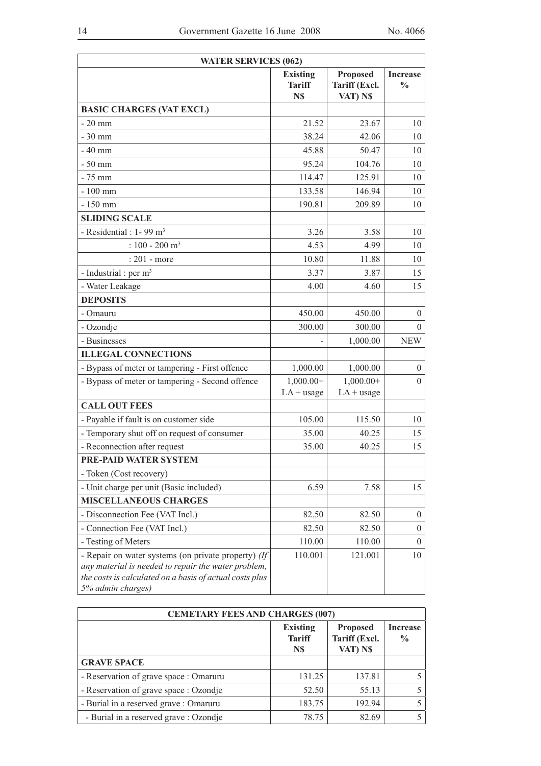| WATER SERVICES (062) | | | |
|---|---|---|---|
| | **Existing Tariff N$** | **Proposed Tariff (Excl. VAT) N$** | **Increase %** |
| **BASIC CHARGES (VAT EXCL)** | | | |
| - 20 mm | 21.52 | 23.67 | 10 |
| - 30 mm | 38.24 | 42.06 | 10 |
| - 40 mm | 45.88 | 50.47 | 10 |
| - 50 mm | 95.24 | 104.76 | 10 |
| - 75 mm | 114.47 | 125.91 | 10 |
| - 100 mm | 133.58 | 146.94 | 10 |
| - 150 mm | 190.81 | 209.89 | 10 |
| **SLIDING SCALE** | | | |
| - Residential : 1- 99 $m^3$ | 3.26 | 3.58 | 10 |
| : 100 - 200 $m^3$ | 4.53 | 4.99 | 10 |
| : 201 - more | 10.80 | 11.88 | 10 |
| - Industrial : per $m^3$ | 3.37 | 3.87 | 15 |
| - Water Leakage | 4.00 | 4.60 | 15 |
| **DEPOSITS** | | | |
| - Omauru | 450.00 | 450.00 | 0 |
| - Ozondje | 300.00 | 300.00 | 0 |
| - Businesses | - | 1,000.00 | NEW |
| **ILLEGAL CONNECTIONS** | | | |
| - Bypass of meter or tampering - First offence | 1,000.00 | 1,000.00 | 0 |
| - Bypass of meter or tampering - Second offence | 1,000.00+ LA + usage | 1,000.00+ LA + usage | 0 |
| **CALL OUT FEES** | | | |
| - Payable if fault is on customer side | 105.00 | 115.50 | 10 |
| - Temporary shut off on request of consumer | 35.00 | 40.25 | 15 |
| - Reconnection after request | 35.00 | 40.25 | 15 |
| **PRE-PAID WATER SYSTEM** | | | |
| - Token (Cost recovery) | | | |
| - Unit charge per unit (Basic included) | 6.59 | 7.58 | 15 |
| **MISCELLANEOUS CHARGES** | | | |
| - Disconnection Fee (VAT Incl.) | 82.50 | 82.50 | 0 |
| - Connection Fee (VAT Incl.) | 82.50 | 82.50 | 0 |
| - Testing of Meters | 110.00 | 110.00 | 0 |
| - Repair on water systems (on private property) *(If any material is needed to repair the water problem, the costs is calculated on a basis of actual costs plus 5% admin charges)* | 110.001 | 121.001 | 10 |

| CEMETARY FEES AND CHARGES (007) | | | |
|---|---|---|---|
| | **Existing Tariff N$** | **Proposed Tariff (Excl. VAT) N$** | **Increase %** |
| **GRAVE SPACE** | | | |
| - Reservation of grave space : Omaruru | 131.25 | 137.81 | 5 |
| - Reservation of grave space : Ozondje | 52.50 | 55.13 | 5 |
| - Burial in a reserved grave : Omaruru | 183.75 | 192.94 | 5 |
| - Burial in a reserved grave : Ozondje | 78.75 | 82.69 | 5 |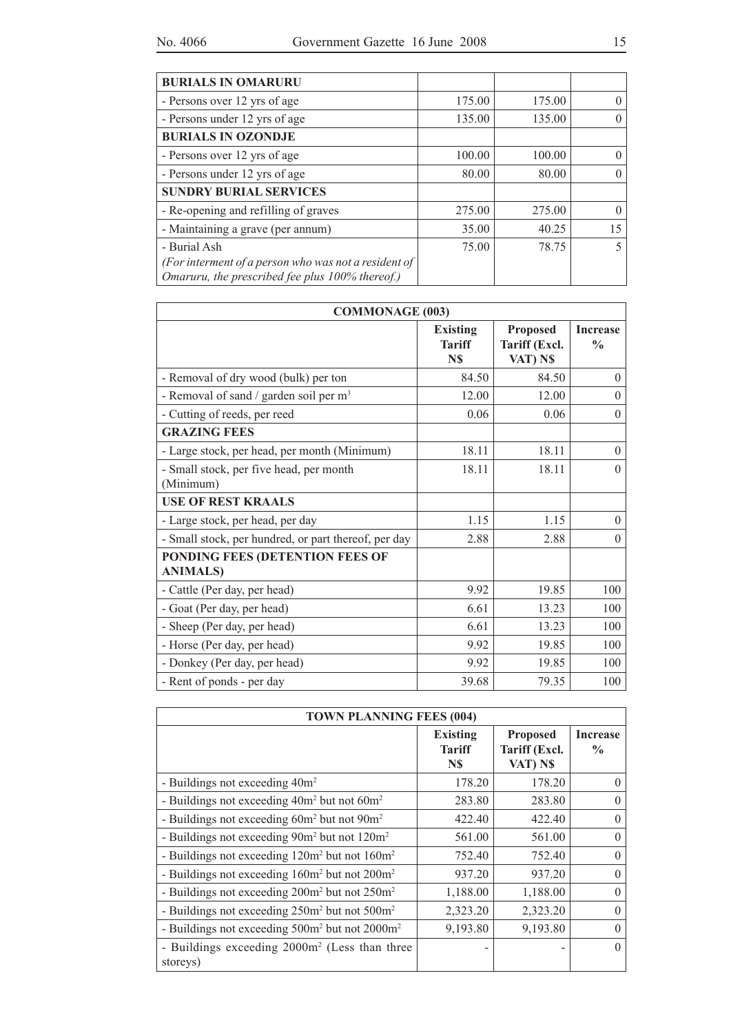| BURIALS IN OMARURU | | | |
|---|---|---|---|
| - Persons over 12 yrs of age | 175.00 | 175.00 | 0 |
| - Persons under 12 yrs of age | 135.00 | 135.00 | 0 |
| **BURIALS IN OZONDJE** | | | |
| - Persons over 12 yrs of age | 100.00 | 100.00 | 0 |
| - Persons under 12 yrs of age | 80.00 | 80.00 | 0 |
| **SUNDRY BURIAL SERVICES** | | | |
| - Re-opening and refilling of graves | 275.00 | 275.00 | 0 |
| - Maintaining a grave (per annum) | 35.00 | 40.25 | 15 |
| - Burial Ash *(For interment of a person who was not a resident of Omaruru, the prescribed fee plus 100% thereof.)* | 75.00 | 78.75 | 5 |

| COMMONAGE (003) | | | |
|---|---|---|---|
| | **Existing Tariff N$** | **Proposed Tariff (Excl. VAT) N$** | **Increase %** |
| - Removal of dry wood (bulk) per ton | 84.50 | 84.50 | 0 |
| - Removal of sand / garden soil per m³ | 12.00 | 12.00 | 0 |
| - Cutting of reeds, per reed | 0.06 | 0.06 | 0 |
| **GRAZING FEES** | | | |
| - Large stock, per head, per month (Minimum) | 18.11 | 18.11 | 0 |
| - Small stock, per five head, per month (Minimum) | 18.11 | 18.11 | 0 |
| **USE OF REST KRAALS** | | | |
| - Large stock, per head, per day | 1.15 | 1.15 | 0 |
| - Small stock, per hundred, or part thereof, per day | 2.88 | 2.88 | 0 |
| **PONDING FEES (DETENTION FEES OF ANIMALS)** | | | |
| - Cattle (Per day, per head) | 9.92 | 19.85 | 100 |
| - Goat (Per day, per head) | 6.61 | 13.23 | 100 |
| - Sheep (Per day, per head) | 6.61 | 13.23 | 100 |
| - Horse (Per day, per head) | 9.92 | 19.85 | 100 |
| - Donkey (Per day, per head) | 9.92 | 19.85 | 100 |
| - Rent of ponds - per day | 39.68 | 79.35 | 100 |

| TOWN PLANNING FEES (004) | | | |
|---|---|---|---|
| | **Existing Tariff N$** | **Proposed Tariff (Excl. VAT) N$** | **Increase %** |
| - Buildings not exceeding 40m² | 178.20 | 178.20 | 0 |
| - Buildings not exceeding 40m² but not 60m² | 283.80 | 283.80 | 0 |
| - Buildings not exceeding 60m² but not 90m² | 422.40 | 422.40 | 0 |
| - Buildings not exceeding 90m² but not 120m² | 561.00 | 561.00 | 0 |
| - Buildings not exceeding 120m² but not 160m² | 752.40 | 752.40 | 0 |
| - Buildings not exceeding 160m² but not 200m² | 937.20 | 937.20 | 0 |
| - Buildings not exceeding 200m² but not 250m² | 1,188.00 | 1,188.00 | 0 |
| - Buildings not exceeding 250m² but not 500m² | 2,323.20 | 2,323.20 | 0 |
| - Buildings not exceeding 500m² but not 2000m² | 9,193.80 | 9,193.80 | 0 |
| - Buildings exceeding 2000m² (Less than three storeys) | - | - | 0 |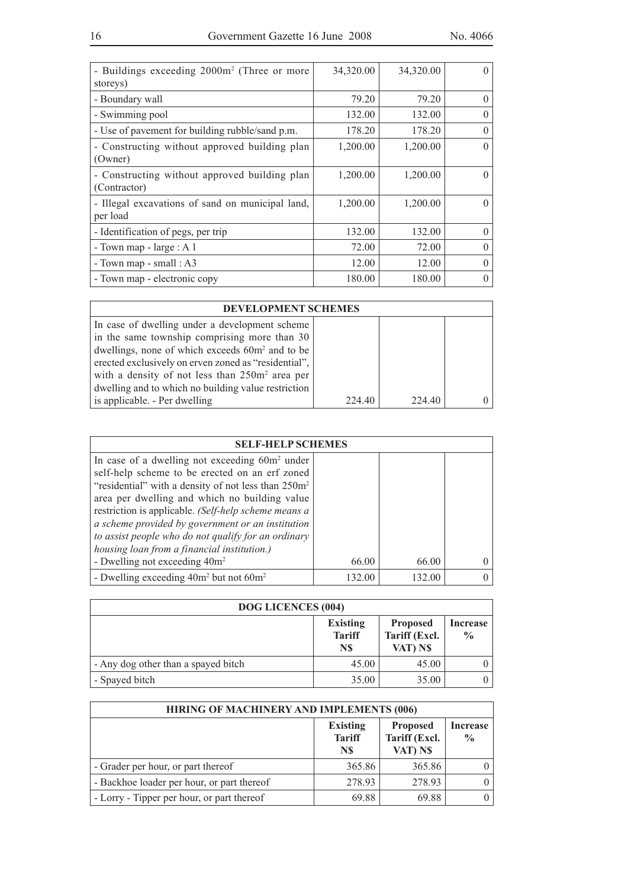| | | | |
|---|---|---|---|
| - Buildings exceeding 2000m$^2$ (Three or more storeys) | 34,320.00 | 34,320.00 | 0 |
| - Boundary wall | 79.20 | 79.20 | 0 |
| - Swimming pool | 132.00 | 132.00 | 0 |
| - Use of pavement for building rubble/sand p.m. | 178.20 | 178.20 | 0 |
| - Constructing without approved building plan (Owner) | 1,200.00 | 1,200.00 | 0 |
| - Constructing without approved building plan (Contractor) | 1,200.00 | 1,200.00 | 0 |
| - Illegal excavations of sand on municipal land, per load | 1,200.00 | 1,200.00 | 0 |
| - Identification of pegs, per trip | 132.00 | 132.00 | 0 |
| - Town map - large : A 1 | 72.00 | 72.00 | 0 |
| - Town map - small : A3 | 12.00 | 12.00 | 0 |
| - Town map - electronic copy | 180.00 | 180.00 | 0 |

| **DEVELOPMENT SCHEMES** | | | |
|---|---|---|---|
| In case of dwelling under a development scheme in the same township comprising more than 30 dwellings, none of which exceeds 60m$^2$ and to be erected exclusively on erven zoned as "residential", with a density of not less than 250m$^2$ area per dwelling and to which no building value restriction is applicable. - Per dwelling | 224.40 | 224.40 | 0 |

| **SELF-HELP SCHEMES** | | | |
|---|---|---|---|
| In case of a dwelling not exceeding 60m$^2$ under self-help scheme to be erected on an erf zoned "residential" with a density of not less than 250m$^2$ area per dwelling and which no building value restriction is applicable. *(Self-help scheme means a a scheme provided by government or an institution to assist people who do not qualify for an ordinary housing loan from a financial institution.)* - Dwelling not exceeding 40m$^2$ | 66.00 | 66.00 | 0 |
| - Dwelling exceeding 40m$^2$ but not 60m$^2$ | 132.00 | 132.00 | 0 |

| **DOG LICENCES (004)** | | | |
|---|---|---|---|
| | **Existing Tariff N$** | **Proposed Tariff (Excl. VAT) N$** | **Increase %** |
| - Any dog other than a spayed bitch | 45.00 | 45.00 | 0 |
| - Spayed bitch | 35.00 | 35.00 | 0 |

| **HIRING OF MACHINERY AND IMPLEMENTS (006)** | | | |
|---|---|---|---|
| | **Existing Tariff N$** | **Proposed Tariff (Excl. VAT) N$** | **Increase %** |
| - Grader per hour, or part thereof | 365.86 | 365.86 | 0 |
| - Backhoe loader per hour, or part thereof | 278.93 | 278.93 | 0 |
| - Lorry - Tipper per hour, or part thereof | 69.88 | 69.88 | 0 |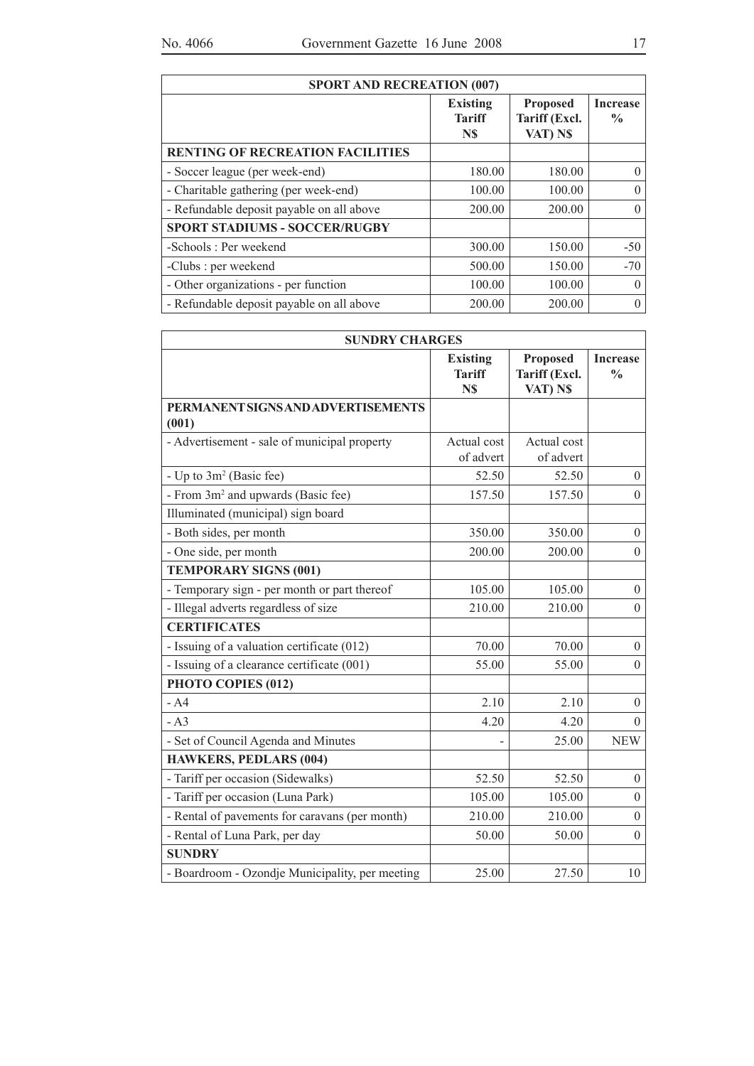| SPORT AND RECREATION (007) | | | |
|---|---|---|---|
| | **Existing Tariff N$** | **Proposed Tariff (Excl. VAT) N$** | **Increase %** |
| **RENTING OF RECREATION FACILITIES** | | | |
| - Soccer league (per week-end) | 180.00 | 180.00 | 0 |
| - Charitable gathering (per week-end) | 100.00 | 100.00 | 0 |
| - Refundable deposit payable on all above | 200.00 | 200.00 | 0 |
| **SPORT STADIUMS - SOCCER/RUGBY** | | | |
| -Schools : Per weekend | 300.00 | 150.00 | -50 |
| -Clubs : per weekend | 500.00 | 150.00 | -70 |
| - Other organizations - per function | 100.00 | 100.00 | 0 |
| - Refundable deposit payable on all above | 200.00 | 200.00 | 0 |

| SUNDRY CHARGES | | | |
|---|---|---|---|
| | **Existing Tariff N$** | **Proposed Tariff (Excl. VAT) N$** | **Increase %** |
| **PERMANENT SIGNS AND ADVERTISEMENTS (001)** | | | |
| - Advertisement - sale of municipal property | Actual cost of advert | Actual cost of advert | |
| - Up to $3m^2$ (Basic fee) | 52.50 | 52.50 | 0 |
| - From $3m^2$ and upwards (Basic fee) | 157.50 | 157.50 | 0 |
| Illuminated (municipal) sign board | | | |
| - Both sides, per month | 350.00 | 350.00 | 0 |
| - One side, per month | 200.00 | 200.00 | 0 |
| **TEMPORARY SIGNS (001)** | | | |
| - Temporary sign - per month or part thereof | 105.00 | 105.00 | 0 |
| - Illegal adverts regardless of size | 210.00 | 210.00 | 0 |
| **CERTIFICATES** | | | |
| - Issuing of a valuation certificate (012) | 70.00 | 70.00 | 0 |
| - Issuing of a clearance certificate (001) | 55.00 | 55.00 | 0 |
| **PHOTO COPIES (012)** | | | |
| - A4 | 2.10 | 2.10 | 0 |
| - A3 | 4.20 | 4.20 | 0 |
| - Set of Council Agenda and Minutes | - | 25.00 | NEW |
| **HAWKERS, PEDLARS (004)** | | | |
| - Tariff per occasion (Sidewalks) | 52.50 | 52.50 | 0 |
| - Tariff per occasion (Luna Park) | 105.00 | 105.00 | 0 |
| - Rental of pavements for caravans (per month) | 210.00 | 210.00 | 0 |
| - Rental of Luna Park, per day | 50.00 | 50.00 | 0 |
| **SUNDRY** | | | |
| - Boardroom - Ozondje Municipality, per meeting | 25.00 | 27.50 | 10 |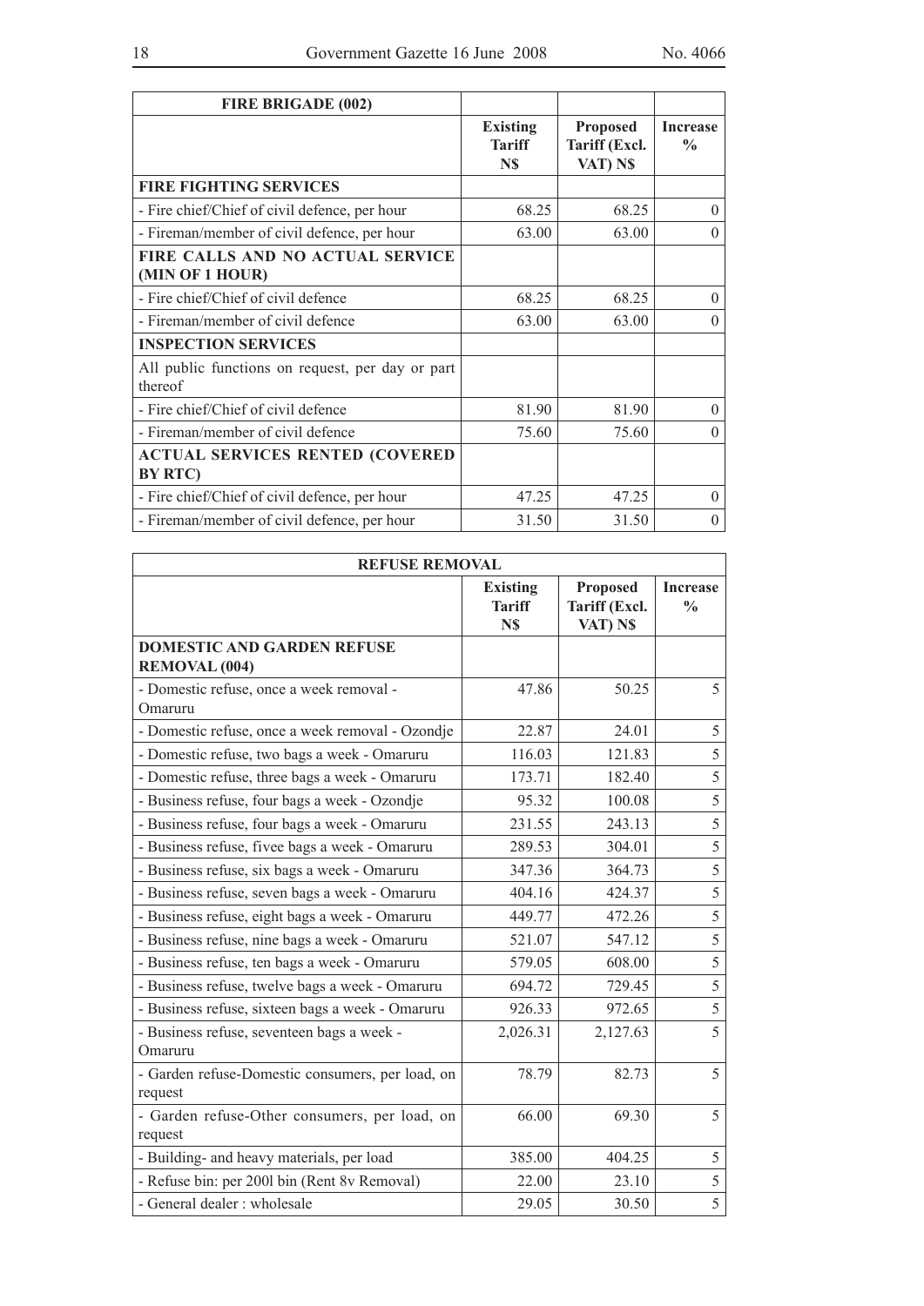| FIRE BRIGADE (002) | | | |
|---|---|---|---|
| | **Existing Tariff N$** | **Proposed Tariff (Excl. VAT) N$** | **Increase %** |
| **FIRE FIGHTING SERVICES** | | | |
| - Fire chief/Chief of civil defence, per hour | 68.25 | 68.25 | 0 |
| - Fireman/member of civil defence, per hour | 63.00 | 63.00 | 0 |
| **FIRE CALLS AND NO ACTUAL SERVICE (MIN OF 1 HOUR)** | | | |
| - Fire chief/Chief of civil defence | 68.25 | 68.25 | 0 |
| - Fireman/member of civil defence | 63.00 | 63.00 | 0 |
| **INSPECTION SERVICES** | | | |
| All public functions on request, per day or part thereof | | | |
| - Fire chief/Chief of civil defence | 81.90 | 81.90 | 0 |
| - Fireman/member of civil defence | 75.60 | 75.60 | 0 |
| **ACTUAL SERVICES RENTED (COVERED BY RTC)** | | | |
| - Fire chief/Chief of civil defence, per hour | 47.25 | 47.25 | 0 |
| - Fireman/member of civil defence, per hour | 31.50 | 31.50 | 0 |

| REFUSE REMOVAL | | | |
|---|---|---|---|
| | **Existing Tariff N$** | **Proposed Tariff (Excl. VAT) N$** | **Increase %** |
| **DOMESTIC AND GARDEN REFUSE REMOVAL (004)** | | | |
| - Domestic refuse, once a week removal - Omaruru | 47.86 | 50.25 | 5 |
| - Domestic refuse, once a week removal - Ozondje | 22.87 | 24.01 | 5 |
| - Domestic refuse, two bags a week - Omaruru | 116.03 | 121.83 | 5 |
| - Domestic refuse, three bags a week - Omaruru | 173.71 | 182.40 | 5 |
| - Business refuse, four bags a week - Ozondje | 95.32 | 100.08 | 5 |
| - Business refuse, four bags a week - Omaruru | 231.55 | 243.13 | 5 |
| - Business refuse, fivee bags a week - Omaruru | 289.53 | 304.01 | 5 |
| - Business refuse, six bags a week - Omaruru | 347.36 | 364.73 | 5 |
| - Business refuse, seven bags a week - Omaruru | 404.16 | 424.37 | 5 |
| - Business refuse, eight bags a week - Omaruru | 449.77 | 472.26 | 5 |
| - Business refuse, nine bags a week - Omaruru | 521.07 | 547.12 | 5 |
| - Business refuse, ten bags a week - Omaruru | 579.05 | 608.00 | 5 |
| - Business refuse, twelve bags a week - Omaruru | 694.72 | 729.45 | 5 |
| - Business refuse, sixteen bags a week - Omaruru | 926.33 | 972.65 | 5 |
| - Business refuse, seventeen bags a week - Omaruru | 2,026.31 | 2,127.63 | 5 |
| - Garden refuse-Domestic consumers, per load, on request | 78.79 | 82.73 | 5 |
| - Garden refuse-Other consumers, per load, on request | 66.00 | 69.30 | 5 |
| - Building- and heavy materials, per load | 385.00 | 404.25 | 5 |
| - Refuse bin: per 200l bin (Rent 8v Removal) | 22.00 | 23.10 | 5 |
| - General dealer : wholesale | 29.05 | 30.50 | 5 |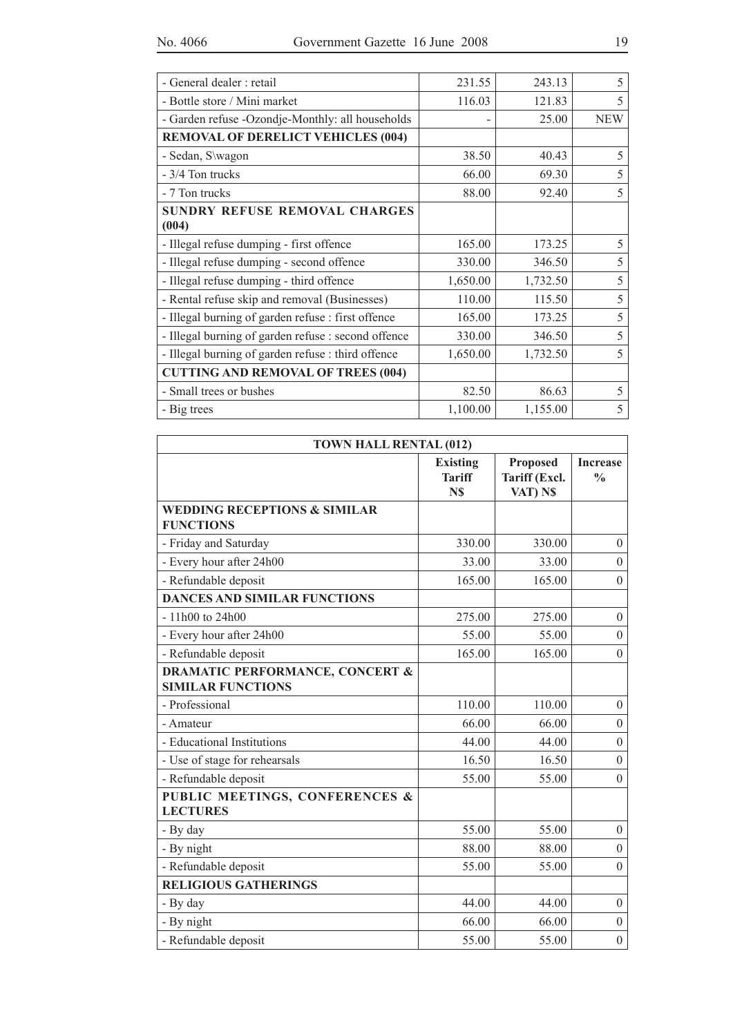| | | | |
|---|---|---|---|
| - General dealer : retail | 231.55 | 243.13 | 5 |
| - Bottle store / Mini market | 116.03 | 121.83 | 5 |
| - Garden refuse -Ozondje-Monthly: all households | - | 25.00 | NEW |
| **REMOVAL OF DERELICT VEHICLES (004)** | | | |
| - Sedan, S\wagon | 38.50 | 40.43 | 5 |
| - 3/4 Ton trucks | 66.00 | 69.30 | 5 |
| - 7 Ton trucks | 88.00 | 92.40 | 5 |
| **SUNDRY REFUSE REMOVAL CHARGES (004)** | | | |
| - Illegal refuse dumping - first offence | 165.00 | 173.25 | 5 |
| - Illegal refuse dumping - second offence | 330.00 | 346.50 | 5 |
| - Illegal refuse dumping - third offence | 1,650.00 | 1,732.50 | 5 |
| - Rental refuse skip and removal (Businesses) | 110.00 | 115.50 | 5 |
| - Illegal burning of garden refuse : first offence | 165.00 | 173.25 | 5 |
| - Illegal burning of garden refuse : second offence | 330.00 | 346.50 | 5 |
| - Illegal burning of garden refuse : third offence | 1,650.00 | 1,732.50 | 5 |
| **CUTTING AND REMOVAL OF TREES (004)** | | | |
| - Small trees or bushes | 82.50 | 86.63 | 5 |
| - Big trees | 1,100.00 | 1,155.00 | 5 |

| **TOWN HALL RENTAL (012)** | | | |
|---|---|---|---|
| | **Existing Tariff N$** | **Proposed Tariff (Excl. VAT) N$** | **Increase %** |
| **WEDDING RECEPTIONS & SIMILAR FUNCTIONS** | | | |
| - Friday and Saturday | 330.00 | 330.00 | 0 |
| - Every hour after 24h00 | 33.00 | 33.00 | 0 |
| - Refundable deposit | 165.00 | 165.00 | 0 |
| **DANCES AND SIMILAR FUNCTIONS** | | | |
| - 11h00 to 24h00 | 275.00 | 275.00 | 0 |
| - Every hour after 24h00 | 55.00 | 55.00 | 0 |
| - Refundable deposit | 165.00 | 165.00 | 0 |
| **DRAMATIC PERFORMANCE, CONCERT & SIMILAR FUNCTIONS** | | | |
| - Professional | 110.00 | 110.00 | 0 |
| - Amateur | 66.00 | 66.00 | 0 |
| - Educational Institutions | 44.00 | 44.00 | 0 |
| - Use of stage for rehearsals | 16.50 | 16.50 | 0 |
| - Refundable deposit | 55.00 | 55.00 | 0 |
| **PUBLIC MEETINGS, CONFERENCES & LECTURES** | | | |
| - By day | 55.00 | 55.00 | 0 |
| - By night | 88.00 | 88.00 | 0 |
| - Refundable deposit | 55.00 | 55.00 | 0 |
| **RELIGIOUS GATHERINGS** | | | |
| - By day | 44.00 | 44.00 | 0 |
| - By night | 66.00 | 66.00 | 0 |
| - Refundable deposit | 55.00 | 55.00 | 0 |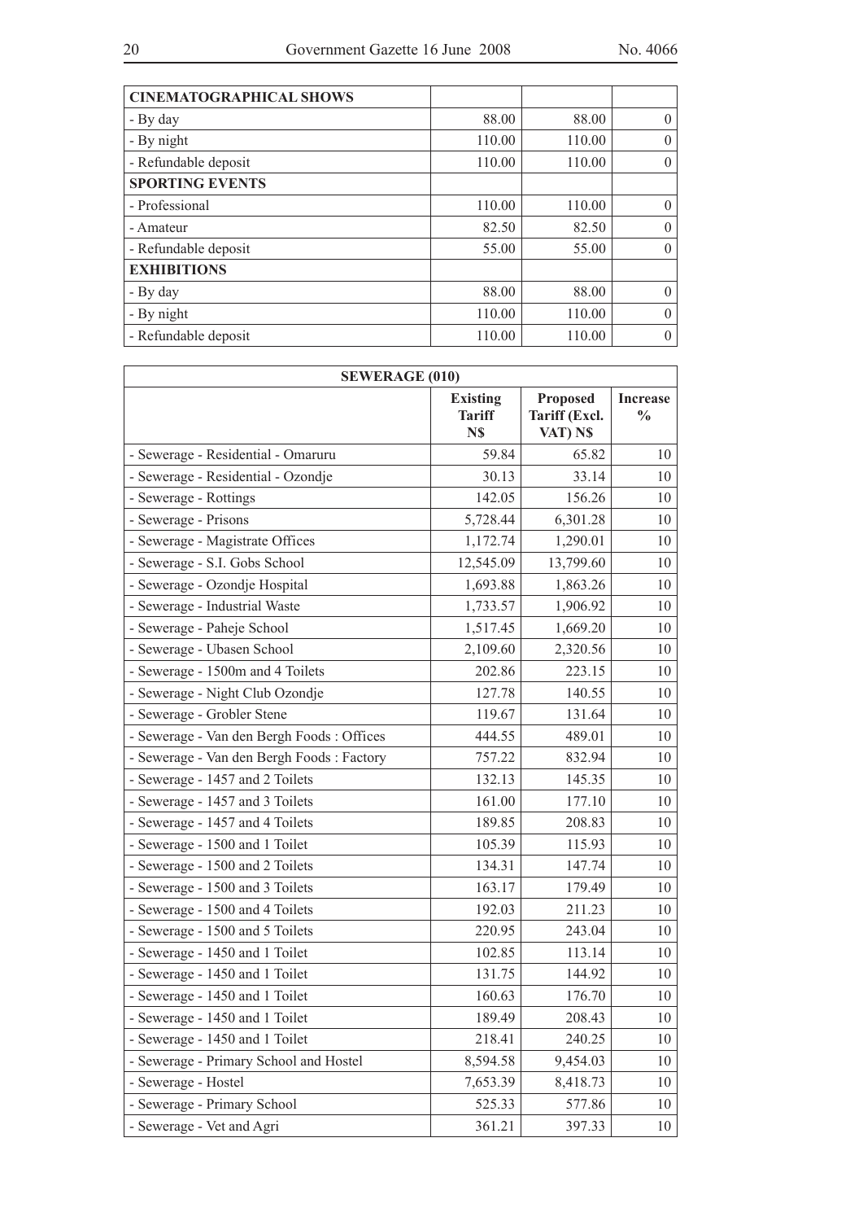| CINEMATOGRAPHICAL SHOWS | | | |
|---|---|---|---|
| - By day | 88.00 | 88.00 | 0 |
| - By night | 110.00 | 110.00 | 0 |
| - Refundable deposit | 110.00 | 110.00 | 0 |
| **SPORTING EVENTS** | | | |
| - Professional | 110.00 | 110.00 | 0 |
| - Amateur | 82.50 | 82.50 | 0 |
| - Refundable deposit | 55.00 | 55.00 | 0 |
| **EXHIBITIONS** | | | |
| - By day | 88.00 | 88.00 | 0 |
| - By night | 110.00 | 110.00 | 0 |
| - Refundable deposit | 110.00 | 110.00 | 0 |

| SEWERAGE (010) | | | |
|---|---|---|---|
| | **Existing Tariff N$** | **Proposed Tariff (Excl. VAT) N$** | **Increase %** |
| - Sewerage - Residential - Omaruru | 59.84 | 65.82 | 10 |
| - Sewerage - Residential - Ozondje | 30.13 | 33.14 | 10 |
| - Sewerage - Rottings | 142.05 | 156.26 | 10 |
| - Sewerage - Prisons | 5,728.44 | 6,301.28 | 10 |
| - Sewerage - Magistrate Offices | 1,172.74 | 1,290.01 | 10 |
| - Sewerage - S.I. Gobs School | 12,545.09 | 13,799.60 | 10 |
| - Sewerage - Ozondje Hospital | 1,693.88 | 1,863.26 | 10 |
| - Sewerage - Industrial Waste | 1,733.57 | 1,906.92 | 10 |
| - Sewerage - Paheje School | 1,517.45 | 1,669.20 | 10 |
| - Sewerage - Ubasen School | 2,109.60 | 2,320.56 | 10 |
| - Sewerage - 1500m and 4 Toilets | 202.86 | 223.15 | 10 |
| - Sewerage - Night Club Ozondje | 127.78 | 140.55 | 10 |
| - Sewerage - Grobler Stene | 119.67 | 131.64 | 10 |
| - Sewerage - Van den Bergh Foods : Offices | 444.55 | 489.01 | 10 |
| - Sewerage - Van den Bergh Foods : Factory | 757.22 | 832.94 | 10 |
| - Sewerage - 1457 and 2 Toilets | 132.13 | 145.35 | 10 |
| - Sewerage - 1457 and 3 Toilets | 161.00 | 177.10 | 10 |
| - Sewerage - 1457 and 4 Toilets | 189.85 | 208.83 | 10 |
| - Sewerage - 1500 and 1 Toilet | 105.39 | 115.93 | 10 |
| - Sewerage - 1500 and 2 Toilets | 134.31 | 147.74 | 10 |
| - Sewerage - 1500 and 3 Toilets | 163.17 | 179.49 | 10 |
| - Sewerage - 1500 and 4 Toilets | 192.03 | 211.23 | 10 |
| - Sewerage - 1500 and 5 Toilets | 220.95 | 243.04 | 10 |
| - Sewerage - 1450 and 1 Toilet | 102.85 | 113.14 | 10 |
| - Sewerage - 1450 and 1 Toilet | 131.75 | 144.92 | 10 |
| - Sewerage - 1450 and 1 Toilet | 160.63 | 176.70 | 10 |
| - Sewerage - 1450 and 1 Toilet | 189.49 | 208.43 | 10 |
| - Sewerage - 1450 and 1 Toilet | 218.41 | 240.25 | 10 |
| - Sewerage - Primary School and Hostel | 8,594.58 | 9,454.03 | 10 |
| - Sewerage - Hostel | 7,653.39 | 8,418.73 | 10 |
| - Sewerage - Primary School | 525.33 | 577.86 | 10 |
| - Sewerage - Vet and Agri | 361.21 | 397.33 | 10 |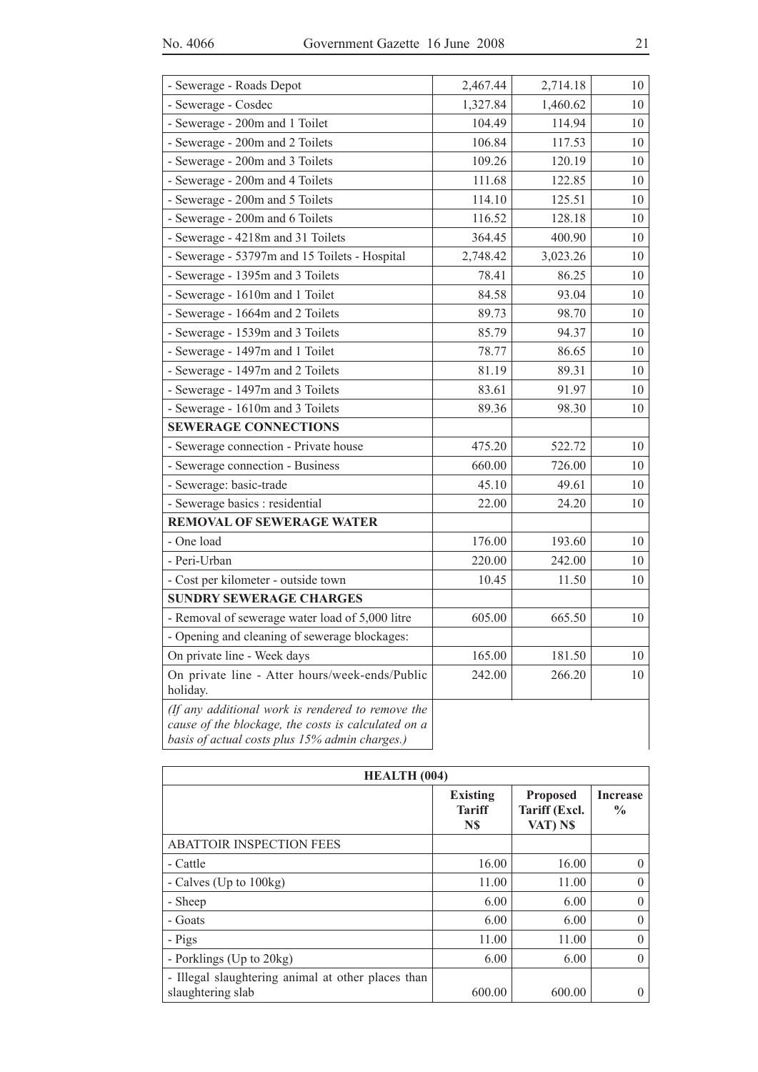| | | | |
|---|---|---|---|
| - Sewerage - Roads Depot | 2,467.44 | 2,714.18 | 10 |
| - Sewerage - Cosdec | 1,327.84 | 1,460.62 | 10 |
| - Sewerage - 200m and 1 Toilet | 104.49 | 114.94 | 10 |
| - Sewerage - 200m and 2 Toilets | 106.84 | 117.53 | 10 |
| - Sewerage - 200m and 3 Toilets | 109.26 | 120.19 | 10 |
| - Sewerage - 200m and 4 Toilets | 111.68 | 122.85 | 10 |
| - Sewerage - 200m and 5 Toilets | 114.10 | 125.51 | 10 |
| - Sewerage - 200m and 6 Toilets | 116.52 | 128.18 | 10 |
| - Sewerage - 4218m and 31 Toilets | 364.45 | 400.90 | 10 |
| - Sewerage - 53797m and 15 Toilets - Hospital | 2,748.42 | 3,023.26 | 10 |
| - Sewerage - 1395m and 3 Toilets | 78.41 | 86.25 | 10 |
| - Sewerage - 1610m and 1 Toilet | 84.58 | 93.04 | 10 |
| - Sewerage - 1664m and 2 Toilets | 89.73 | 98.70 | 10 |
| - Sewerage - 1539m and 3 Toilets | 85.79 | 94.37 | 10 |
| - Sewerage - 1497m and 1 Toilet | 78.77 | 86.65 | 10 |
| - Sewerage - 1497m and 2 Toilets | 81.19 | 89.31 | 10 |
| - Sewerage - 1497m and 3 Toilets | 83.61 | 91.97 | 10 |
| - Sewerage - 1610m and 3 Toilets | 89.36 | 98.30 | 10 |
| **SEWERAGE CONNECTIONS** | | | |
| - Sewerage connection - Private house | 475.20 | 522.72 | 10 |
| - Sewerage connection - Business | 660.00 | 726.00 | 10 |
| - Sewerage: basic-trade | 45.10 | 49.61 | 10 |
| - Sewerage basics : residential | 22.00 | 24.20 | 10 |
| **REMOVAL OF SEWERAGE WATER** | | | |
| - One load | 176.00 | 193.60 | 10 |
| - Peri-Urban | 220.00 | 242.00 | 10 |
| - Cost per kilometer - outside town | 10.45 | 11.50 | 10 |
| **SUNDRY SEWERAGE CHARGES** | | | |
| - Removal of sewerage water load of 5,000 litre | 605.00 | 665.50 | 10 |
| - Opening and cleaning of sewerage blockages: | | | |
| On private line - Week days | 165.00 | 181.50 | 10 |
| On private line - Atter hours/week-ends/Public holiday. | 242.00 | 266.20 | 10 |
| *(If any additional work is rendered to remove the cause of the blockage, the costs is calculated on a basis of actual costs plus 15% admin charges.)* | | | |

| HEALTH (004) | | | |
|---|---|---|---|
| | **Existing Tariff N$** | **Proposed Tariff (Excl. VAT) N$** | **Increase %** |
| ABATTOIR INSPECTION FEES | | | |
| - Cattle | 16.00 | 16.00 | 0 |
| - Calves (Up to 100kg) | 11.00 | 11.00 | 0 |
| - Sheep | 6.00 | 6.00 | 0 |
| - Goats | 6.00 | 6.00 | 0 |
| - Pigs | 11.00 | 11.00 | 0 |
| - Porklings (Up to 20kg) | 6.00 | 6.00 | 0 |
| - Illegal slaughtering animal at other places than slaughtering slab | 600.00 | 600.00 | 0 |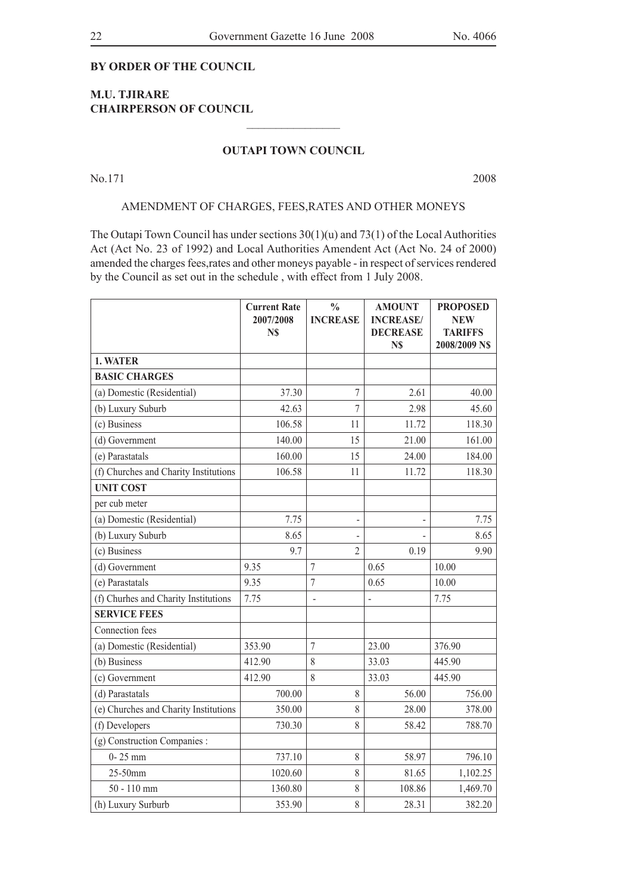**BY ORDER OF THE COUNCIL**

**M.U. TJIRARE**
**CHAIRPERSON OF COUNCIL**

---

## OUTAPI TOWN COUNCIL

No.171 2008

AMENDMENT OF CHARGES, FEES,RATES AND OTHER MONEYS

The Outapi Town Council has under sections 30(1)(u) and 73(1) of the Local Authorities Act (Act No. 23 of 1992) and Local Authorities Amendent Act (Act No. 24 of 2000) amended the charges fees,rates and other moneys payable - in respect of services rendered by the Council as set out in the schedule , with effect from 1 July 2008.

| | **Current Rate 2007/2008 N$** | **% INCREASE** | **AMOUNT INCREASE/ DECREASE N$** | **PROPOSED NEW TARIFFS 2008/2009 N$** |
|---|---|---|---|---|
| **1. WATER** | | | | |
| **BASIC CHARGES** | | | | |
| (a) Domestic (Residential) | 37.30 | 7 | 2.61 | 40.00 |
| (b) Luxury Suburb | 42.63 | 7 | 2.98 | 45.60 |
| (c) Business | 106.58 | 11 | 11.72 | 118.30 |
| (d) Government | 140.00 | 15 | 21.00 | 161.00 |
| (e) Parastatals | 160.00 | 15 | 24.00 | 184.00 |
| (f) Churches and Charity Institutions | 106.58 | 11 | 11.72 | 118.30 |
| **UNIT COST** | | | | |
| per cub meter | | | | |
| (a) Domestic (Residential) | 7.75 | - | - | 7.75 |
| (b) Luxury Suburb | 8.65 | - | - | 8.65 |
| (c) Business | 9.7 | 2 | 0.19 | 9.90 |
| (d) Government | 9.35 | 7 | 0.65 | 10.00 |
| (e) Parastatals | 9.35 | 7 | 0.65 | 10.00 |
| (f) Churhes and Charity Institutions | 7.75 | - | - | 7.75 |
| **SERVICE FEES** | | | | |
| Connection fees | | | | |
| (a) Domestic (Residential) | 353.90 | 7 | 23.00 | 376.90 |
| (b) Business | 412.90 | 8 | 33.03 | 445.90 |
| (c) Government | 412.90 | 8 | 33.03 | 445.90 |
| (d) Parastatals | 700.00 | 8 | 56.00 | 756.00 |
| (e) Churches and Charity Institutions | 350.00 | 8 | 28.00 | 378.00 |
| (f) Developers | 730.30 | 8 | 58.42 | 788.70 |
| (g) Construction Companies : | | | | |
| 0- 25 mm | 737.10 | 8 | 58.97 | 796.10 |
| 25-50mm | 1020.60 | 8 | 81.65 | 1,102.25 |
| 50 - 110 mm | 1360.80 | 8 | 108.86 | 1,469.70 |
| (h) Luxury Surburb | 353.90 | 8 | 28.31 | 382.20 |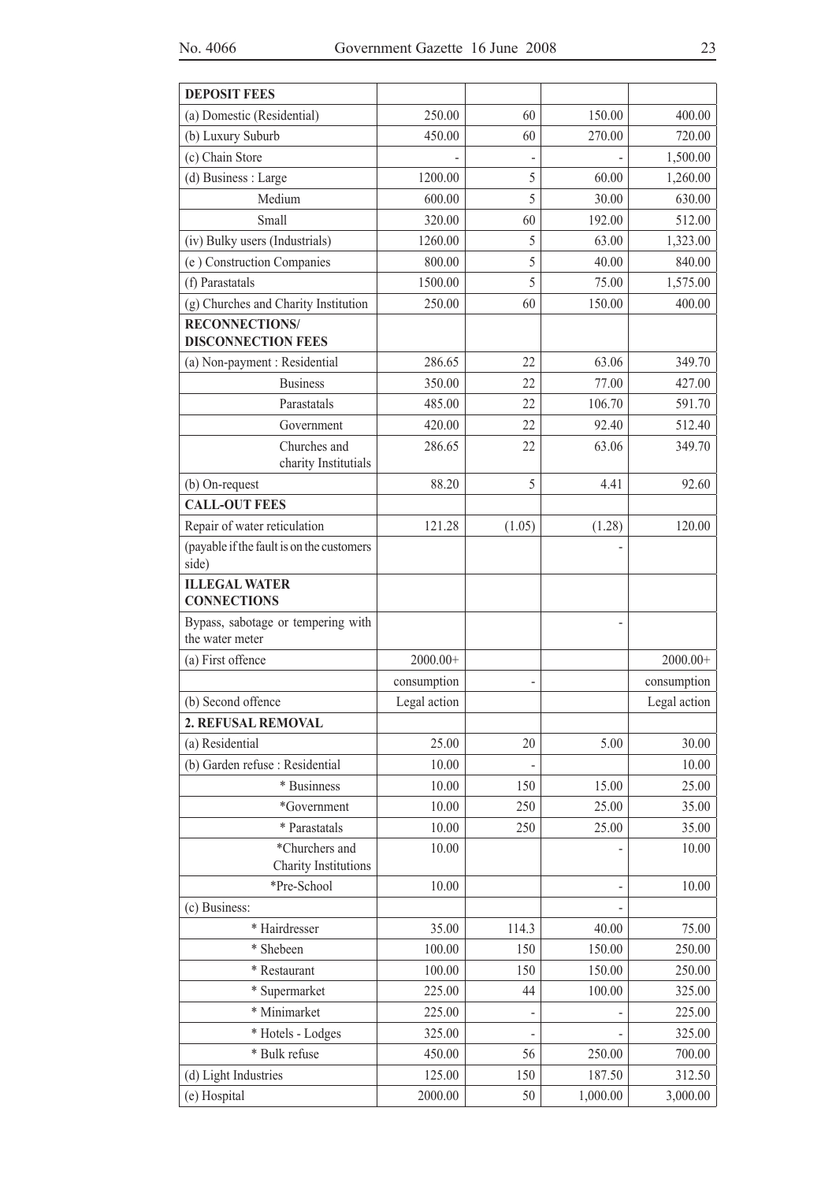| DEPOSIT FEES | | | | |
|---|---|---|---|---|
| (a) Domestic (Residential) | 250.00 | 60 | 150.00 | 400.00 |
| (b) Luxury Suburb | 450.00 | 60 | 270.00 | 720.00 |
| (c) Chain Store | - | - | - | 1,500.00 |
| (d) Business : Large | 1200.00 | 5 | 60.00 | 1,260.00 |
| Medium | 600.00 | 5 | 30.00 | 630.00 |
| Small | 320.00 | 60 | 192.00 | 512.00 |
| (iv) Bulky users (Industrials) | 1260.00 | 5 | 63.00 | 1,323.00 |
| (e ) Construction Companies | 800.00 | 5 | 40.00 | 840.00 |
| (f) Parastatals | 1500.00 | 5 | 75.00 | 1,575.00 |
| (g) Churches and Charity Institution | 250.00 | 60 | 150.00 | 400.00 |
| **RECONNECTIONS/ DISCONNECTION FEES** | | | | |
| (a) Non-payment : Residential | 286.65 | 22 | 63.06 | 349.70 |
| Business | 350.00 | 22 | 77.00 | 427.00 |
| Parastatals | 485.00 | 22 | 106.70 | 591.70 |
| Government | 420.00 | 22 | 92.40 | 512.40 |
| Churches and charity Institutials | 286.65 | 22 | 63.06 | 349.70 |
| (b) On-request | 88.20 | 5 | 4.41 | 92.60 |
| **CALL-OUT FEES** | | | | |
| Repair of water reticulation | 121.28 | (1.05) | (1.28) | 120.00 |
| (payable if the fault is on the customers side) | | | - | |
| **ILLEGAL WATER CONNECTIONS** | | | | |
| Bypass, sabotage or tempering with the water meter | | | - | |
| (a) First offence | 2000.00+ | | | 2000.00+ |
| | consumption | - | | consumption |
| (b) Second offence | Legal action | | | Legal action |
| **2. REFUSAL REMOVAL** | | | | |
| (a) Residential | 25.00 | 20 | 5.00 | 30.00 |
| (b) Garden refuse : Residential | 10.00 | - | | 10.00 |
| * Businness | 10.00 | 150 | 15.00 | 25.00 |
| *Government | 10.00 | 250 | 25.00 | 35.00 |
| * Parastatals | 10.00 | 250 | 25.00 | 35.00 |
| *Churchers and Charity Institutions | 10.00 | | - | 10.00 |
| *Pre-School | 10.00 | | - | 10.00 |
| (c) Business: | | | - | |
| * Hairdresser | 35.00 | 114.3 | 40.00 | 75.00 |
| * Shebeen | 100.00 | 150 | 150.00 | 250.00 |
| * Restaurant | 100.00 | 150 | 150.00 | 250.00 |
| * Supermarket | 225.00 | 44 | 100.00 | 325.00 |
| * Minimarket | 225.00 | - | - | 225.00 |
| * Hotels - Lodges | 325.00 | - | - | 325.00 |
| * Bulk refuse | 450.00 | 56 | 250.00 | 700.00 |
| (d) Light Industries | 125.00 | 150 | 187.50 | 312.50 |
| (e) Hospital | 2000.00 | 50 | 1,000.00 | 3,000.00 |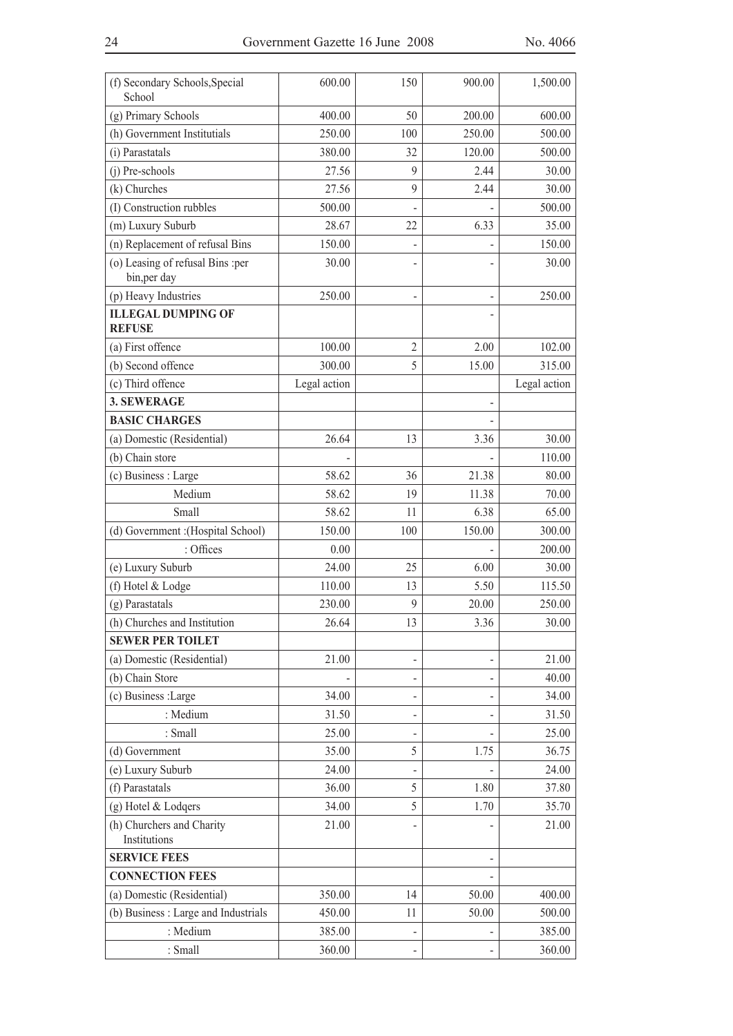| (f) Secondary Schools,Special School | 600.00 | 150 | 900.00 | 1,500.00 |
|---|---|---|---|---|
| (g) Primary Schools | 400.00 | 50 | 200.00 | 600.00 |
| (h) Government Institutials | 250.00 | 100 | 250.00 | 500.00 |
| (i) Parastatals | 380.00 | 32 | 120.00 | 500.00 |
| (j) Pre-schools | 27.56 | 9 | 2.44 | 30.00 |
| (k) Churches | 27.56 | 9 | 2.44 | 30.00 |
| (I) Construction rubbles | 500.00 | - | - | 500.00 |
| (m) Luxury Suburb | 28.67 | 22 | 6.33 | 35.00 |
| (n) Replacement of refusal Bins | 150.00 | - | - | 150.00 |
| (o) Leasing of refusal Bins :per bin,per day | 30.00 | - | - | 30.00 |
| (p) Heavy Industries | 250.00 | - | - | 250.00 |
| **ILLEGAL DUMPING OF REFUSE** | | | - | |
| (a) First offence | 100.00 | 2 | 2.00 | 102.00 |
| (b) Second offence | 300.00 | 5 | 15.00 | 315.00 |
| (c) Third offence | Legal action | | | Legal action |
| **3. SEWERAGE** | | | - | |
| **BASIC CHARGES** | | | - | |
| (a) Domestic (Residential) | 26.64 | 13 | 3.36 | 30.00 |
| (b) Chain store | - | | - | 110.00 |
| (c) Business : Large | 58.62 | 36 | 21.38 | 80.00 |
| Medium | 58.62 | 19 | 11.38 | 70.00 |
| Small | 58.62 | 11 | 6.38 | 65.00 |
| (d) Government :(Hospital School) | 150.00 | 100 | 150.00 | 300.00 |
| : Offices | 0.00 | | - | 200.00 |
| (e) Luxury Suburb | 24.00 | 25 | 6.00 | 30.00 |
| (f) Hotel & Lodge | 110.00 | 13 | 5.50 | 115.50 |
| (g) Parastatals | 230.00 | 9 | 20.00 | 250.00 |
| (h) Churches and Institution | 26.64 | 13 | 3.36 | 30.00 |
| **SEWER PER TOILET** | | | | |
| (a) Domestic (Residential) | 21.00 | - | - | 21.00 |
| (b) Chain Store | - | - | - | 40.00 |
| (c) Business :Large | 34.00 | - | - | 34.00 |
| : Medium | 31.50 | - | - | 31.50 |
| : Small | 25.00 | - | - | 25.00 |
| (d) Government | 35.00 | 5 | 1.75 | 36.75 |
| (e) Luxury Suburb | 24.00 | - | - | 24.00 |
| (f) Parastatals | 36.00 | 5 | 1.80 | 37.80 |
| (g) Hotel & Lodqers | 34.00 | 5 | 1.70 | 35.70 |
| (h) Churchers and Charity Institutions | 21.00 | - | - | 21.00 |
| **SERVICE FEES** | | | - | |
| **CONNECTION FEES** | | | - | |
| (a) Domestic (Residential) | 350.00 | 14 | 50.00 | 400.00 |
| (b) Business : Large and Industrials | 450.00 | 11 | 50.00 | 500.00 |
| : Medium | 385.00 | - | - | 385.00 |
| : Small | 360.00 | - | - | 360.00 |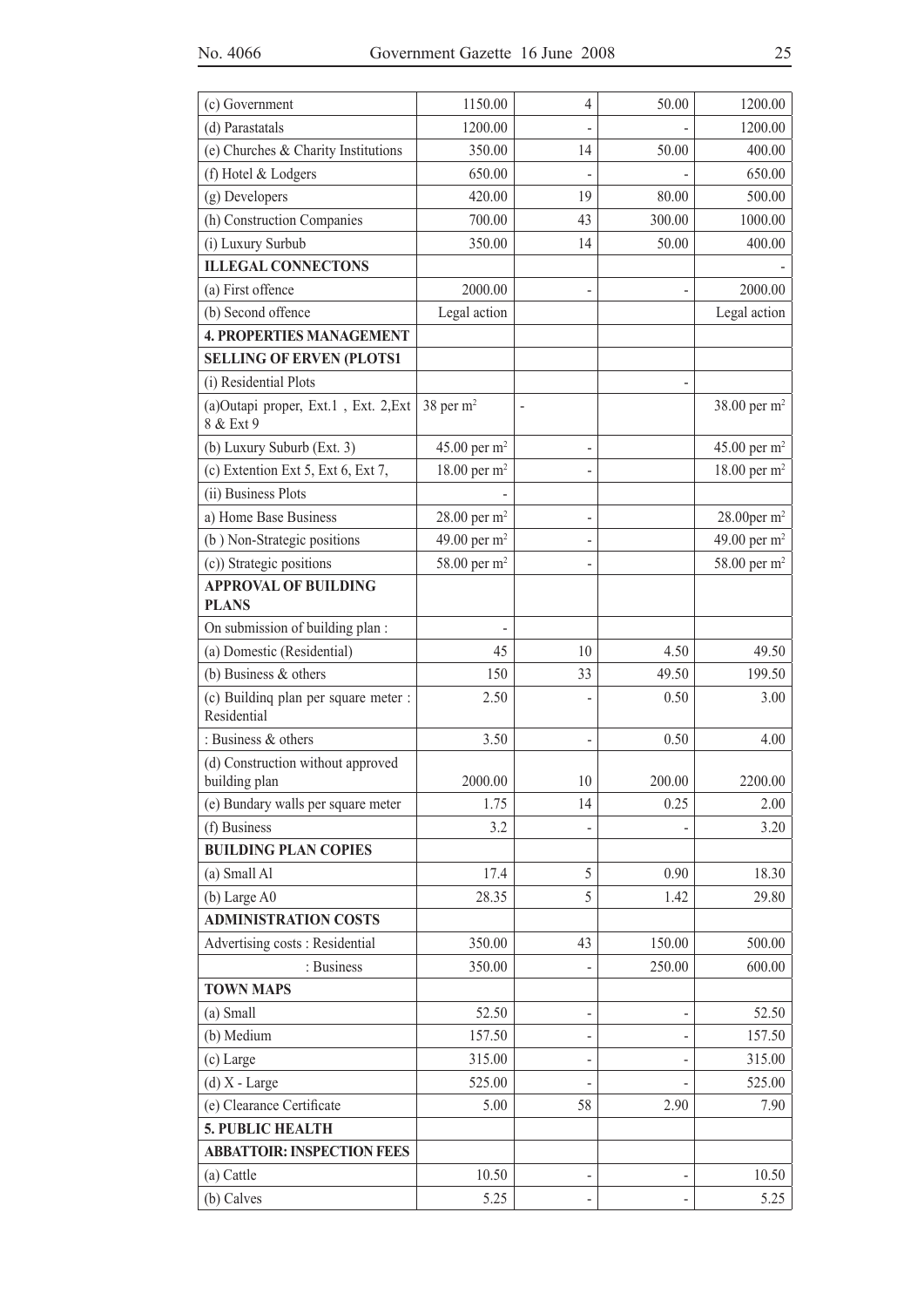| | | | | |
|---|---|---|---|---|
| (c) Government | 1150.00 | 4 | 50.00 | 1200.00 |
| (d) Parastatals | 1200.00 | - | - | 1200.00 |
| (e) Churches & Charity Institutions | 350.00 | 14 | 50.00 | 400.00 |
| (f) Hotel & Lodgers | 650.00 | - | - | 650.00 |
| (g) Developers | 420.00 | 19 | 80.00 | 500.00 |
| (h) Construction Companies | 700.00 | 43 | 300.00 | 1000.00 |
| (i) Luxury Surbub | 350.00 | 14 | 50.00 | 400.00 |
| **ILLEGAL CONNECTONS** | | | | - |
| (a) First offence | 2000.00 | - | - | 2000.00 |
| (b) Second offence | Legal action | | | Legal action |
| **4. PROPERTIES MANAGEMENT** | | | | |
| **SELLING OF ERVEN (PLOTS1** | | | | |
| (i) Residential Plots | | | - | |
| (a)Outapi proper, Ext.1 , Ext. 2,Ext 8 & Ext 9 | 38 per $m^2$ | - | | 38.00 per $m^2$ |
| (b) Luxury Suburb (Ext. 3) | 45.00 per $m^2$ | - | | 45.00 per $m^2$ |
| (c) Extention Ext 5, Ext 6, Ext 7, | 18.00 per $m^2$ | - | | 18.00 per $m^2$ |
| (ii) Business Plots | - | | | |
| a) Home Base Business | 28.00 per $m^2$ | - | | 28.00per $m^2$ |
| (b ) Non-Strategic positions | 49.00 per $m^2$ | - | | 49.00 per $m^2$ |
| (c)) Strategic positions | 58.00 per $m^2$ | - | | 58.00 per $m^2$ |
| **APPROVAL OF BUILDING PLANS** | | | | |
| On submission of building plan : | - | | | |
| (a) Domestic (Residential) | 45 | 10 | 4.50 | 49.50 |
| (b) Business & others | 150 | 33 | 49.50 | 199.50 |
| (c) Buildinq plan per square meter : Residential | 2.50 | - | 0.50 | 3.00 |
| : Business & others | 3.50 | - | 0.50 | 4.00 |
| (d) Construction without approved building plan | 2000.00 | 10 | 200.00 | 2200.00 |
| (e) Bundary walls per square meter | 1.75 | 14 | 0.25 | 2.00 |
| (f) Business | 3.2 | - | - | 3.20 |
| **BUILDING PLAN COPIES** | | | | |
| (a) Small Al | 17.4 | 5 | 0.90 | 18.30 |
| (b) Large A0 | 28.35 | 5 | 1.42 | 29.80 |
| **ADMINISTRATION COSTS** | | | | |
| Advertising costs : Residential | 350.00 | 43 | 150.00 | 500.00 |
| : Business | 350.00 | - | 250.00 | 600.00 |
| **TOWN MAPS** | | | | |
| (a) Small | 52.50 | - | - | 52.50 |
| (b) Medium | 157.50 | - | - | 157.50 |
| (c) Large | 315.00 | - | - | 315.00 |
| (d) X - Large | 525.00 | - | - | 525.00 |
| (e) Clearance Certificate | 5.00 | 58 | 2.90 | 7.90 |
| **5. PUBLIC HEALTH** | | | | |
| **ABBATTOIR: INSPECTION FEES** | | | | |
| (a) Cattle | 10.50 | - | - | 10.50 |
| (b) Calves | 5.25 | - | - | 5.25 |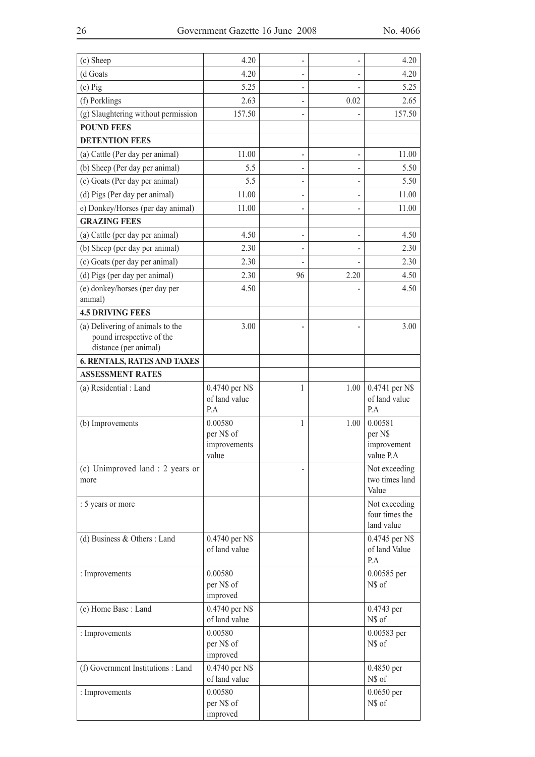| (c) Sheep | 4.20 | - | - | 4.20 |
|---|---|---|---|---|
| (d Goats | 4.20 | - | - | 4.20 |
| (e) Pig | 5.25 | - | - | 5.25 |
| (f) Porklings | 2.63 | - | 0.02 | 2.65 |
| (g) Slaughtering without permission | 157.50 | - | - | 157.50 |
| **POUND FEES** | | | | |
| **DETENTION FEES** | | | | |
| (a) Cattle (Per day per animal) | 11.00 | - | - | 11.00 |
| (b) Sheep (Per day per animal) | 5.5 | - | - | 5.50 |
| (c) Goats (Per day per animal) | 5.5 | - | - | 5.50 |
| (d) Pigs (Per day per animal) | 11.00 | - | - | 11.00 |
| e) Donkey/Horses (per day animal) | 11.00 | - | - | 11.00 |
| **GRAZING FEES** | | | | |
| (a) Cattle (per day per animal) | 4.50 | - | - | 4.50 |
| (b) Sheep (per day per animal) | 2.30 | - | - | 2.30 |
| (c) Goats (per day per animal) | 2.30 | - | - | 2.30 |
| (d) Pigs (per day per animal) | 2.30 | 96 | 2.20 | 4.50 |
| (e) donkey/horses (per day per animal) | 4.50 | | - | 4.50 |
| **4.5 DRIVING FEES** | | | | |
| (a) Delivering of animals to the pound irrespective of the distance (per animal) | 3.00 | - | - | 3.00 |
| **6. RENTALS, RATES AND TAXES** | | | | |
| **ASSESSMENT RATES** | | | | |
| (a) Residential : Land | 0.4740 per N$ of land value P.A | 1 | 1.00 | 0.4741 per N$ of land value P.A |
| (b) Improvements | 0.00580 per N$ of improvements value | 1 | 1.00 | 0.00581 per N$ improvement value P.A |
| (c) Unimproved land : 2 years or more | | - | | Not exceeding two times land Value |
| : 5 years or more | | | | Not exceeding four times the land value |
| (d) Business & Others : Land | 0.4740 per N$ of land value | | | 0.4745 per N$ of land Value P.A |
| : Improvements | 0.00580 per N$ of improved | | | 0.00585 per N$ of |
| (e) Home Base : Land | 0.4740 per N$ of land value | | | 0.4743 per N$ of |
| : Improvements | 0.00580 per N$ of improved | | | 0.00583 per N$ of |
| (f) Government Institutions : Land | 0.4740 per N$ of land value | | | 0.4850 per N$ of |
| : Improvements | 0.00580 per N$ of improved | | | 0.0650 per N$ of |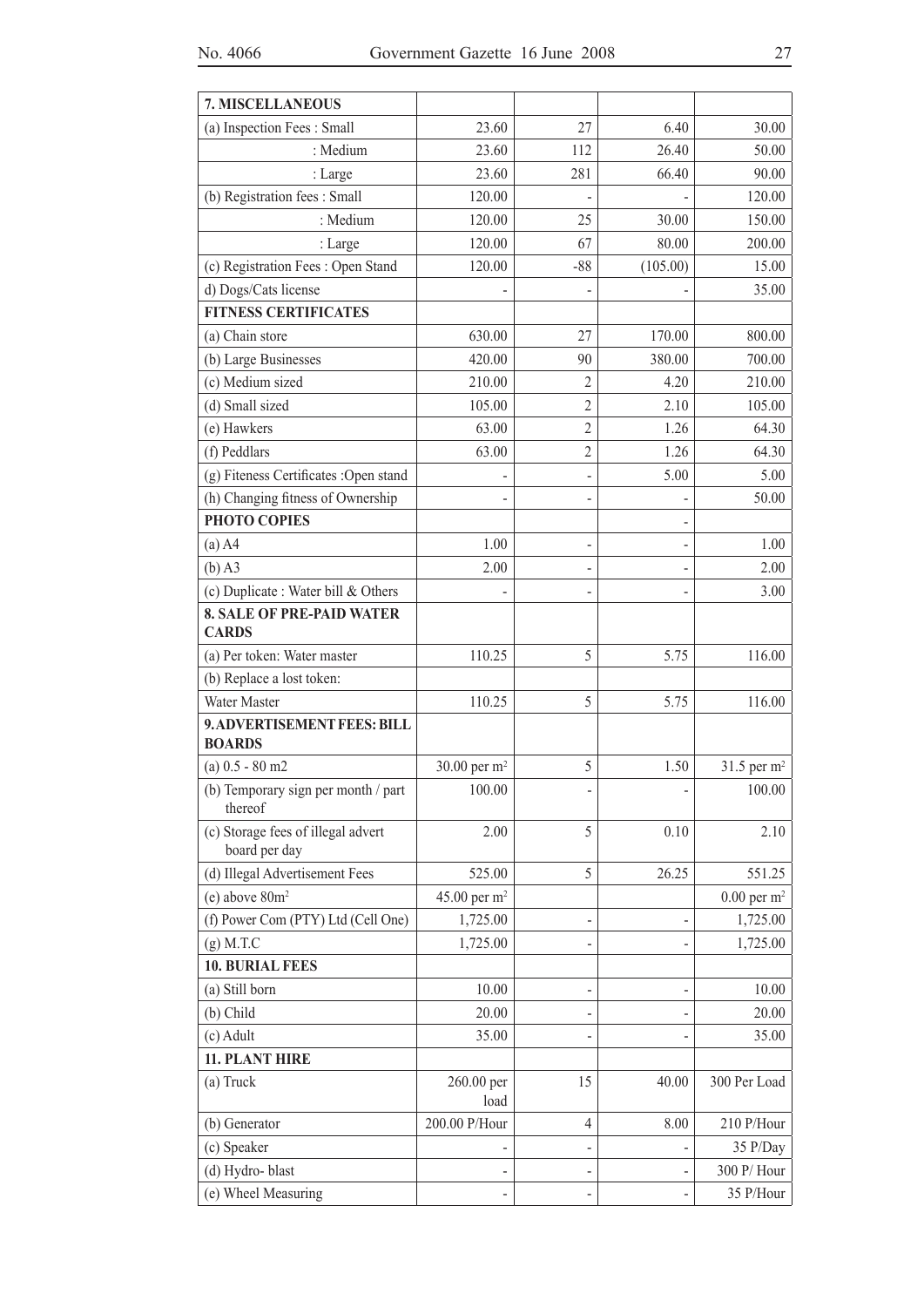| 7. MISCELLANEOUS | | | | |
|---|---|---|---|---|
| (a) Inspection Fees : Small | 23.60 | 27 | 6.40 | 30.00 |
| : Medium | 23.60 | 112 | 26.40 | 50.00 |
| : Large | 23.60 | 281 | 66.40 | 90.00 |
| (b) Registration fees : Small | 120.00 | - | - | 120.00 |
| : Medium | 120.00 | 25 | 30.00 | 150.00 |
| : Large | 120.00 | 67 | 80.00 | 200.00 |
| (c) Registration Fees : Open Stand | 120.00 | -88 | (105.00) | 15.00 |
| d) Dogs/Cats license | - | - | - | 35.00 |
| **FITNESS CERTIFICATES** | | | | |
| (a) Chain store | 630.00 | 27 | 170.00 | 800.00 |
| (b) Large Businesses | 420.00 | 90 | 380.00 | 700.00 |
| (c) Medium sized | 210.00 | 2 | 4.20 | 210.00 |
| (d) Small sized | 105.00 | 2 | 2.10 | 105.00 |
| (e) Hawkers | 63.00 | 2 | 1.26 | 64.30 |
| (f) Peddlars | 63.00 | 2 | 1.26 | 64.30 |
| (g) Fiteness Certificates :Open stand | - | - | 5.00 | 5.00 |
| (h) Changing fitness of Ownership | - | - | - | 50.00 |
| **PHOTO COPIES** | | | - | |
| (a) A4 | 1.00 | - | - | 1.00 |
| (b) A3 | 2.00 | - | - | 2.00 |
| (c) Duplicate : Water bill & Others | - | - | - | 3.00 |
| **8. SALE OF PRE-PAID WATER CARDS** | | | | |
| (a) Per token: Water master | 110.25 | 5 | 5.75 | 116.00 |
| (b) Replace a lost token: | | | | |
| Water Master | 110.25 | 5 | 5.75 | 116.00 |
| **9. ADVERTISEMENT FEES: BILL BOARDS** | | | | |
| (a) 0.5 - 80 m2 | 30.00 per m² | 5 | 1.50 | 31.5 per m² |
| (b) Temporary sign per month / part thereof | 100.00 | - | - | 100.00 |
| (c) Storage fees of illegal advert board per day | 2.00 | 5 | 0.10 | 2.10 |
| (d) Illegal Advertisement Fees | 525.00 | 5 | 26.25 | 551.25 |
| (e) above 80m² | 45.00 per m² | | | 0.00 per m² |
| (f) Power Com (PTY) Ltd (Cell One) | 1,725.00 | - | - | 1,725.00 |
| (g) M.T.C | 1,725.00 | - | - | 1,725.00 |
| **10. BURIAL FEES** | | | | |
| (a) Still born | 10.00 | - | - | 10.00 |
| (b) Child | 20.00 | - | - | 20.00 |
| (c) Adult | 35.00 | - | - | 35.00 |
| **11. PLANT HIRE** | | | | |
| (a) Truck | 260.00 per load | 15 | 40.00 | 300 Per Load |
| (b) Generator | 200.00 P/Hour | 4 | 8.00 | 210 P/Hour |
| (c) Speaker | - | - | - | 35 P/Day |
| (d) Hydro- blast | - | - | - | 300 P/ Hour |
| (e) Wheel Measuring | - | - | - | 35 P/Hour |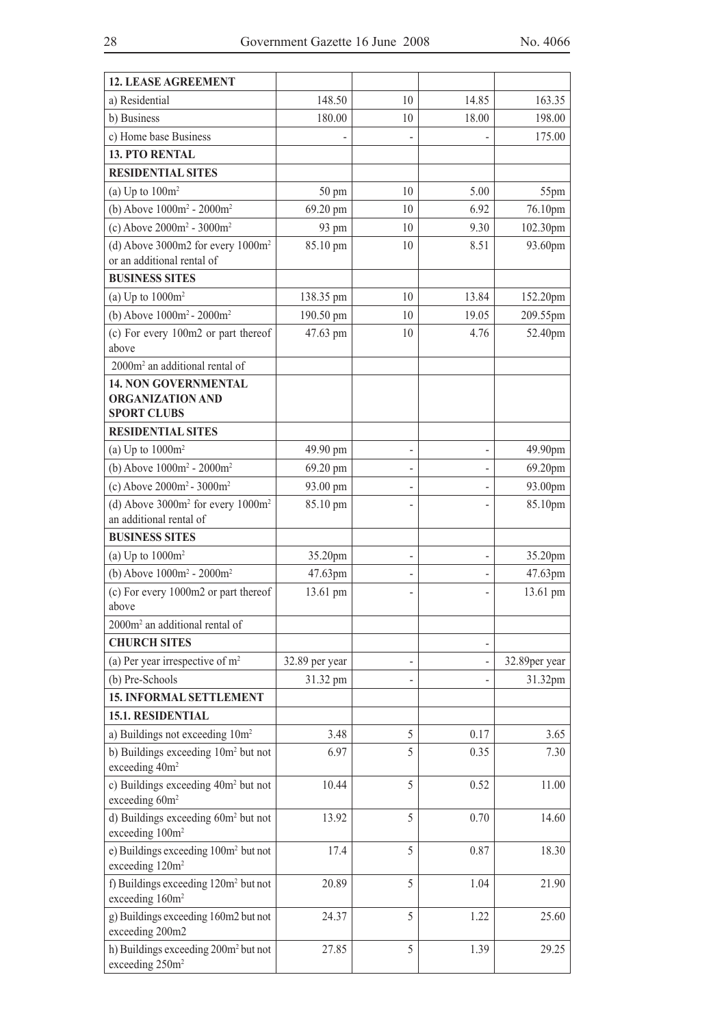| **12. LEASE AGREEMENT** | | | | |
|---|---|---|---|---|
| a) Residential | 148.50 | 10 | 14.85 | 163.35 |
| b) Business | 180.00 | 10 | 18.00 | 198.00 |
| c) Home base Business | - | - | - | 175.00 |
| **13. PTO RENTAL** | | | | |
| **RESIDENTIAL SITES** | | | | |
| (a) Up to $100m^2$ | 50 pm | 10 | 5.00 | 55pm |
| (b) Above $1000m^2$ - $2000m^2$ | 69.20 pm | 10 | 6.92 | 76.10pm |
| (c) Above $2000m^2$ - $3000m^2$ | 93 pm | 10 | 9.30 | 102.30pm |
| (d) Above 3000m2 for every $1000m^2$ or an additional rental of | 85.10 pm | 10 | 8.51 | 93.60pm |
| **BUSINESS SITES** | | | | |
| (a) Up to $1000m^2$ | 138.35 pm | 10 | 13.84 | 152.20pm |
| (b) Above $1000m^2$ - $2000m^2$ | 190.50 pm | 10 | 19.05 | 209.55pm |
| (c) For every 100m2 or part thereof above | 47.63 pm | 10 | 4.76 | 52.40pm |
| $2000m^2$ an additional rental of | | | | |
| **14. NON GOVERNMENTAL ORGANIZATION AND SPORT CLUBS** | | | | |
| **RESIDENTIAL SITES** | | | | |
| (a) Up to $1000m^2$ | 49.90 pm | - | - | 49.90pm |
| (b) Above $1000m^2$ - $2000m^2$ | 69.20 pm | - | - | 69.20pm |
| (c) Above $2000m^2$ - $3000m^2$ | 93.00 pm | - | - | 93.00pm |
| (d) Above $3000m^2$ for every $1000m^2$ an additional rental of | 85.10 pm | - | - | 85.10pm |
| **BUSINESS SITES** | | | | |
| (a) Up to $1000m^2$ | 35.20pm | - | - | 35.20pm |
| (b) Above $1000m^2$ - $2000m^2$ | 47.63pm | - | - | 47.63pm |
| (c) For every 1000m2 or part thereof above | 13.61 pm | - | - | 13.61 pm |
| $2000m^2$ an additional rental of | | | | |
| **CHURCH SITES** | | | - | |
| (a) Per year irrespective of $m^2$ | 32.89 per year | - | - | 32.89per year |
| (b) Pre-Schools | 31.32 pm | - | - | 31.32pm |
| **15. INFORMAL SETTLEMENT** | | | | |
| **15.1. RESIDENTIAL** | | | | |
| a) Buildings not exceeding $10m^2$ | 3.48 | 5 | 0.17 | 3.65 |
| b) Buildings exceeding $10m^2$ but not exceeding $40m^2$ | 6.97 | 5 | 0.35 | 7.30 |
| c) Buildings exceeding $40m^2$ but not exceeding $60m^2$ | 10.44 | 5 | 0.52 | 11.00 |
| d) Buildings exceeding $60m^2$ but not exceeding $100m^2$ | 13.92 | 5 | 0.70 | 14.60 |
| e) Buildings exceeding $100m^2$ but not exceeding $120m^2$ | 17.4 | 5 | 0.87 | 18.30 |
| f) Buildings exceeding $120m^2$ but not exceeding $160m^2$ | 20.89 | 5 | 1.04 | 21.90 |
| g) Buildings exceeding 160m2 but not exceeding 200m2 | 24.37 | 5 | 1.22 | 25.60 |
| h) Buildings exceeding $200m^2$ but not exceeding $250m^2$ | 27.85 | 5 | 1.39 | 29.25 |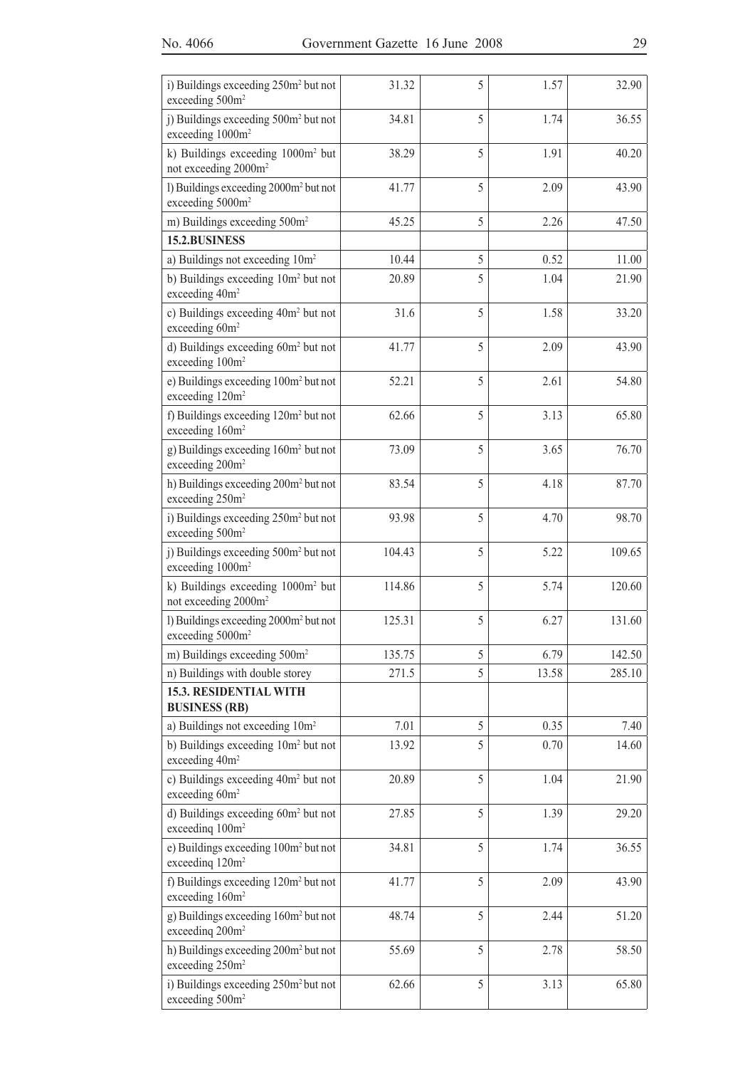| | | | | |
|---|---|---|---|---|
| i) Buildings exceeding 250m² but not exceeding 500m² | 31.32 | 5 | 1.57 | 32.90 |
| j) Buildings exceeding 500m² but not exceeding 1000m² | 34.81 | 5 | 1.74 | 36.55 |
| k) Buildings exceeding 1000m² but not exceeding 2000m² | 38.29 | 5 | 1.91 | 40.20 |
| l) Buildings exceeding 2000m² but not exceeding 5000m² | 41.77 | 5 | 2.09 | 43.90 |
| m) Buildings exceeding 500m² | 45.25 | 5 | 2.26 | 47.50 |
| **15.2.BUSINESS** | | | | |
| a) Buildings not exceeding 10m² | 10.44 | 5 | 0.52 | 11.00 |
| b) Buildings exceeding 10m² but not exceeding 40m² | 20.89 | 5 | 1.04 | 21.90 |
| c) Buildings exceeding 40m² but not exceeding 60m² | 31.6 | 5 | 1.58 | 33.20 |
| d) Buildings exceeding 60m² but not exceeding 100m² | 41.77 | 5 | 2.09 | 43.90 |
| e) Buildings exceeding 100m² but not exceeding 120m² | 52.21 | 5 | 2.61 | 54.80 |
| f) Buildings exceeding 120m² but not exceeding 160m² | 62.66 | 5 | 3.13 | 65.80 |
| g) Buildings exceeding 160m² but not exceeding 200m² | 73.09 | 5 | 3.65 | 76.70 |
| h) Buildings exceeding 200m² but not exceeding 250m² | 83.54 | 5 | 4.18 | 87.70 |
| i) Buildings exceeding 250m² but not exceeding 500m² | 93.98 | 5 | 4.70 | 98.70 |
| j) Buildings exceeding 500m² but not exceeding 1000m² | 104.43 | 5 | 5.22 | 109.65 |
| k) Buildings exceeding 1000m² but not exceeding 2000m² | 114.86 | 5 | 5.74 | 120.60 |
| l) Buildings exceeding 2000m² but not exceeding 5000m² | 125.31 | 5 | 6.27 | 131.60 |
| m) Buildings exceeding 500m² | 135.75 | 5 | 6.79 | 142.50 |
| n) Buildings with double storey | 271.5 | 5 | 13.58 | 285.10 |
| **15.3. RESIDENTIAL WITH BUSINESS (RB)** | | | | |
| a) Buildings not exceeding 10m² | 7.01 | 5 | 0.35 | 7.40 |
| b) Buildings exceeding 10m² but not exceeding 40m² | 13.92 | 5 | 0.70 | 14.60 |
| c) Buildings exceeding 40m² but not exceeding 60m² | 20.89 | 5 | 1.04 | 21.90 |
| d) Buildings exceeding 60m² but not exceedinq 100m² | 27.85 | 5 | 1.39 | 29.20 |
| e) Buildings exceeding 100m² but not exceedinq 120m² | 34.81 | 5 | 1.74 | 36.55 |
| f) Buildings exceeding 120m² but not exceeding 160m² | 41.77 | 5 | 2.09 | 43.90 |
| g) Buildings exceeding 160m² but not exceedinq 200m² | 48.74 | 5 | 2.44 | 51.20 |
| h) Buildings exceeding 200m² but not exceeding 250m² | 55.69 | 5 | 2.78 | 58.50 |
| i) Buildings exceeding 250m² but not exceeding 500m² | 62.66 | 5 | 3.13 | 65.80 |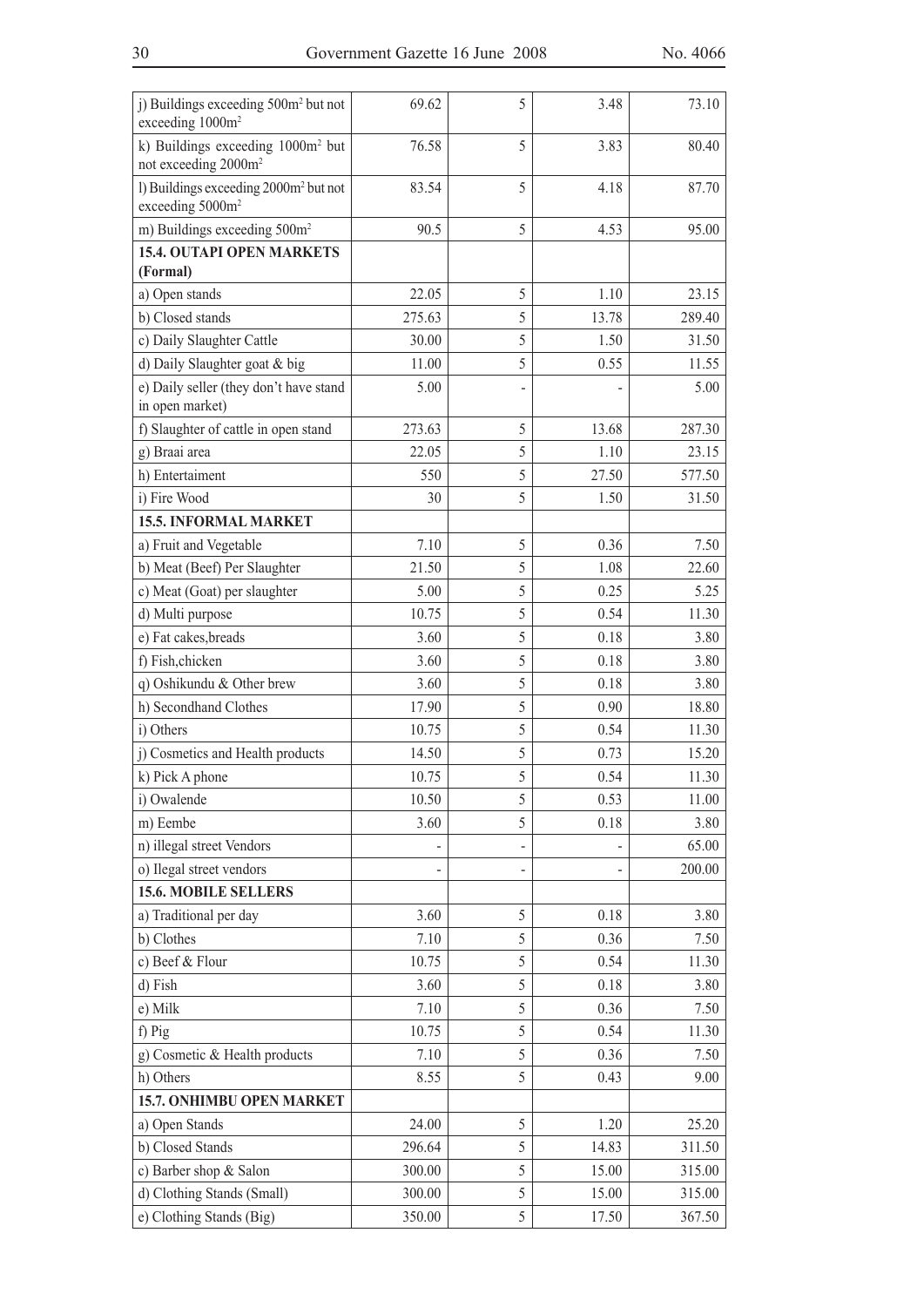| | | | | |
|---|---|---|---|---|
| j) Buildings exceeding 500m² but not exceeding 1000m² | 69.62 | 5 | 3.48 | 73.10 |
| k) Buildings exceeding 1000m² but not exceeding 2000m² | 76.58 | 5 | 3.83 | 80.40 |
| l) Buildings exceeding 2000m² but not exceeding 5000m² | 83.54 | 5 | 4.18 | 87.70 |
| m) Buildings exceeding 500m² | 90.5 | 5 | 4.53 | 95.00 |
| **15.4. OUTAPI OPEN MARKETS (Formal)** | | | | |
| a) Open stands | 22.05 | 5 | 1.10 | 23.15 |
| b) Closed stands | 275.63 | 5 | 13.78 | 289.40 |
| c) Daily Slaughter Cattle | 30.00 | 5 | 1.50 | 31.50 |
| d) Daily Slaughter goat & big | 11.00 | 5 | 0.55 | 11.55 |
| e) Daily seller (they don't have stand in open market) | 5.00 | - | - | 5.00 |
| f) Slaughter of cattle in open stand | 273.63 | 5 | 13.68 | 287.30 |
| g) Braai area | 22.05 | 5 | 1.10 | 23.15 |
| h) Entertaiment | 550 | 5 | 27.50 | 577.50 |
| i) Fire Wood | 30 | 5 | 1.50 | 31.50 |
| **15.5. INFORMAL MARKET** | | | | |
| a) Fruit and Vegetable | 7.10 | 5 | 0.36 | 7.50 |
| b) Meat (Beef) Per Slaughter | 21.50 | 5 | 1.08 | 22.60 |
| c) Meat (Goat) per slaughter | 5.00 | 5 | 0.25 | 5.25 |
| d) Multi purpose | 10.75 | 5 | 0.54 | 11.30 |
| e) Fat cakes,breads | 3.60 | 5 | 0.18 | 3.80 |
| f) Fish,chicken | 3.60 | 5 | 0.18 | 3.80 |
| q) Oshikundu & Other brew | 3.60 | 5 | 0.18 | 3.80 |
| h) Secondhand Clothes | 17.90 | 5 | 0.90 | 18.80 |
| i) Others | 10.75 | 5 | 0.54 | 11.30 |
| j) Cosmetics and Health products | 14.50 | 5 | 0.73 | 15.20 |
| k) Pick A phone | 10.75 | 5 | 0.54 | 11.30 |
| i) Owalende | 10.50 | 5 | 0.53 | 11.00 |
| m) Eembe | 3.60 | 5 | 0.18 | 3.80 |
| n) illegal street Vendors | - | - | - | 65.00 |
| o) Ilegal street vendors | - | - | - | 200.00 |
| **15.6. MOBILE SELLERS** | | | | |
| a) Traditional per day | 3.60 | 5 | 0.18 | 3.80 |
| b) Clothes | 7.10 | 5 | 0.36 | 7.50 |
| c) Beef & Flour | 10.75 | 5 | 0.54 | 11.30 |
| d) Fish | 3.60 | 5 | 0.18 | 3.80 |
| e) Milk | 7.10 | 5 | 0.36 | 7.50 |
| f) Pig | 10.75 | 5 | 0.54 | 11.30 |
| g) Cosmetic & Health products | 7.10 | 5 | 0.36 | 7.50 |
| h) Others | 8.55 | 5 | 0.43 | 9.00 |
| **15.7. ONHIMBU OPEN MARKET** | | | | |
| a) Open Stands | 24.00 | 5 | 1.20 | 25.20 |
| b) Closed Stands | 296.64 | 5 | 14.83 | 311.50 |
| c) Barber shop & Salon | 300.00 | 5 | 15.00 | 315.00 |
| d) Clothing Stands (Small) | 300.00 | 5 | 15.00 | 315.00 |
| e) Clothing Stands (Big) | 350.00 | 5 | 17.50 | 367.50 |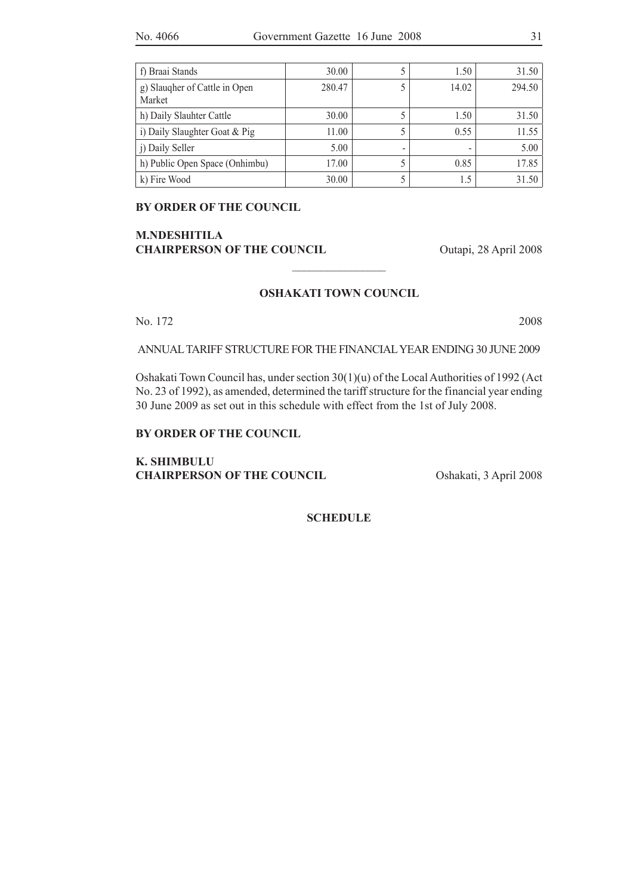| f) Braai Stands | 30.00 | 5 | 1.50 | 31.50 |
|---|---|---|---|---|
| g) Slauqher of Cattle in Open Market | 280.47 | 5 | 14.02 | 294.50 |
| h) Daily Slauhter Cattle | 30.00 | 5 | 1.50 | 31.50 |
| i) Daily Slaughter Goat & Pig | 11.00 | 5 | 0.55 | 11.55 |
| j) Daily Seller | 5.00 | - | - | 5.00 |
| h) Public Open Space (Onhimbu) | 17.00 | 5 | 0.85 | 17.85 |
| k) Fire Wood | 30.00 | 5 | 1.5 | 31.50 |

**BY ORDER OF THE COUNCIL**

**M.NDESHITILA**
**CHAIRPERSON OF THE COUNCIL** Outapi, 28 April 2008

---

## OSHAKATI TOWN COUNCIL

No. 172 2008

ANNUAL TARIFF STRUCTURE FOR THE FINANCIAL YEAR ENDING 30 JUNE 2009

Oshakati Town Council has, under section 30(1)(u) of the Local Authorities of 1992 (Act No. 23 of 1992), as amended, determined the tariff structure for the financial year ending 30 June 2009 as set out in this schedule with effect from the 1st of July 2008.

**BY ORDER OF THE COUNCIL**

**K. SHIMBULU**
**CHAIRPERSON OF THE COUNCIL** Oshakati, 3 April 2008

**SCHEDULE**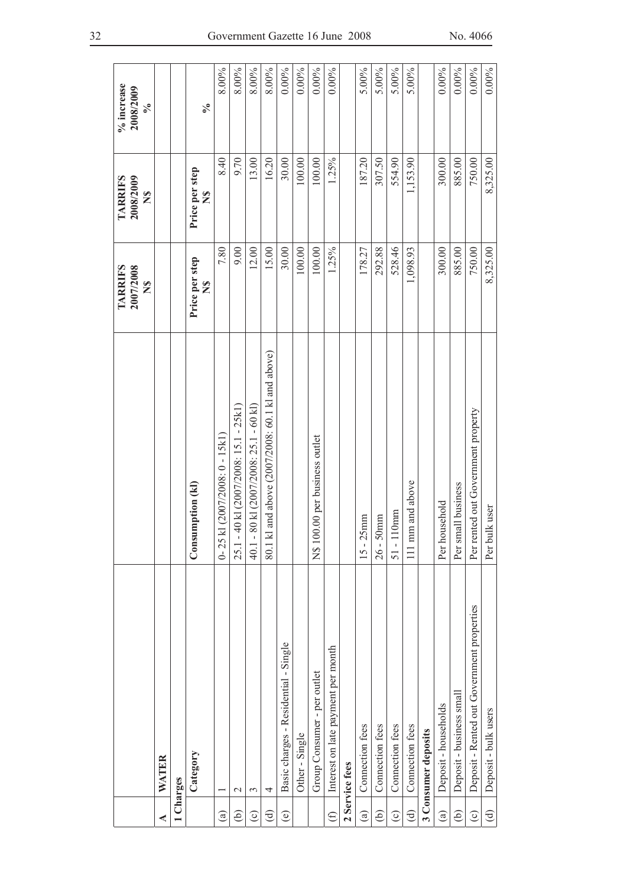| | | | TARRIFS 2007/2008 N$ | TARRIFS 2008/2009 N$ | % increase 2008/2009 % |
|---|---|---|---|---|---|
| **A** | **WATER** | | | | |
| **1 Charges** | | | | | |
| | **Category** | **Consumption (kl)** | **Price per step N$** | **Price per step N$** | **%** |
| (a) | 1 | 0- 25 kl (2007/2008: 0 - 15kl) | 7.80 | 8.40 | 8.00% |
| (b) | 2 | 25.1 - 40 kl (2007/2008: 15.1 - 25kl) | 9.00 | 9.70 | 8.00% |
| (c) | 3 | 40.1 - 80 kl (2007/2008: 25.1 - 60 kl) | 12.00 | 13.00 | 8.00% |
| (d) | 4 | 80.1 kl and above (2007/2008: 60.1 kl and above) | 15.00 | 16.20 | 8.00% |
| (e) | Basic charges - Residential - Single | | 30.00 | 30.00 | 0.00% |
| | Other - Single | | 100.00 | 100.00 | 0.00% |
| | Group Consumer - per outlet | N$ 100.00 per business outlet | 100.00 | 100.00 | 0.00% |
| (f) | Interest on late payment per month | | 1.25% | 1.25% | 0.00% |
| **2 Service fees** | | | | | |
| (a) | Connection fees | 15 - 25mm | 178.27 | 187.20 | 5.00% |
| (b) | Connection fees | 26 - 50mm | 292.88 | 307.50 | 5.00% |
| (c) | Connection fees | 51 - 110mm | 528.46 | 554.90 | 5.00% |
| (d) | Connection fees | 111 mm and above | 1,098.93 | 1,153.90 | 5.00% |
| **3 Consumer deposits** | | | | | |
| (a) | Deposit - households | Per household | 300.00 | 300.00 | 0.00% |
| (b) | Deposit - business small | Per small business | 885.00 | 885.00 | 0.00% |
| (c) | Deposit - Rented out Government properties | Per rented out Government property | 750.00 | 750.00 | 0.00% |
| (d) | Deposit - bulk users | Per bulk user | 8,325.00 | 8,325.00 | 0.00% |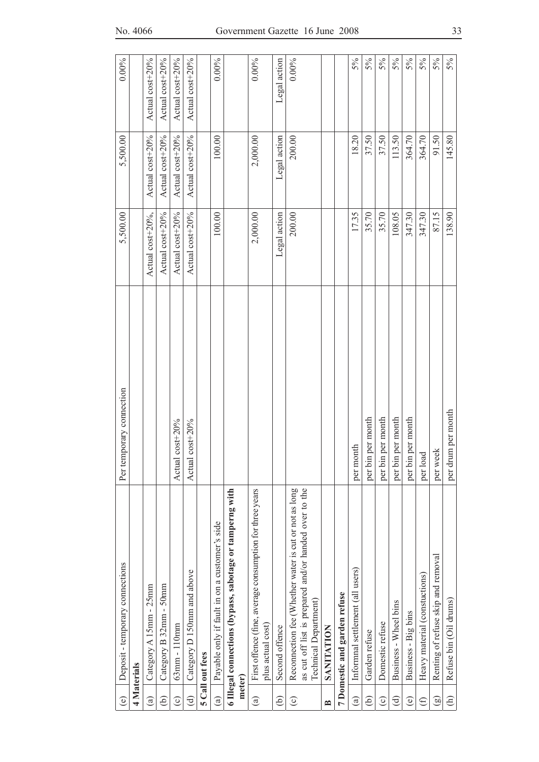| (e) | Deposit - temporary connections | Per temporary connection | 5,500.00 | 5,500.00 | 0.00% |
|---|---|---|---|---|---|
| **4 Materials** | | | | | |
| (a) | Category A 15mm - 25mm | | Actual cost+20%, | Actual cost+20% | Actual cost+20% |
| (b) | Category B 32mm - 50mm | | Actual cost+20% | Actual cost+20% | Actual cost+20% |
| (c) | 63mm - 110mm | Actual cost+20% | Actual cost+20% | Actual cost+20% | Actual cost+20% |
| (d) | Category D 150mm and above | Actual cost+20% | Actual cost+20% | Actual cost+20% | Actual cost+20% |
| **5 Call out fees** | | | | | |
| (a) | Payable only if fault in on a customer's side | | 100.00 | 100.00 | 0.00% |
| **6 Illegal connections (bypass, sabotage or tamperng with meter)** | | | | | |
| (a) | First offence (fine, average consumption for three years plus actual cost) | | 2,000.00 | 2,000.00 | 0.00% |
| (b) | Second offence | | Legal action | Legal action | Legal action |
| (c) | Reconnection fee (Whether water is cut or not as long as cut off list is prepared and/or handed over to the Technical Department) | | 200.00 | 200.00 | 0.00% |
| **B** | **SANITATION** | | | | |
| **7 Domestic and garden refuse** | | | | | |
| (a) | Informal settlement (all users) | per month | 17.35 | 18.20 | 5% |
| (b) | Garden refuse | per bin per month | 35.70 | 37.50 | 5% |
| (c) | Domestic refuse | per bin per month | 35.70 | 37.50 | 5% |
| (d) | Business - Wheel bins | per bin per month | 108.05 | 113.50 | 5% |
| (e) | Business - Big bins | per bin per month | 347.30 | 364.70 | 5% |
| (f) | Heavy material (constuctions) | per load | 347.30 | 364.70 | 5% |
| (g) | Renting of refuse skip and removal | per week | 87.15 | 91.50 | 5% |
| (h) | Refuse bin (Oil drums) | per drum per month | 138.90 | 145.80 | 5% |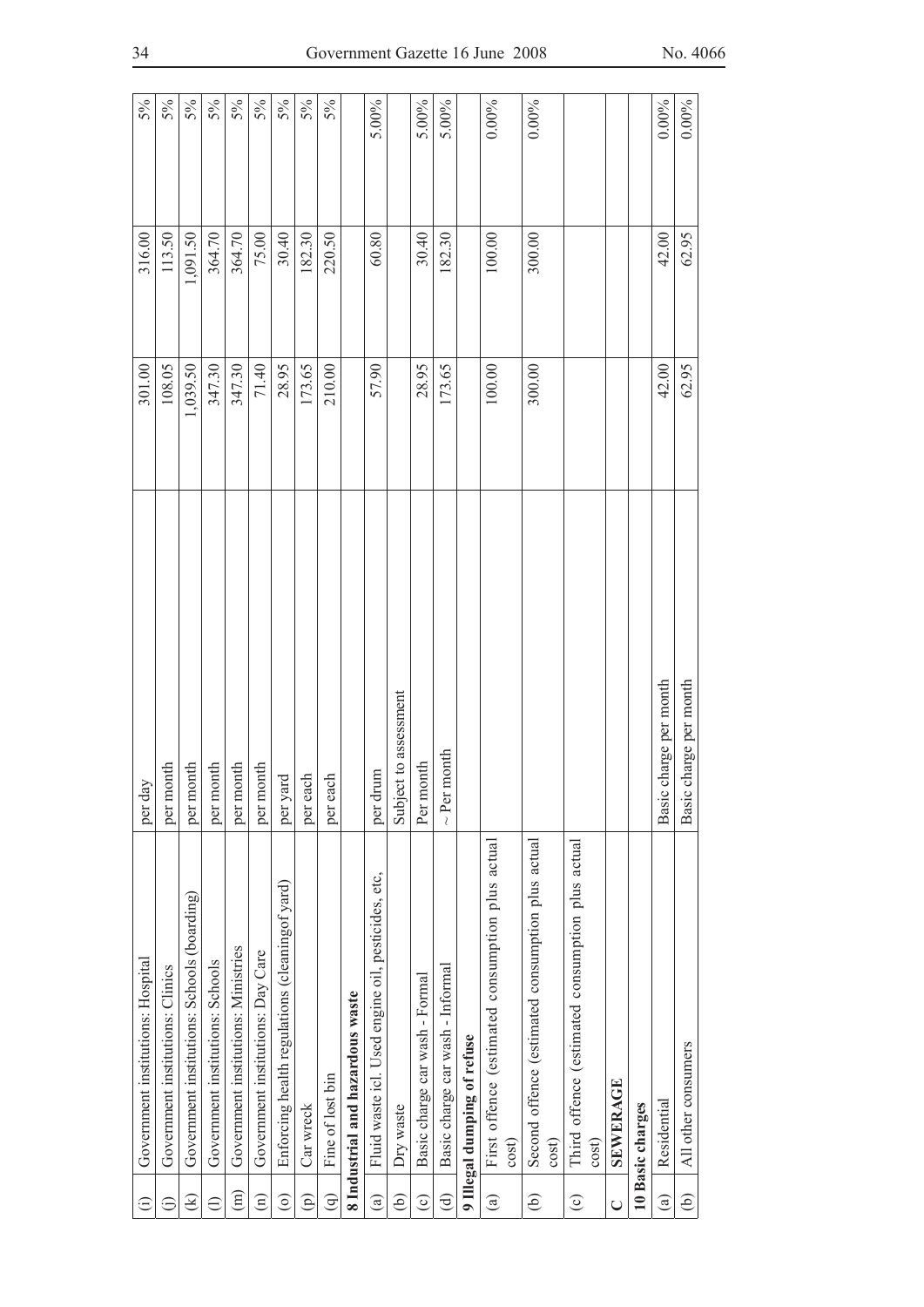| | | | | | |
|---|---|---|---|---|---|
| (i) | Government institutions: Hospital | per day | 301.00 | 316.00 | 5% |
| (j) | Government institutions: Clinics | per month | 108.05 | 113.50 | 5% |
| (k) | Government institutions: Schools (boarding) | per month | 1,039.50 | 1,091.50 | 5% |
| (l) | Government institutions: Schools | per month | 347.30 | 364.70 | 5% |
| (m) | Government institutions: Ministries | per month | 347.30 | 364.70 | 5% |
| (n) | Government institutions: Day Care | per month | 71.40 | 75.00 | 5% |
| (o) | Enforcing health regulations (cleaningof yard) | per yard | 28.95 | 30.40 | 5% |
| (p) | Car wreck | per each | 173.65 | 182.30 | 5% |
| (q) | Fine of lost bin | per each | 210.00 | 220.50 | 5% |
| **8 Industrial and hazardous waste** | | | | | |
| (a) | Fluid waste icl. Used engine oil, pesticides, etc, | per drum | 57.90 | 60.80 | 5.00% |
| (b) | Dry waste | Subject to assessment | | | |
| (c) | Basic charge car wash - Formal | Per month | 28.95 | 30.40 | 5.00% |
| (d) | Basic charge car wash - Informal | ~ Per month | 173.65 | 182.30 | 5.00% |
| **9 Illegal dumping of refuse** | | | | | |
| (a) | First offence (estimated consumption plus actual cost) | | 100.00 | 100.00 | 0.00% |
| (b) | Second offence (estimated consumption plus actual cost) | | 300.00 | 300.00 | 0.00% |
| (c) | Third offence (estimated consumption plus actual cost) | | | | |
| C | **SEWERAGE** | | | | |
| **10 Basic charges** | | | | | |
| (a) | Residential | Basic charge per month | 42.00 | 42.00 | 0.00% |
| (b) | All other consumers | Basic charge per month | 62.95 | 62.95 | 0.00% |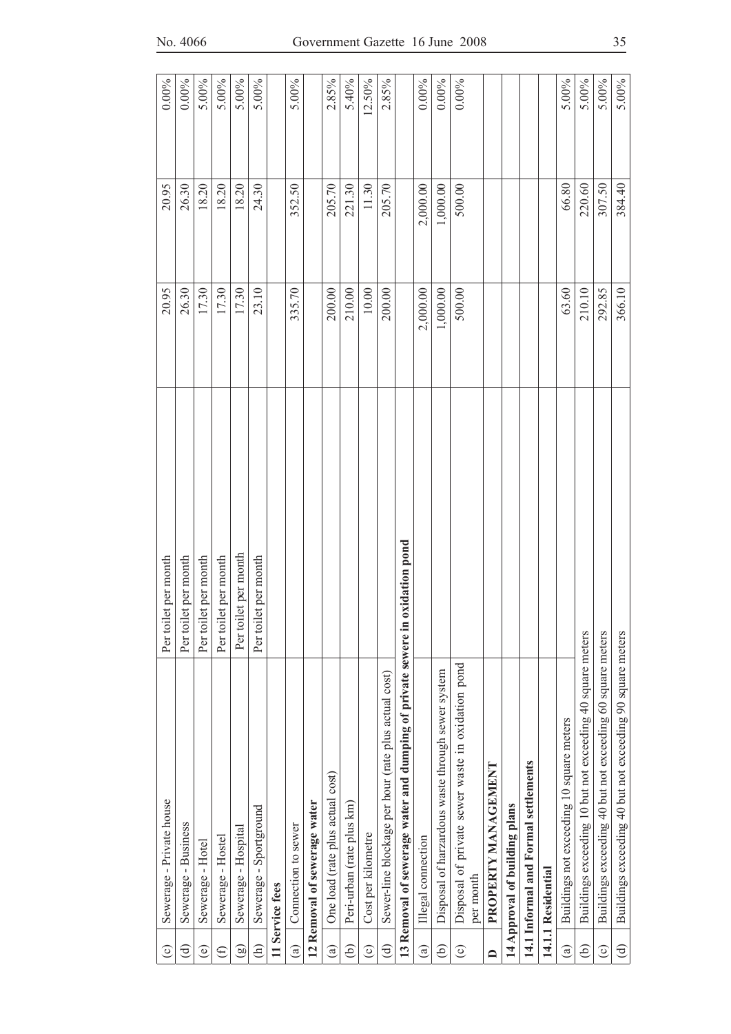| | | | | | |
|---|---|---|---|---|---|
| (c) | Sewerage - Private house | Per toilet per month | 20.95 | 20.95 | 0.00% |
| (d) | Sewerage - Business | Per toilet per month | 26.30 | 26.30 | 0.00% |
| (e) | Sewerage - Hotel | Per toilet per month | 17.30 | 18.20 | 5.00% |
| (f) | Sewerage - Hostel | Per toilet per month | 17.30 | 18.20 | 5.00% |
| (g) | Sewerage - Hospital | Per toilet per month | 17.30 | 18.20 | 5.00% |
| (h) | Sewerage - Sportground | Per toilet per month | 23.10 | 24.30 | 5.00% |
| **11 Service fees** | | | | | |
| (a) | Connection to sewer | | 335.70 | 352.50 | 5.00% |
| **12 Removal of sewerage water** | | | | | |
| (a) | One load (rate plus actual cost) | | 200.00 | 205.70 | 2.85% |
| (b) | Peri-urban (rate plus km) | | 210.00 | 221.30 | 5.40% |
| (c) | Cost per kilometre | | 10.00 | 11.30 | 12.50% |
| (d) | Sewer-line blockage per hour (rate plus actual cost) | | 200.00 | 205.70 | 2.85% |
| **13 Removal of sewerage water and dumping of private sewere in oxidation pond** | | | | | |
| (a) | Illegal connection | | 2,000.00 | 2,000.00 | 0.00% |
| (b) | Disposal of harzardous waste through sewer system | | 1,000.00 | 1,000.00 | 0.00% |
| (c) | Disposal of private sewer waste in oxidation pond per month | | 500.00 | 500.00 | 0.00% |
| **D** | **PROPERTY MANAGEMENT** | | | | |
| **14 Approval of building plans** | | | | | |
| **14.1 Informal and Formal settlements** | | | | | |
| **14.1.1 Residential** | | | | | |
| (a) | Buildings not exceeding 10 square meters | | 63.60 | 66.80 | 5.00% |
| (b) | Buildings exceeding 10 but not exceeding 40 square meters | | 210.10 | 220.60 | 5.00% |
| (c) | Buildings exceeding 40 but not exceeding 60 square meters | | 292.85 | 307.50 | 5.00% |
| (d) | Buildings exceeding 40 but not exceeding 90 square meters | | 366.10 | 384.40 | 5.00% |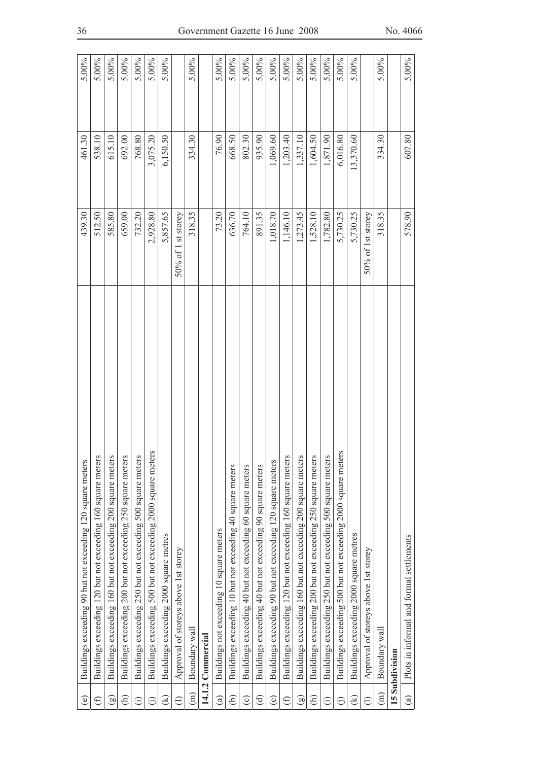| | | | | |
|---|---|---|---|---|
| (e) | Buildings exceeding 90 but not exceeding 120 square meters | 439.30 | 461.30 | 5.00% |
| (f) | Buildings exceeding 120 but not exceeding 160 square meters | 512.50 | 538.10 | 5.00% |
| (g) | Buildings exceeding 160 but not exceeding 200 square meters | 585.80 | 615.10 | 5.00% |
| (h) | Buildings exceeding 200 but not exceeding 250 square meters | 659.00 | 692.00 | 5.00% |
| (i) | Buildings exceeding 250 but not exceeding 500 square meters | 732.20 | 768.80 | 5.00% |
| (j) | Buildings exceeding 500 but not exceeding 2000 square meters | 2,928.80 | 3,075.20 | 5.00% |
| (k) | Buildings exceeding 2000 square metres | 5,857.65 | 6,150.50 | 5.00% |
| (l) | Approval of storeys above 1st storey | 50% of 1 st storey | | |
| (m) | Boundary wall | 318.35 | 334.30 | 5.00% |
| **14.1.2 Commercial** | | | | |
| (a) | Buildings not exceeding 10 square meters | 73.20 | 76.90 | 5.00% |
| (b) | Buildings exceeding 10 but not exceeding 40 square meters | 636.70 | 668.50 | 5.00% |
| (c) | Buildings exceeding 40 but not exceeding 60 square meters | 764.10 | 802.30 | 5.00% |
| (d) | Buildings exceeding 40 but not exceeding 90 square meters | 891.35 | 935.90 | 5.00% |
| (e) | Buildings exceeding 90 but not exceeding 120 square meters | 1,018.70 | 1,069.60 | 5.00% |
| (f) | Buildings exceeding 120 but not exceeding 160 square meters | 1,146.10 | 1,203.40 | 5.00% |
| (g) | Buildings exceeding 160 but not exceeding 200 square meters | 1,273.45 | 1,337.10 | 5.00% |
| (h) | Buildings exceeding 200 but not exceeding 250 square meters | 1,528.10 | 1,604.50 | 5.00% |
| (i) | Buildings exceeding 250 but not exceeding 500 square meters | 1,782.80 | 1,871.90 | 5.00% |
| (j) | Buildings exceeding 500 but not exceeding 2000 square meters | 5,730.25 | 6,016.80 | 5.00% |
| (k) | Buildings exceeding 2000 square metres | 5,730.25 | 13,370.60 | 5.00% |
| (l) | Approval of storeys above 1st storey | 50% of 1st storey | | |
| (m) | Boundary wall | 318.35 | 334.30 | 5.00% |
| **15 Subdivision** | | | | |
| (a) | Plots in informal and formal settlements | 578.90 | 607.80 | 5.00% |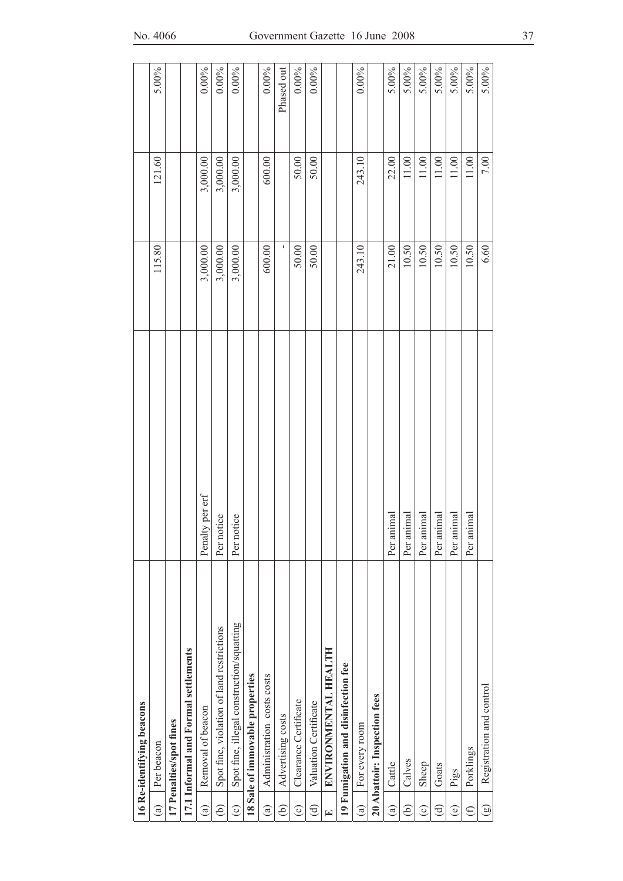| | 16 Re-identifying beacons | | | | |
|---|---|---|---|---|---|
| (a) | Per beacon | | 115.80 | 121.60 | 5.00% |
| | 17 Penalties/spot fines | | | | |
| | 17.1 Informal and Formal settlements | | | | |
| (a) | Removal of beacon | Penalty per erf | 3,000.00 | 3,000.00 | 0.00% |
| (b) | Spot fine, violation of land restrictions | Per notice | 3,000.00 | 3,000.00 | 0.00% |
| (c) | Spot fine, illegal construction/squatting | Per notice | 3,000.00 | 3,000.00 | 0.00% |
| | 18 Sale of immovable properties | | | | |
| (a) | Administration costs costs | | 600.00 | 600.00 | 0.00% |
| (b) | Advertising costs | | - | | Phased out |
| (c) | Clearance Certificate | | 50.00 | 50.00 | 0.00% |
| (d) | Valuation Certificate | | 50.00 | 50.00 | 0.00% |
| E | ENVIRONMENTAL HEALTH | | | | |
| | 19 Fumigation and disinfection fee | | | | |
| (a) | For every room | | 243.10 | 243.10 | 0.00% |
| | 20 Abattoir: Inspection fees | | | | |
| (a) | Cattle | Per animal | 21.00 | 22.00 | 5.00% |
| (b) | Calves | Per animal | 10.50 | 11.00 | 5.00% |
| (c) | Sheep | Per animal | 10.50 | 11.00 | 5.00% |
| (d) | Goats | Per animal | 10.50 | 11.00 | 5.00% |
| (e) | Pigs | Per animal | 10.50 | 11.00 | 5.00% |
| (f) | Porklings | Per animal | 10.50 | 11.00 | 5.00% |
| (g) | Registration and control | | 6.60 | 7.00 | 5.00% |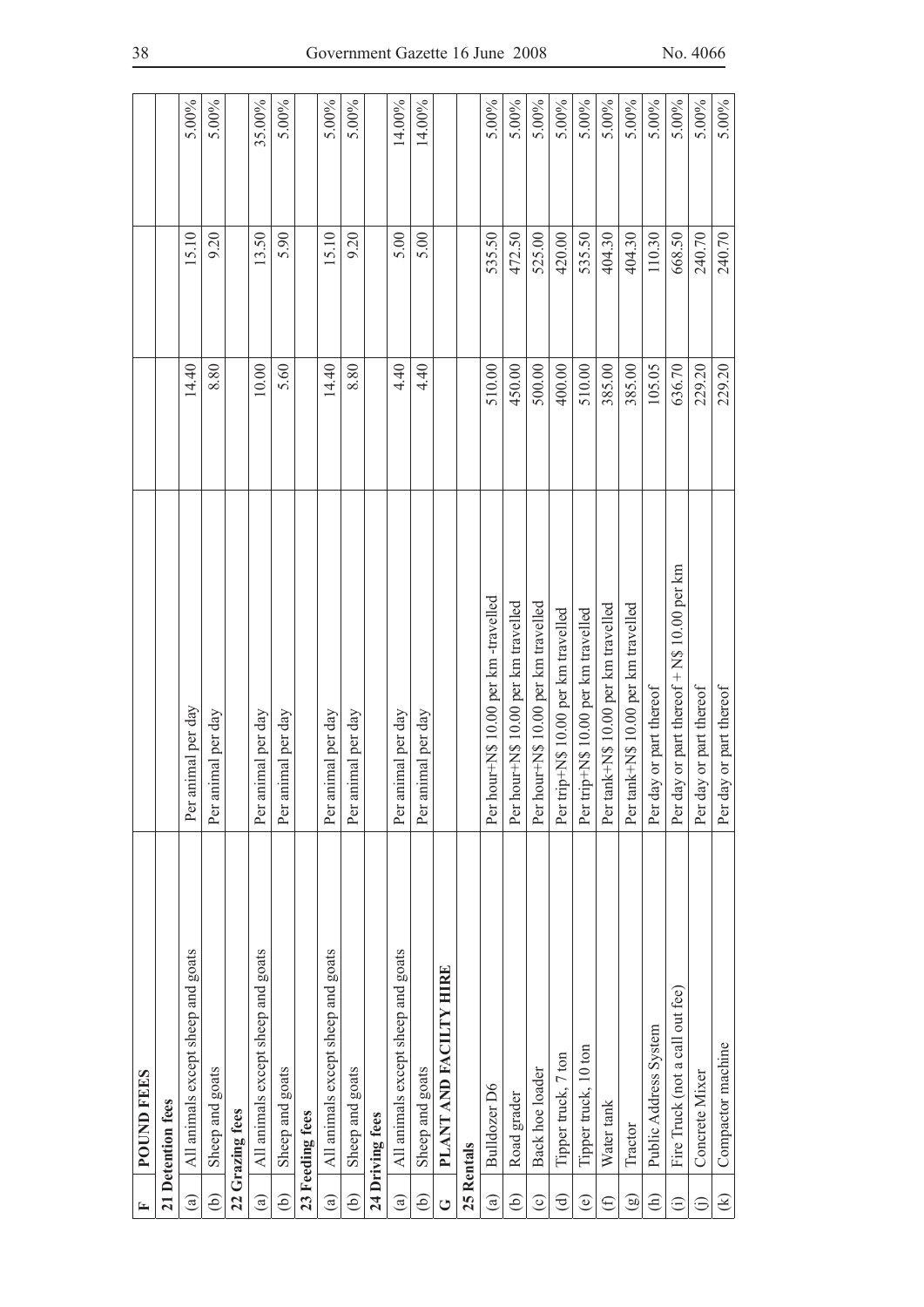| F | POUND FEES | | | | |
|---|---|---|---|---|---|
| **21 Detention fees** | | | | | |
| (a) | All animals except sheep and goats | Per animal per day | 14.40 | 15.10 | 5.00% |
| (b) | Sheep and goats | Per animal per day | 8.80 | 9.20 | 5.00% |
| **22 Grazing fees** | | | | | |
| (a) | All animals except sheep and goats | Per animal per day | 10.00 | 13.50 | 35.00% |
| (b) | Sheep and goats | Per animal per day | 5.60 | 5.90 | 5.00% |
| **23 Feeding fees** | | | | | |
| (a) | All animals except sheep and goats | Per animal per day | 14.40 | 15.10 | 5.00% |
| (b) | Sheep and goats | Per animal per day | 8.80 | 9.20 | 5.00% |
| **24 Driving fees** | | | | | |
| (a) | All animals except sheep and goats | Per animal per day | 4.40 | 5.00 | 14.00% |
| (b) | Sheep and goats | Per animal per day | 4.40 | 5.00 | 14.00% |
| **G** | **PLANT AND FACILTY HIRE** | | | | |
| **25 Rentals** | | | | | |
| (a) | Bulldozer D6 | Per hour+N$ 10.00 per km -travelled | 510.00 | 535.50 | 5.00% |
| (b) | Road grader | Per hour+N$ 10.00 per km travelled | 450.00 | 472.50 | 5.00% |
| (c) | Back hoe loader | Per hour+N$ 10.00 per km travelled | 500.00 | 525.00 | 5.00% |
| (d) | Tipper truck, 7 ton | Per trip+N$ 10.00 per km travelled | 400.00 | 420.00 | 5.00% |
| (e) | Tipper truck, 10 ton | Per trip+N$ 10.00 per km travelled | 510.00 | 535.50 | 5.00% |
| (f) | Water tank | Per tank+N$ 10.00 per km travelled | 385.00 | 404.30 | 5.00% |
| (g) | Tractor | Per tank+N$ 10.00 per km travelled | 385.00 | 404.30 | 5.00% |
| (h) | Public Address System | Per day or part thereof | 105.05 | 110.30 | 5.00% |
| (i) | Fire Truck (not a call out fee) | Per day or part thereof + N$ 10.00 per km | 636.70 | 668.50 | 5.00% |
| (j) | Concrete Mixer | Per day or part thereof | 229.20 | 240.70 | 5.00% |
| (k) | Compactor machine | Per day or part thereof | 229.20 | 240.70 | 5.00% |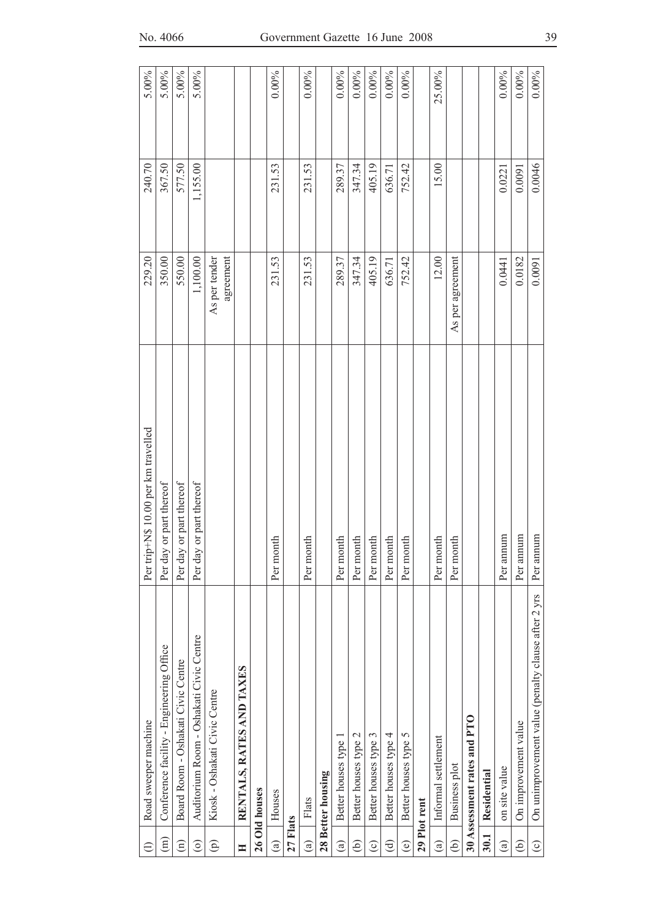| | | | | | |
|---|---|---|---|---|---|
| (l) | Road sweeper machine | Per trip+N$ 10.00 per km travelled | 229.20 | 240.70 | 5.00% |
| (m) | Conference facility - Engineering Office | Per day or part thereof | 350.00 | 367.50 | 5.00% |
| (n) | Board Room - Oshakati Civic Centre | Per day or part thereof | 550.00 | 577.50 | 5.00% |
| (o) | Auditorium Room - Oshakati Civic Centre | Per day or part thereof | 1,100.00 | 1,155.00 | 5.00% |
| (p) | Kiosk - Oshakati Civic Centre | | As per tender agreement | | |
| **H** | **RENTALS, RATES AND TAXES** | | | | |
| **26 Old houses** | | | | | |
| (a) | Houses | Per month | 231.53 | 231.53 | 0.00% |
| **27 Flats** | | | | | |
| (a) | Flats | Per month | 231.53 | 231.53 | 0.00% |
| **28 Better housing** | | | | | |
| (a) | Better houses type 1 | Per month | 289.37 | 289.37 | 0.00% |
| (b) | Better houses type 2 | Per month | 347.34 | 347.34 | 0.00% |
| (c) | Better houses type 3 | Per month | 405.19 | 405.19 | 0.00% |
| (d) | Better houses type 4 | Per month | 636.71 | 636.71 | 0.00% |
| (e) | Better houses type 5 | Per month | 752.42 | 752.42 | 0.00% |
| **29 Plot rent** | | | | | |
| (a) | Informal settlement | Per month | 12.00 | 15.00 | 25.00% |
| (b) | Business plot | Per month | As per agreement | | |
| **30 Assessment rates and PTO** | | | | | |
| **30.1** | **Residential** | | | | |
| (a) | on site value | Per annum | 0.0441 | 0.0221 | 0.00% |
| (b) | On improvement value | Per annum | 0.0182 | 0.0091 | 0.00% |
| (c) | On unimprovement value (penalty clause after 2 yrs | Per annum | 0.0091 | 0.0046 | 0.00% |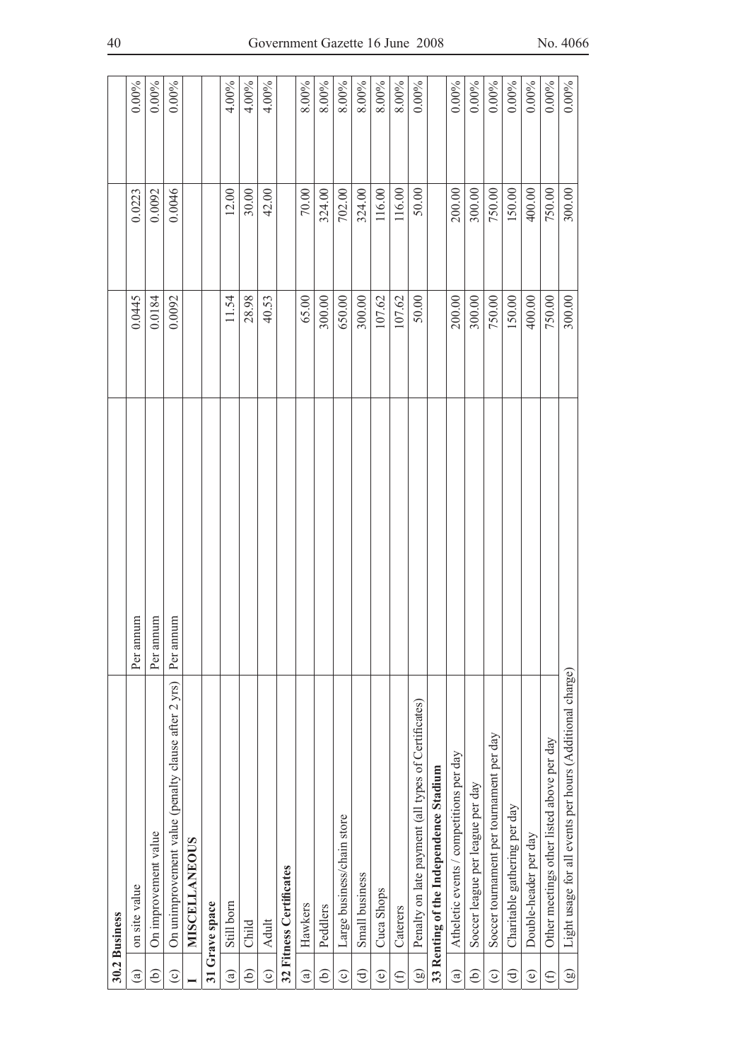| | | | | | |
|---|---|---|---|---|---|
| **30.2 Business** | | | | | |
| (a) | on site value | Per annum | 0.0445 | 0.0223 | 0.00% |
| (b) | On improvement value | Per annum | 0.0184 | 0.0092 | 0.00% |
| (c) | On unimprovement value (penalty clause after 2 yrs) | Per annum | 0.0092 | 0.0046 | 0.00% |
| **I** | **MISCELLANEOUS** | | | | |
| **31 Grave space** | | | | | |
| (a) | Still born | | 11.54 | 12.00 | 4.00% |
| (b) | Child | | 28.98 | 30.00 | 4.00% |
| (c) | Adult | | 40.53 | 42.00 | 4.00% |
| **32 Fitness Certificates** | | | | | |
| (a) | Hawkers | | 65.00 | 70.00 | 8.00% |
| (b) | Peddlers | | 300.00 | 324.00 | 8.00% |
| (c) | Large business/chain store | | 650.00 | 702.00 | 8.00% |
| (d) | Small business | | 300.00 | 324.00 | 8.00% |
| (e) | Cuca Shops | | 107.62 | 116.00 | 8.00% |
| (f) | Caterers | | 107.62 | 116.00 | 8.00% |
| (g) | Penalty on late payment (all types of Certificates) | | 50.00 | 50.00 | 0.00% |
| **33 Renting of the Independence Stadium** | | | | | |
| (a) | Atheletic events / competitions per day | | 200.00 | 200.00 | 0.00% |
| (b) | Soccer league per league per day | | 300.00 | 300.00 | 0.00% |
| (c) | Soccer tournament per tournament per day | | 750.00 | 750.00 | 0.00% |
| (d) | Charitable gathering per day | | 150.00 | 150.00 | 0.00% |
| (e) | Double-header per day | | 400.00 | 400.00 | 0.00% |
| (f) | Other meetings other listed above per day | | 750.00 | 750.00 | 0.00% |
| (g) | Light usage for all events per hours (Additional charge) | | 300.00 | 300.00 | 0.00% |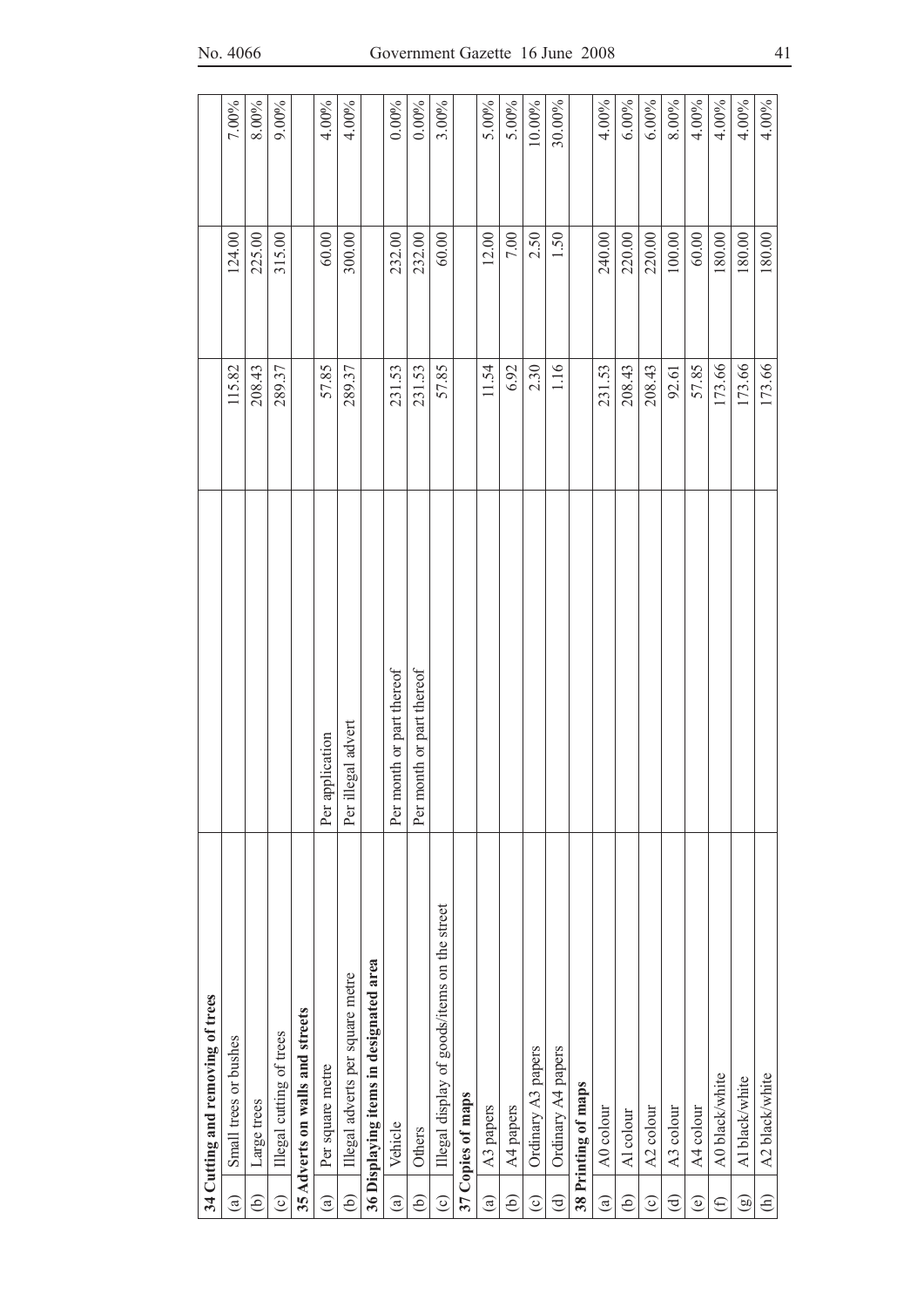| | | | | | |
|---|---|---|---|---|---|
| **34 Cutting and removing of trees** | | | | | |
| (a) | Small trees or bushes | | 115.82 | 124.00 | 7.00% |
| (b) | Large trees | | 208.43 | 225.00 | 8.00% |
| (c) | Illegal cutting of trees | | 289.37 | 315.00 | 9.00% |
| **35 Adverts on walls and streets** | | | | | |
| (a) | Per square metre | Per application | 57.85 | 60.00 | 4.00% |
| (b) | Illegal adverts per square metre | Per illegal advert | 289.37 | 300.00 | 4.00% |
| **36 Displaying items in designated area** | | | | | |
| (a) | Vehicle | Per month or part thereof | 231.53 | 232.00 | 0.00% |
| (b) | Others | Per month or part thereof | 231.53 | 232.00 | 0.00% |
| (c) | Illegal display of goods/items on the street | | 57.85 | 60.00 | 3.00% |
| **37 Copies of maps** | | | | | |
| (a) | A3 papers | | 11.54 | 12.00 | 5.00% |
| (b) | A4 papers | | 6.92 | 7.00 | 5.00% |
| (c) | Ordinary A3 papers | | 2.30 | 2.50 | 10.00% |
| (d) | Ordinary A4 papers | | 1.16 | 1.50 | 30.00% |
| **38 Printing of maps** | | | | | |
| (a) | A0 colour | | 231.53 | 240.00 | 4.00% |
| (b) | A1 colour | | 208.43 | 220.00 | 6.00% |
| (c) | A2 colour | | 208.43 | 220.00 | 6.00% |
| (d) | A3 colour | | 92.61 | 100.00 | 8.00% |
| (e) | A4 colour | | 57.85 | 60.00 | 4.00% |
| (f) | A0 black/white | | 173.66 | 180.00 | 4.00% |
| (g) | A1 black/white | | 173.66 | 180.00 | 4.00% |
| (h) | A2 black/white | | 173.66 | 180.00 | 4.00% |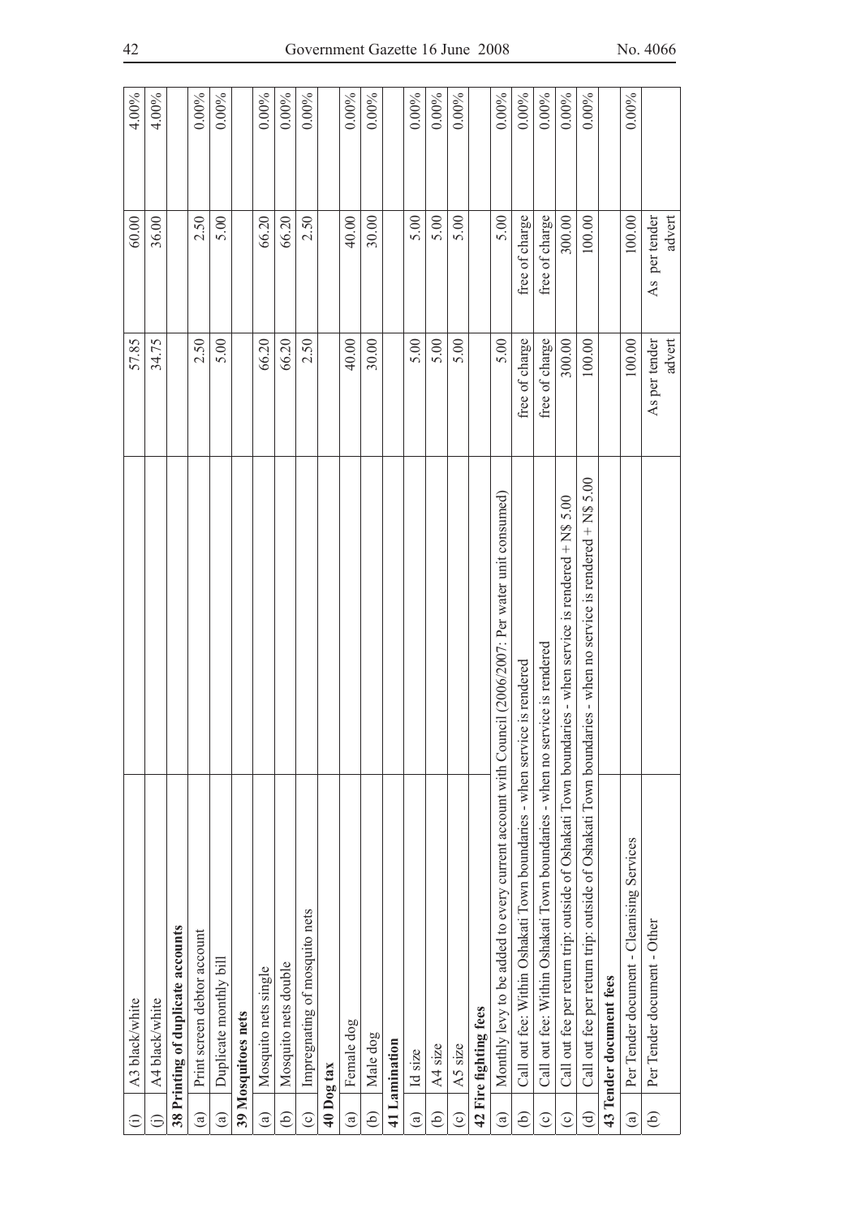| | | | | | |
|---|---|---|---|---|---|
| (i) | A3 black/white | | 57.85 | 60.00 | 4.00% |
| (j) | A4 black/white | | 34.75 | 36.00 | 4.00% |
| **38 Printing of duplicate accounts** | | | | | |
| (a) | Print screen debtor account | | 2.50 | 2.50 | 0.00% |
| (a) | Duplicate monthly bill | | 5.00 | 5.00 | 0.00% |
| **39 Mosquitoes nets** | | | | | |
| (a) | Mosquito nets single | | 66.20 | 66.20 | 0.00% |
| (b) | Mosquito nets double | | 66.20 | 66.20 | 0.00% |
| (c) | Impregnating of mosquito nets | | 2.50 | 2.50 | 0.00% |
| **40 Dog tax** | | | | | |
| (a) | Female dog | | 40.00 | 40.00 | 0.00% |
| (b) | Male dog | | 30.00 | 30.00 | 0.00% |
| **41 Lamination** | | | | | |
| (a) | Id size | | 5.00 | 5.00 | 0.00% |
| (b) | A4 size | | 5.00 | 5.00 | 0.00% |
| (c) | A5 size | | 5.00 | 5.00 | 0.00% |
| **42 Fire fighting fees** | | | | | |
| (a) | Monthly levy to be added to every current account with Council (2006/2007: Per water unit consumed) | | 5.00 | 5.00 | 0.00% |
| (b) | Call out fee: Within Oshakati Town boundaries - when service is rendered | | free of charge | free of charge | 0.00% |
| (c) | Call out fee: Within Oshakati Town boundaries - when no service is rendered | | free of charge | free of charge | 0.00% |
| (c) | Call out fee per return trip: outside of Oshakati Town boundaries - when service is rendered + N$ 5.00 | | 300.00 | 300.00 | 0.00% |
| (d) | Call out fee per return trip: outside of Oshakati Town boundaries - when no service is rendered + N$ 5.00 | | 100.00 | 100.00 | 0.00% |
| **43 Tender document fees** | | | | | |
| (a) | Per Tender document - Cleanising Services | | 100.00 | 100.00 | 0.00% |
| (b) | Per Tender document - Other | | As per tender advert | As per tender advert | |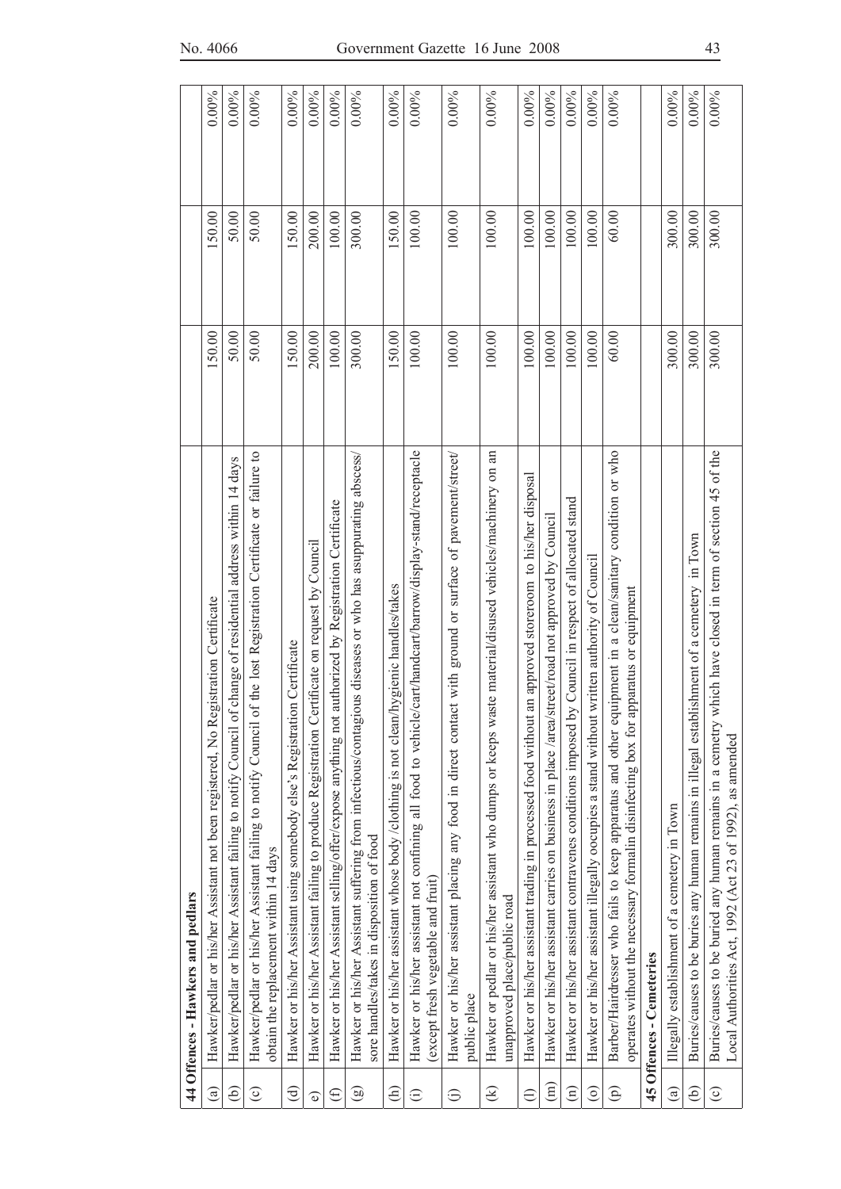| | 44 Offences - Hawkers and pedlars | | | |
|---|---|---|---|---|
| (a) | Hawker/pedlar or his/her Assistant not been registered, No Registration Certificate | 150.00 | 150.00 | 0.00% |
| (b) | Hawker/pedlar or his/her Assistant failing to notify Council of change of residential address within 14 days | 50.00 | 50.00 | 0.00% |
| (c) | Hawker/pedlar or his/her Assistant failing to notify Council of the lost Registration Certificate or failure to obtain the replacement within 14 days | 50.00 | 50.00 | 0.00% |
| (d) | Hawker or his/her Assistant using somebody else's Registration Certificate | 150.00 | 150.00 | 0.00% |
| e) | Hawker or his/her Assistant failing to produce Registration Certificate on request by Council | 200.00 | 200.00 | 0.00% |
| (f) | Hawker or his/her Assistant selling/offer/expose anything not authorized by Registration Certificate | 100.00 | 100.00 | 0.00% |
| (g) | Hawker or his/her Assistant suffering from infectious/contagious diseases or who has asuppurating abscess/sore handles/takes in disposition of food | 300.00 | 300.00 | 0.00% |
| (h) | Hawker or his/her assistant whose body /clothing is not clean/hygienic handles/takes | 150.00 | 150.00 | 0.00% |
| (i) | Hawker or his/her assistant not confining all food to vehicle/cart/handcart/barrow/display-stand/receptacle (except fresh vegetable and fruit) | 100.00 | 100.00 | 0.00% |
| (j) | Hawker or his/her assistant placing any food in direct contact with ground or surface of pavement/street/public place | 100.00 | 100.00 | 0.00% |
| (k) | Hawker or pedlar or his/her assistant who dumps or keeps waste material/disused vehicles/machinery on an unapproved place/public road | 100.00 | 100.00 | 0.00% |
| (l) | Hawker or his/her assistant trading in processed food without an approved storeroom to his/her disposal | 100.00 | 100.00 | 0.00% |
| (m) | Hawker or his/her assistant carries on business in place /area/street/road not approved by Council | 100.00 | 100.00 | 0.00% |
| (n) | Hawker or his/her assistant contravenes conditions imposed by Council in respect of allocated stand | 100.00 | 100.00 | 0.00% |
| (o) | Hawker or his/her assistant illegally occupies a stand without written authority of Council | 100.00 | 100.00 | 0.00% |
| (p) | Barber/Hairdresser who fails to keep apparatus and other equipment in a clean/sanitary condition or who operates without the necessary formalin disinfecting box for apparatus or equipment | 60.00 | 60.00 | 0.00% |
| | **45 Offences - Cemeteries** | | | |
| (a) | Illegally establishment of a cemetery in Town | 300.00 | 300.00 | 0.00% |
| (b) | Buries/causes to be buries any human remains in illegal establishment of a cemetery in Town | 300.00 | 300.00 | 0.00% |
| (c) | Buries/causes to be buried any human remains in a cemetry which have closed in term of section 45 of the Local Authorities Act, 1992 (Act 23 of 1992), as amended | 300.00 | 300.00 | 0.00% |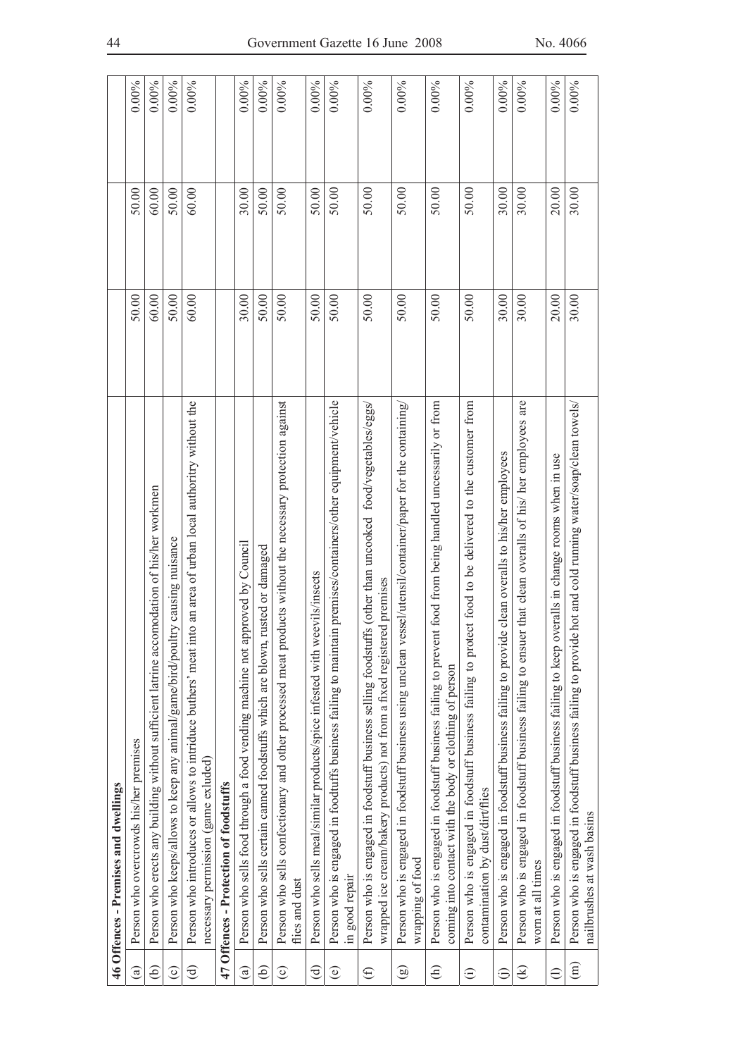| | | | | |
|---|---|---|---|---|
| **46 Offences - Premises and dwellings** | | | | |
| (a) | Person who overcrowds his/her premises | 50.00 | 50.00 | 0.00% |
| (b) | Person who erects any building without sufficient latrine accomodation of his/her workmen | 60.00 | 60.00 | 0.00% |
| (c) | Person who keeps/allows to keep any animal/game/bird/poultry causing nuisance | 50.00 | 50.00 | 0.00% |
| (d) | Person who introduces or allows to intriduce buthers' meat into an area of urban local authoritry without the necessary permission (game exluded) | 60.00 | 60.00 | 0.00% |
| **47 Offences - Protection of foodstuffs** | | | | |
| (a) | Person who sells food through a food vending machine not approved by Council | 30.00 | 30.00 | 0.00% |
| (b) | Person who sells certain canned foodstuffs which are blown, rusted or damaged | 50.00 | 50.00 | 0.00% |
| (c) | Person who sells confectionary and other processed meat products without the necessary protection against flies and dust | 50.00 | 50.00 | 0.00% |
| (d) | Person who sells meal/similar products/spice infested with weevils/insects | 50.00 | 50.00 | 0.00% |
| (e) | Person who is engaged in foodtuffs business failing to maintain premises/containers/other equipment/vehicle in good repair | 50.00 | 50.00 | 0.00% |
| (f) | Person who is engaged in foodstuff business selling foodstuffs (other than uncooked food/vegetables/eggs/wrapped ice cream/bakery products) not from a fixed registered premises | 50.00 | 50.00 | 0.00% |
| (g) | Person who is engaged in foodstuff business using unclean vessel/utensil/container/paper for the containing/wrapping of food | 50.00 | 50.00 | 0.00% |
| (h) | Person who is engaged in foodstuff business failing to prevent food from being handled uncessarily or from coming into contact with the body or clothing of person | 50.00 | 50.00 | 0.00% |
| (i) | Person who is engaged in foodstuff business failing to protect food to be delivered to the customer from contamination by dust/dirt/flies | 50.00 | 50.00 | 0.00% |
| (j) | Person who is engaged in foodstuff business failing to provide clean overalls to his/her employees | 30.00 | 30.00 | 0.00% |
| (k) | Person who is engaged in foodstuff business failing to ensuer that clean overalls of his/ her employees are worn at all times | 30.00 | 30.00 | 0.00% |
| (l) | Person who is engaged in foodstuff business failing to keep overalls in change rooms when in use | 20.00 | 20.00 | 0.00% |
| (m) | Person who is engaged in foodstuff business failing to provide hot and cold running water/soap/clean towels/nailbrushes at wash basins | 30.00 | 30.00 | 0.00% |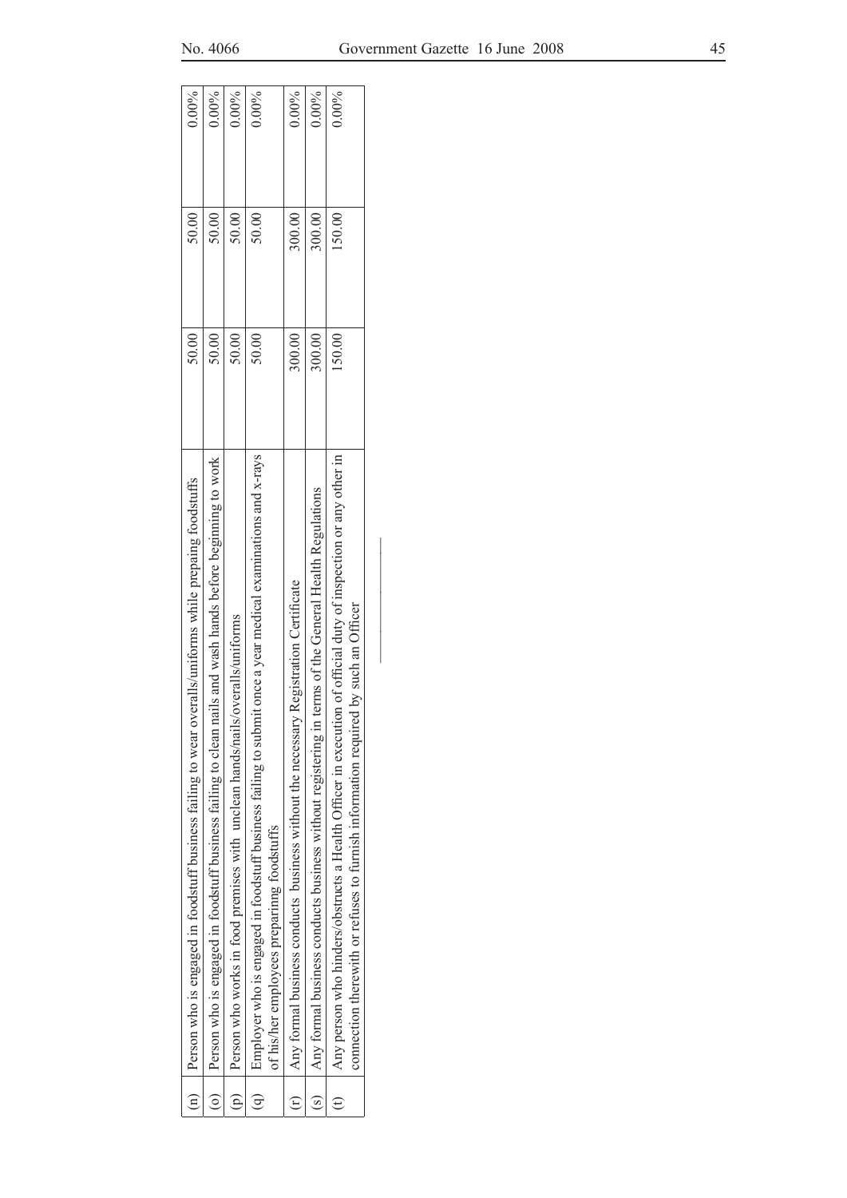| | | | | |
|---|---|---|---|---|
| (n) | Person who is engaged in foodstuff business failing to wear overalls/uniforms while prepaing foodstuffs | 50.00 | 50.00 | 0.00% |
| (o) | Person who is engaged in foodstuff business failing to clean nails and wash hands before beginning to work | 50.00 | 50.00 | 0.00% |
| (p) | Person who works in food premises with unclean hands/nails/overalls/uniforms | 50.00 | 50.00 | 0.00% |
| (q) | Employer who is engaged in foodstuff business failing to submit once a year medical examinations and x-rays of his/her employees preparing foodstuffs | 50.00 | 50.00 | 0.00% |
| (r) | Any formal business conducts business without the necessary Registration Certificate | 300.00 | 300.00 | 0.00% |
| (s) | Any formal business conducts business without registering in terms of the General Health Regulations | 300.00 | 300.00 | 0.00% |
| (t) | Any person who hinders/obstructs a Health Officer in execution of official duty of inspection or any other in connection therewith or refuses to furnish information required by such an Officer | 150.00 | 150.00 | 0.00% |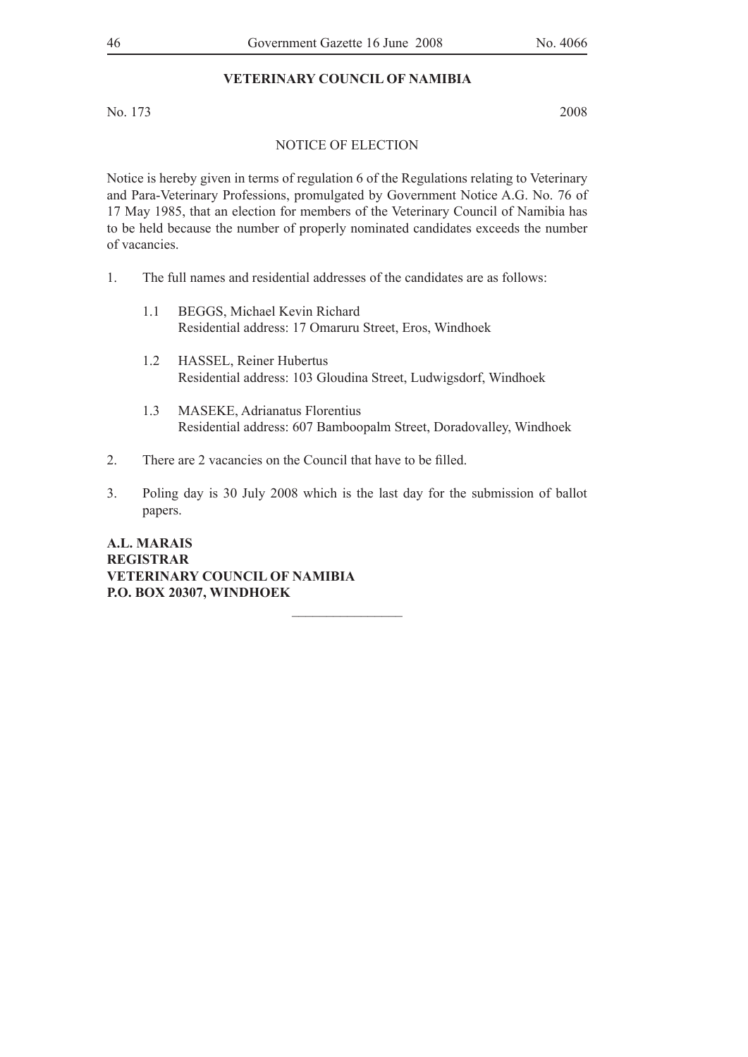## VETERINARY COUNCIL OF NAMIBIA

No. 173 2008

### NOTICE OF ELECTION

Notice is hereby given in terms of regulation 6 of the Regulations relating to Veterinary and Para-Veterinary Professions, promulgated by Government Notice A.G. No. 76 of 17 May 1985, that an election for members of the Veterinary Council of Namibia has to be held because the number of properly nominated candidates exceeds the number of vacancies.

1. The full names and residential addresses of the candidates are as follows:

   1.1 BEGGS, Michael Kevin Richard
   Residential address: 17 Omaruru Street, Eros, Windhoek

   1.2 HASSEL, Reiner Hubertus
   Residential address: 103 Gloudina Street, Ludwigsdorf, Windhoek

   1.3 MASEKE, Adrianatus Florentius
   Residential address: 607 Bamboopalm Street, Doradovalley, Windhoek

2. There are 2 vacancies on the Council that have to be filled.

3. Poling day is 30 July 2008 which is the last day for the submission of ballot papers.

**A.L. MARAIS**
**REGISTRAR**
**VETERINARY COUNCIL OF NAMIBIA**
**P.O. BOX 20307, WINDHOEK**